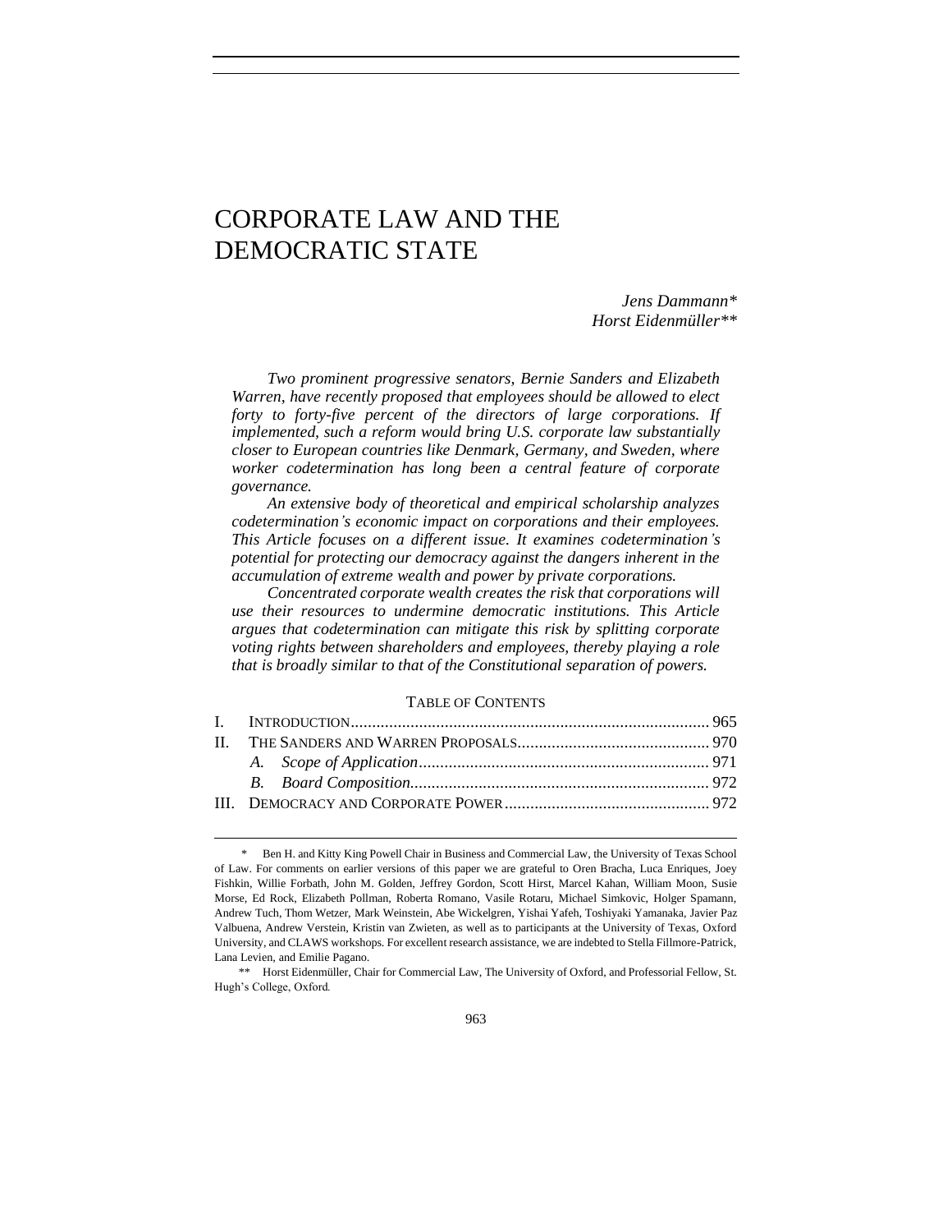# CORPORATE LAW AND THE DEMOCRATIC STATE

*Jens Dammann\**
*Horst Eidenmüller\*\**

*Two prominent progressive senators, Bernie Sanders and Elizabeth Warren, have recently proposed that employees should be allowed to elect forty to forty-five percent of the directors of large corporations. If implemented, such a reform would bring U.S. corporate law substantially closer to European countries like Denmark, Germany, and Sweden, where worker codetermination has long been a central feature of corporate governance.*

*An extensive body of theoretical and empirical scholarship analyzes codetermination's economic impact on corporations and their employees. This Article focuses on a different issue. It examines codetermination's potential for protecting our democracy against the dangers inherent in the accumulation of extreme wealth and power by private corporations.*

*Concentrated corporate wealth creates the risk that corporations will use their resources to undermine democratic institutions. This Article argues that codetermination can mitigate this risk by splitting corporate voting rights between shareholders and employees, thereby playing a role that is broadly similar to that of the Constitutional separation of powers.*

TABLE OF CONTENTS

I. INTRODUCTION .................................................................................... 965
II. THE SANDERS AND WARREN PROPOSALS ............................................ 970
    *A. Scope of Application* .................................................................... 971
    *B. Board Composition* ...................................................................... 972
III. DEMOCRACY AND CORPORATE POWER ................................................ 972

\* Ben H. and Kitty King Powell Chair in Business and Commercial Law, the University of Texas School of Law. For comments on earlier versions of this paper we are grateful to Oren Bracha, Luca Enriques, Joey Fishkin, Willie Forbath, John M. Golden, Jeffrey Gordon, Scott Hirst, Marcel Kahan, William Moon, Susie Morse, Ed Rock, Elizabeth Pollman, Roberta Romano, Vasile Rotaru, Michael Simkovic, Holger Spamann, Andrew Tuch, Thom Wetzer, Mark Weinstein, Abe Wickelgren, Yishai Yafeh, Toshiyaki Yamanaka, Javier Paz Valbuena, Andrew Verstein, Kristin van Zwieten, as well as to participants at the University of Texas, Oxford University, and CLAWS workshops. For excellent research assistance, we are indebted to Stella Fillmore-Patrick, Lana Levien, and Emilie Pagano.

\*\* Horst Eidenmüller, Chair for Commercial Law, The University of Oxford, and Professorial Fellow, St. Hugh's College, Oxford.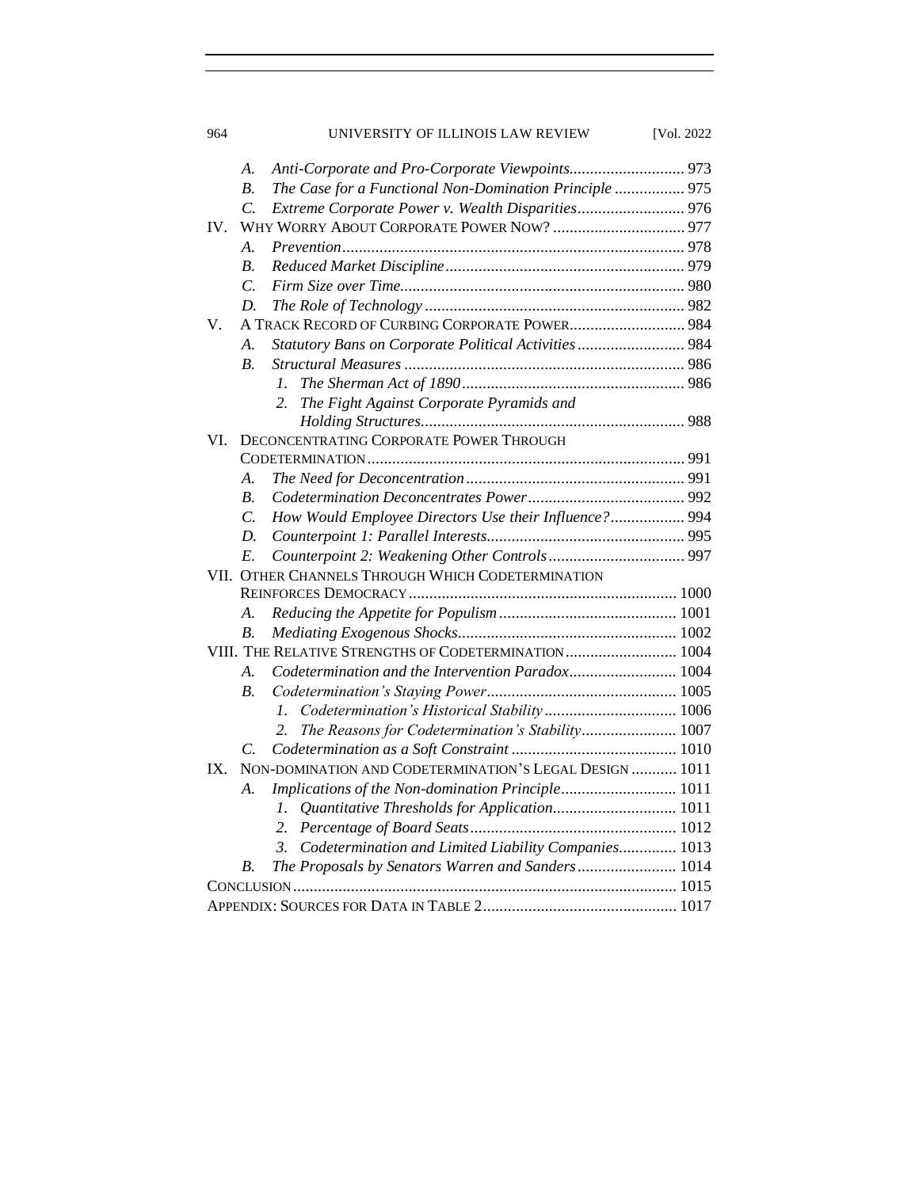- A. *Anti-Corporate and Pro-Corporate Viewpoints* ........ 973
- B. *The Case for a Functional Non-Domination Principle* ........ 975
- C. *Extreme Corporate Power v. Wealth Disparities* ........ 976

IV. WHY WORRY ABOUT CORPORATE POWER NOW? ........ 977

- A. *Prevention* ........ 978
- B. *Reduced Market Discipline* ........ 979
- C. *Firm Size over Time* ........ 980
- D. *The Role of Technology* ........ 982

V. A TRACK RECORD OF CURBING CORPORATE POWER ........ 984

- A. *Statutory Bans on Corporate Political Activities* ........ 984
- B. *Structural Measures* ........ 986
  - 1. *The Sherman Act of 1890* ........ 986
  - 2. *The Fight Against Corporate Pyramids and Holding Structures* ........ 988

VI. DECONCENTRATING CORPORATE POWER THROUGH CODETERMINATION ........ 991

- A. *The Need for Deconcentration* ........ 991
- B. *Codetermination Deconcentrates Power* ........ 992
- C. *How Would Employee Directors Use their Influence?* ........ 994
- D. *Counterpoint 1: Parallel Interests* ........ 995
- E. *Counterpoint 2: Weakening Other Controls* ........ 997

VII. OTHER CHANNELS THROUGH WHICH CODETERMINATION REINFORCES DEMOCRACY ........ 1000

- A. *Reducing the Appetite for Populism* ........ 1001
- B. *Mediating Exogenous Shocks* ........ 1002

VIII. THE RELATIVE STRENGTHS OF CODETERMINATION ........ 1004

- A. *Codetermination and the Intervention Paradox* ........ 1004
- B. *Codetermination's Staying Power* ........ 1005
  - 1. *Codetermination's Historical Stability* ........ 1006
  - 2. *The Reasons for Codetermination's Stability* ........ 1007
- C. *Codetermination as a Soft Constraint* ........ 1010

IX. NON-DOMINATION AND CODETERMINATION'S LEGAL DESIGN ........ 1011

- A. *Implications of the Non-domination Principle* ........ 1011
  - 1. *Quantitative Thresholds for Application* ........ 1011
  - 2. *Percentage of Board Seats* ........ 1012
  - 3. *Codetermination and Limited Liability Companies* ........ 1013
- B. *The Proposals by Senators Warren and Sanders* ........ 1014

CONCLUSION ........ 1015

APPENDIX: SOURCES FOR DATA IN TABLE 2 ........ 1017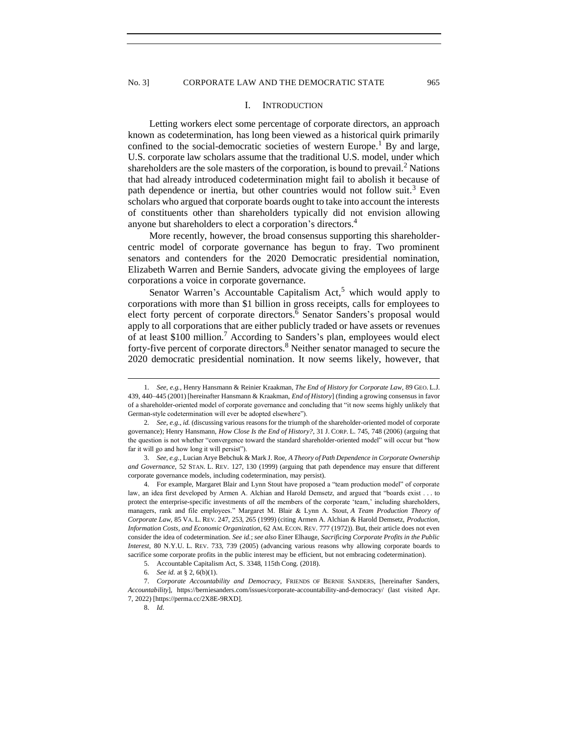## I. INTRODUCTION

Letting workers elect some percentage of corporate directors, an approach known as codetermination, has long been viewed as a historical quirk primarily confined to the social-democratic societies of western Europe.[1] By and large, U.S. corporate law scholars assume that the traditional U.S. model, under which shareholders are the sole masters of the corporation, is bound to prevail.[2] Nations that had already introduced codetermination might fail to abolish it because of path dependence or inertia, but other countries would not follow suit.[3] Even scholars who argued that corporate boards ought to take into account the interests of constituents other than shareholders typically did not envision allowing anyone but shareholders to elect a corporation's directors.[4]

More recently, however, the broad consensus supporting this shareholder-centric model of corporate governance has begun to fray. Two prominent senators and contenders for the 2020 Democratic presidential nomination, Elizabeth Warren and Bernie Sanders, advocate giving the employees of large corporations a voice in corporate governance.

Senator Warren's Accountable Capitalism Act,[5] which would apply to corporations with more than $1 billion in gross receipts, calls for employees to elect forty percent of corporate directors.[6] Senator Sanders's proposal would apply to all corporations that are either publicly traded or have assets or revenues of at least $100 million.[7] According to Sanders's plan, employees would elect forty-five percent of corporate directors.[8] Neither senator managed to secure the 2020 democratic presidential nomination. It now seems likely, however, that

---

1. *See, e.g.*, Henry Hansmann & Reinier Kraakman, *The End of History for Corporate Law*, 89 GEO. L.J. 439, 440–445 (2001) [hereinafter Hansmann & Kraakman, *End of History*] (finding a growing consensus in favor of a shareholder-oriented model of corporate governance and concluding that "it now seems highly unlikely that German-style codetermination will ever be adopted elsewhere").

2. *See, e.g.*, *id.* (discussing various reasons for the triumph of the shareholder-oriented model of corporate governance); Henry Hansmann, *How Close Is the End of History?*, 31 J. CORP. L. 745, 748 (2006) (arguing that the question is not whether "convergence toward the standard shareholder-oriented model" will occur but "how far it will go and how long it will persist").

3. *See, e.g.*, Lucian Arye Bebchuk & Mark J. Roe, *A Theory of Path Dependence in Corporate Ownership and Governance*, 52 STAN. L. REV. 127, 130 (1999) (arguing that path dependence may ensure that different corporate governance models, including codetermination, may persist).

4. For example, Margaret Blair and Lynn Stout have proposed a "team production model" of corporate law, an idea first developed by Armen A. Alchian and Harold Demsetz, and argued that "boards exist . . . to protect the enterprise-specific investments of *all* the members of the corporate 'team,' including shareholders, managers, rank and file employees." Margaret M. Blair & Lynn A. Stout, *A Team Production Theory of Corporate Law*, 85 VA. L. REV. 247, 253, 265 (1999) (citing Armen A. Alchian & Harold Demsetz, *Production, Information Costs, and Economic Organization*, 62 AM. ECON. REV. 777 (1972)). But, their article does not even consider the idea of codetermination. *See id.*; *see also* Einer Elhauge, *Sacrificing Corporate Profits in the Public Interest*, 80 N.Y.U. L. REV. 733, 739 (2005) (advancing various reasons why allowing corporate boards to sacrifice some corporate profits in the public interest may be efficient, but not embracing codetermination).

5. Accountable Capitalism Act, S. 3348, 115th Cong. (2018).

6. *See id.* at § 2, 6(b)(1).

7. *Corporate Accountability and Democracy*, FRIENDS OF BERNIE SANDERS, [hereinafter Sanders, *Accountability*], https://berniesanders.com/issues/corporate-accountability-and-democracy/ (last visited Apr. 7, 2022) [https://perma.cc/2X8E-9RXD].

8. *Id.*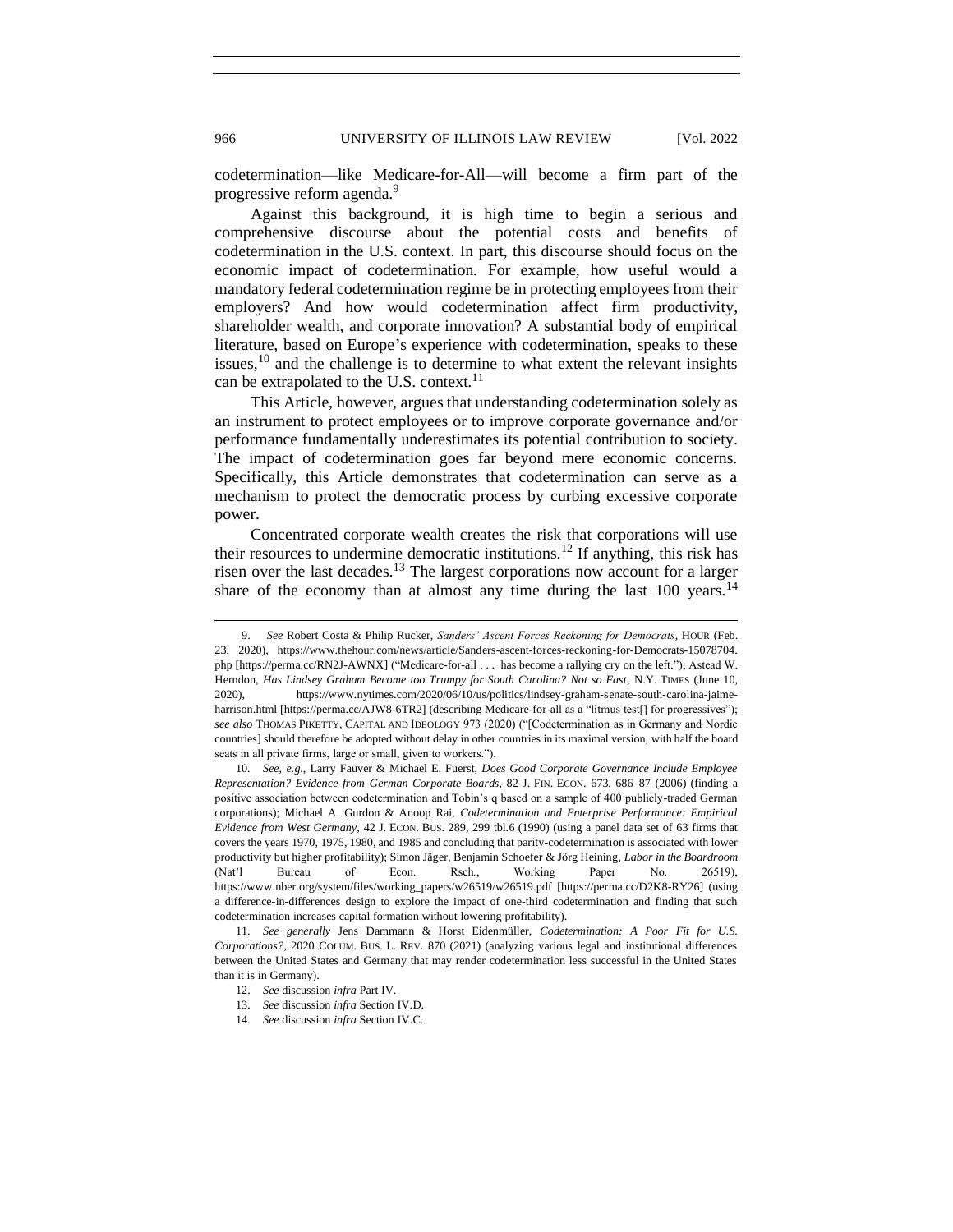codetermination—like Medicare-for-All—will become a firm part of the progressive reform agenda.[9]

Against this background, it is high time to begin a serious and comprehensive discourse about the potential costs and benefits of codetermination in the U.S. context. In part, this discourse should focus on the economic impact of codetermination. For example, how useful would a mandatory federal codetermination regime be in protecting employees from their employers? And how would codetermination affect firm productivity, shareholder wealth, and corporate innovation? A substantial body of empirical literature, based on Europe's experience with codetermination, speaks to these issues,[10] and the challenge is to determine to what extent the relevant insights can be extrapolated to the U.S. context.[11]

This Article, however, argues that understanding codetermination solely as an instrument to protect employees or to improve corporate governance and/or performance fundamentally underestimates its potential contribution to society. The impact of codetermination goes far beyond mere economic concerns. Specifically, this Article demonstrates that codetermination can serve as a mechanism to protect the democratic process by curbing excessive corporate power.

Concentrated corporate wealth creates the risk that corporations will use their resources to undermine democratic institutions.[12] If anything, this risk has risen over the last decades.[13] The largest corporations now account for a larger share of the economy than at almost any time during the last 100 years.[14]

---

9. *See* Robert Costa & Philip Rucker, *Sanders' Ascent Forces Reckoning for Democrats*, HOUR (Feb. 23, 2020), https://www.thehour.com/news/article/Sanders-ascent-forces-reckoning-for-Democrats-15078704.php [https://perma.cc/RN2J-AWNX] ("Medicare-for-all . . . has become a rallying cry on the left."); Astead W. Herndon, *Has Lindsey Graham Become too Trumpy for South Carolina? Not so Fast*, N.Y. TIMES (June 10, 2020), https://www.nytimes.com/2020/06/10/us/politics/lindsey-graham-senate-south-carolina-jaime-harrison.html [https://perma.cc/AJW8-6TR2] (describing Medicare-for-all as a "litmus test[] for progressives"); *see also* THOMAS PIKETTY, CAPITAL AND IDEOLOGY 973 (2020) ("[Codetermination as in Germany and Nordic countries] should therefore be adopted without delay in other countries in its maximal version, with half the board seats in all private firms, large or small, given to workers.").

10. *See, e.g.*, Larry Fauver & Michael E. Fuerst, *Does Good Corporate Governance Include Employee Representation? Evidence from German Corporate Boards*, 82 J. FIN. ECON. 673, 686–87 (2006) (finding a positive association between codetermination and Tobin's q based on a sample of 400 publicly-traded German corporations); Michael A. Gurdon & Anoop Rai, *Codetermination and Enterprise Performance: Empirical Evidence from West Germany*, 42 J. ECON. BUS. 289, 299 tbl.6 (1990) (using a panel data set of 63 firms that covers the years 1970, 1975, 1980, and 1985 and concluding that parity-codetermination is associated with lower productivity but higher profitability); Simon Jäger, Benjamin Schoefer & Jörg Heining, *Labor in the Boardroom* (Nat'l Bureau of Econ. Rsch., Working Paper No. 26519), https://www.nber.org/system/files/working_papers/w26519/w26519.pdf [https://perma.cc/D2K8-RY26] (using a difference-in-differences design to explore the impact of one-third codetermination and finding that such codetermination increases capital formation without lowering profitability).

11. *See generally* Jens Dammann & Horst Eidenmüller, *Codetermination: A Poor Fit for U.S. Corporations?*, 2020 COLUM. BUS. L. REV. 870 (2021) (analyzing various legal and institutional differences between the United States and Germany that may render codetermination less successful in the United States than it is in Germany).

12. *See* discussion *infra* Part IV.

13. *See* discussion *infra* Section IV.D.

14. *See* discussion *infra* Section IV.C.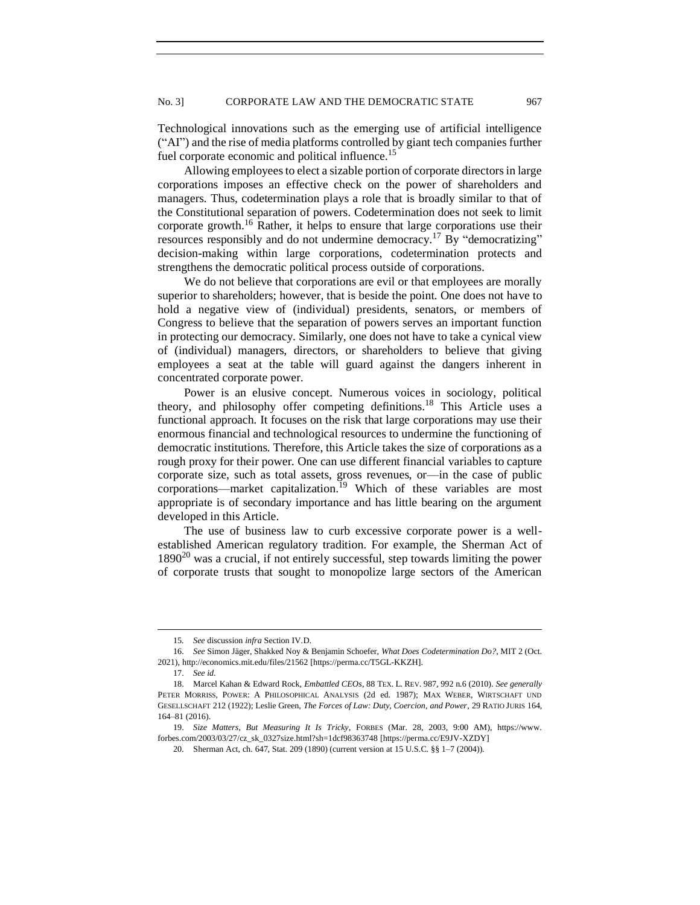Technological innovations such as the emerging use of artificial intelligence ("AI") and the rise of media platforms controlled by giant tech companies further fuel corporate economic and political influence.[15]

Allowing employees to elect a sizable portion of corporate directors in large corporations imposes an effective check on the power of shareholders and managers. Thus, codetermination plays a role that is broadly similar to that of the Constitutional separation of powers. Codetermination does not seek to limit corporate growth.[16] Rather, it helps to ensure that large corporations use their resources responsibly and do not undermine democracy.[17] By "democratizing" decision-making within large corporations, codetermination protects and strengthens the democratic political process outside of corporations.

We do not believe that corporations are evil or that employees are morally superior to shareholders; however, that is beside the point. One does not have to hold a negative view of (individual) presidents, senators, or members of Congress to believe that the separation of powers serves an important function in protecting our democracy. Similarly, one does not have to take a cynical view of (individual) managers, directors, or shareholders to believe that giving employees a seat at the table will guard against the dangers inherent in concentrated corporate power.

Power is an elusive concept. Numerous voices in sociology, political theory, and philosophy offer competing definitions.[18] This Article uses a functional approach. It focuses on the risk that large corporations may use their enormous financial and technological resources to undermine the functioning of democratic institutions. Therefore, this Article takes the size of corporations as a rough proxy for their power. One can use different financial variables to capture corporate size, such as total assets, gross revenues, or—in the case of public corporations—market capitalization.[19] Which of these variables are most appropriate is of secondary importance and has little bearing on the argument developed in this Article.

The use of business law to curb excessive corporate power is a well-established American regulatory tradition. For example, the Sherman Act of 1890[20] was a crucial, if not entirely successful, step towards limiting the power of corporate trusts that sought to monopolize large sectors of the American

---

15. *See* discussion *infra* Section IV.D.

16. *See* Simon Jäger, Shakked Noy & Benjamin Schoefer, *What Does Codetermination Do?*, MIT 2 (Oct. 2021), http://economics.mit.edu/files/21562 [https://perma.cc/T5GL-KKZH].

17. *See id.*

18. Marcel Kahan & Edward Rock, *Embattled CEOs*, 88 TEX. L. REV. 987, 992 n.6 (2010). *See generally* PETER MORRISS, POWER: A PHILOSOPHICAL ANALYSIS (2d ed. 1987); MAX WEBER, WIRTSCHAFT UND GESELLSCHAFT 212 (1922); Leslie Green, *The Forces of Law: Duty, Coercion, and Power*, 29 RATIO JURIS 164, 164–81 (2016).

19. *Size Matters, But Measuring It Is Tricky*, FORBES (Mar. 28, 2003, 9:00 AM), https://www.forbes.com/2003/03/27/cz_sk_0327size.html?sh=1dcf98363748 [https://perma.cc/E9JV-XZDY]

20. Sherman Act, ch. 647, Stat. 209 (1890) (current version at 15 U.S.C. §§ 1–7 (2004)).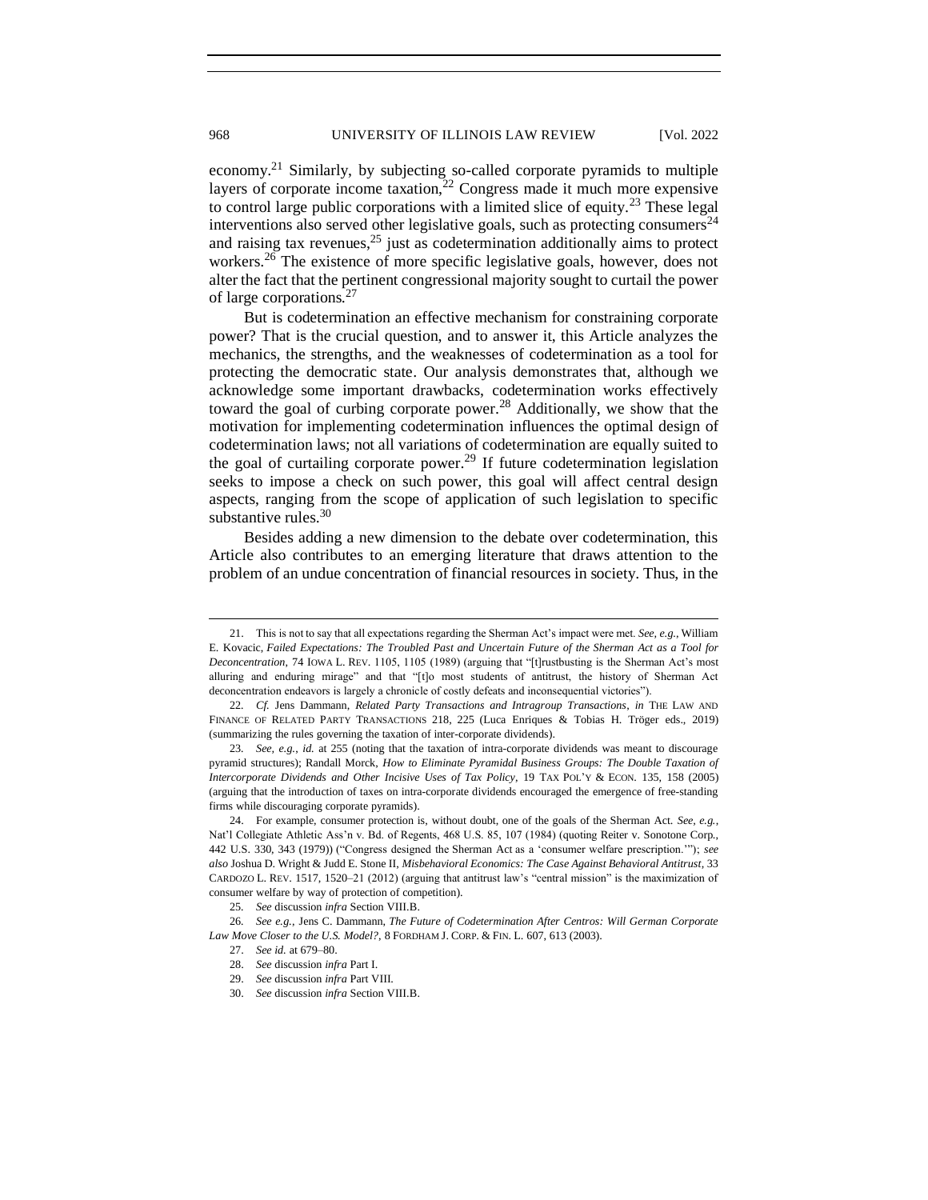economy.[21] Similarly, by subjecting so-called corporate pyramids to multiple layers of corporate income taxation,[22] Congress made it much more expensive to control large public corporations with a limited slice of equity.[23] These legal interventions also served other legislative goals, such as protecting consumers[24] and raising tax revenues,[25] just as codetermination additionally aims to protect workers.[26] The existence of more specific legislative goals, however, does not alter the fact that the pertinent congressional majority sought to curtail the power of large corporations.[27]

But is codetermination an effective mechanism for constraining corporate power? That is the crucial question, and to answer it, this Article analyzes the mechanics, the strengths, and the weaknesses of codetermination as a tool for protecting the democratic state. Our analysis demonstrates that, although we acknowledge some important drawbacks, codetermination works effectively toward the goal of curbing corporate power.[28] Additionally, we show that the motivation for implementing codetermination influences the optimal design of codetermination laws; not all variations of codetermination are equally suited to the goal of curtailing corporate power.[29] If future codetermination legislation seeks to impose a check on such power, this goal will affect central design aspects, ranging from the scope of application of such legislation to specific substantive rules.[30]

Besides adding a new dimension to the debate over codetermination, this Article also contributes to an emerging literature that draws attention to the problem of an undue concentration of financial resources in society. Thus, in the

---

21. This is not to say that all expectations regarding the Sherman Act's impact were met. *See, e.g.*, William E. Kovacic, *Failed Expectations: The Troubled Past and Uncertain Future of the Sherman Act as a Tool for Deconcentration*, 74 IOWA L. REV. 1105, 1105 (1989) (arguing that "[t]rustbusting is the Sherman Act's most alluring and enduring mirage" and that "[t]o most students of antitrust, the history of Sherman Act deconcentration endeavors is largely a chronicle of costly defeats and inconsequential victories").

22. *Cf.* Jens Dammann, *Related Party Transactions and Intragroup Transactions*, *in* THE LAW AND FINANCE OF RELATED PARTY TRANSACTIONS 218, 225 (Luca Enriques & Tobias H. Tröger eds., 2019) (summarizing the rules governing the taxation of inter-corporate dividends).

23. *See, e.g.*, *id.* at 255 (noting that the taxation of intra-corporate dividends was meant to discourage pyramid structures); Randall Morck, *How to Eliminate Pyramidal Business Groups: The Double Taxation of Intercorporate Dividends and Other Incisive Uses of Tax Policy*, 19 TAX POL'Y & ECON. 135, 158 (2005) (arguing that the introduction of taxes on intra-corporate dividends encouraged the emergence of free-standing firms while discouraging corporate pyramids).

24. For example, consumer protection is, without doubt, one of the goals of the Sherman Act. *See, e.g.*, Nat'l Collegiate Athletic Ass'n v. Bd. of Regents, 468 U.S. 85, 107 (1984) (quoting Reiter v. Sonotone Corp., 442 U.S. 330, 343 (1979)) ("Congress designed the Sherman Act as a 'consumer welfare prescription.'"); *see also* Joshua D. Wright & Judd E. Stone II, *Misbehavioral Economics: The Case Against Behavioral Antitrust*, 33 CARDOZO L. REV. 1517, 1520–21 (2012) (arguing that antitrust law's "central mission" is the maximization of consumer welfare by way of protection of competition).

25. *See* discussion *infra* Section VIII.B.

26. *See e.g.*, Jens C. Dammann, *The Future of Codetermination After Centros: Will German Corporate Law Move Closer to the U.S. Model?*, 8 FORDHAM J. CORP. & FIN. L. 607, 613 (2003).

27. *See id.* at 679–80.

28. *See* discussion *infra* Part I.

29. *See* discussion *infra* Part VIII.

30. *See* discussion *infra* Section VIII.B.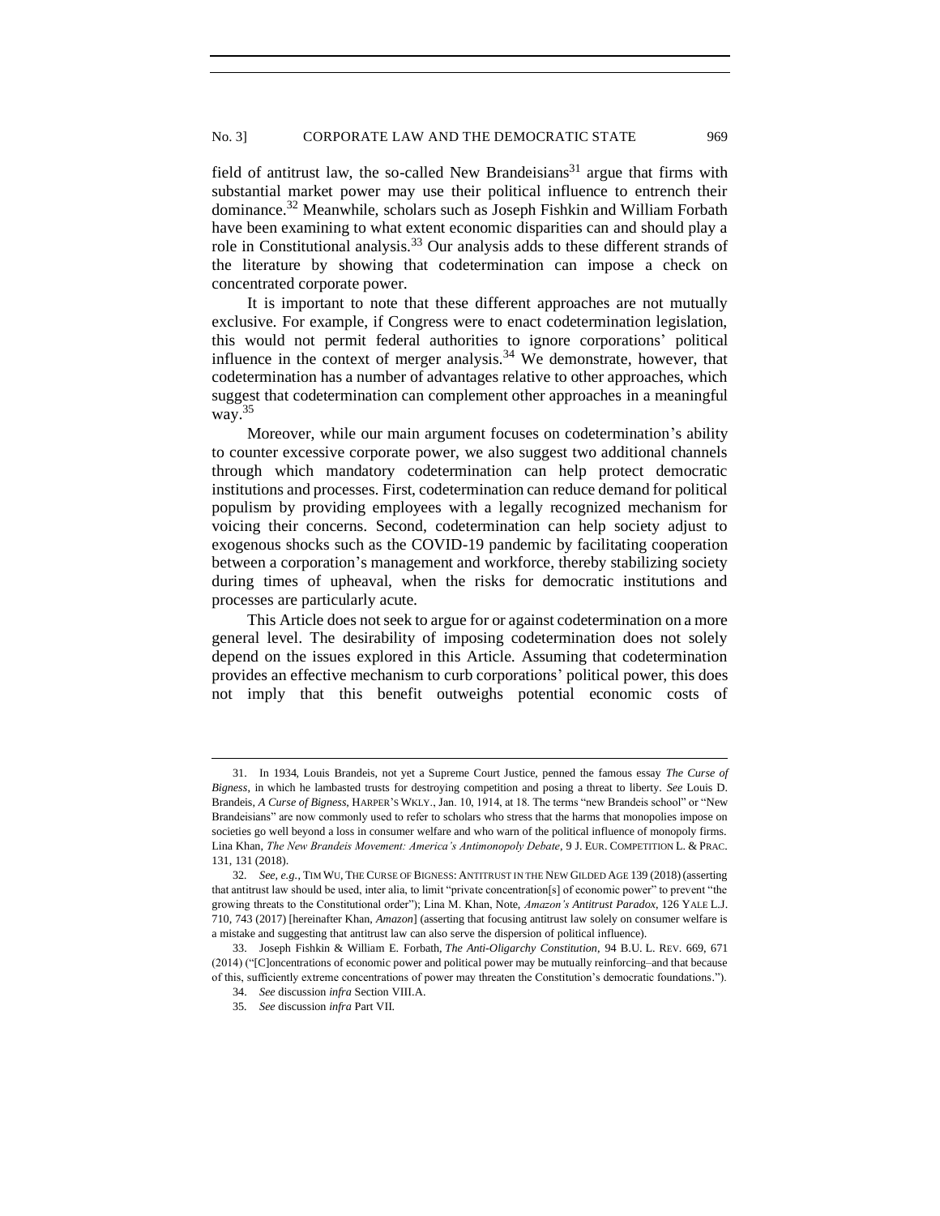field of antitrust law, the so-called New Brandeisians[31] argue that firms with substantial market power may use their political influence to entrench their dominance.[32] Meanwhile, scholars such as Joseph Fishkin and William Forbath have been examining to what extent economic disparities can and should play a role in Constitutional analysis.[33] Our analysis adds to these different strands of the literature by showing that codetermination can impose a check on concentrated corporate power.

It is important to note that these different approaches are not mutually exclusive. For example, if Congress were to enact codetermination legislation, this would not permit federal authorities to ignore corporations' political influence in the context of merger analysis.[34] We demonstrate, however, that codetermination has a number of advantages relative to other approaches, which suggest that codetermination can complement other approaches in a meaningful way.[35]

Moreover, while our main argument focuses on codetermination's ability to counter excessive corporate power, we also suggest two additional channels through which mandatory codetermination can help protect democratic institutions and processes. First, codetermination can reduce demand for political populism by providing employees with a legally recognized mechanism for voicing their concerns. Second, codetermination can help society adjust to exogenous shocks such as the COVID-19 pandemic by facilitating cooperation between a corporation's management and workforce, thereby stabilizing society during times of upheaval, when the risks for democratic institutions and processes are particularly acute.

This Article does not seek to argue for or against codetermination on a more general level. The desirability of imposing codetermination does not solely depend on the issues explored in this Article. Assuming that codetermination provides an effective mechanism to curb corporations' political power, this does not imply that this benefit outweighs potential economic costs of

---

31. In 1934, Louis Brandeis, not yet a Supreme Court Justice, penned the famous essay *The Curse of Bigness*, in which he lambasted trusts for destroying competition and posing a threat to liberty. *See* Louis D. Brandeis, *A Curse of Bigness*, HARPER'S WKLY., Jan. 10, 1914, at 18. The terms "new Brandeis school" or "New Brandeisians" are now commonly used to refer to scholars who stress that the harms that monopolies impose on societies go well beyond a loss in consumer welfare and who warn of the political influence of monopoly firms. Lina Khan, *The New Brandeis Movement: America's Antimonopoly Debate*, 9 J. EUR. COMPETITION L. & PRAC. 131, 131 (2018).

32. *See, e.g.*, TIM WU, THE CURSE OF BIGNESS: ANTITRUST IN THE NEW GILDED AGE 139 (2018) (asserting that antitrust law should be used, inter alia, to limit "private concentration[s] of economic power" to prevent "the growing threats to the Constitutional order"); Lina M. Khan, Note, *Amazon's Antitrust Paradox*, 126 YALE L.J. 710, 743 (2017) [hereinafter Khan, *Amazon*] (asserting that focusing antitrust law solely on consumer welfare is a mistake and suggesting that antitrust law can also serve the dispersion of political influence).

33. Joseph Fishkin & William E. Forbath, *The Anti-Oligarchy Constitution*, 94 B.U. L. REV. 669, 671 (2014) ("[C]oncentrations of economic power and political power may be mutually reinforcing–and that because of this, sufficiently extreme concentrations of power may threaten the Constitution's democratic foundations.").

34. *See* discussion *infra* Section VIII.A.

35. *See* discussion *infra* Part VII.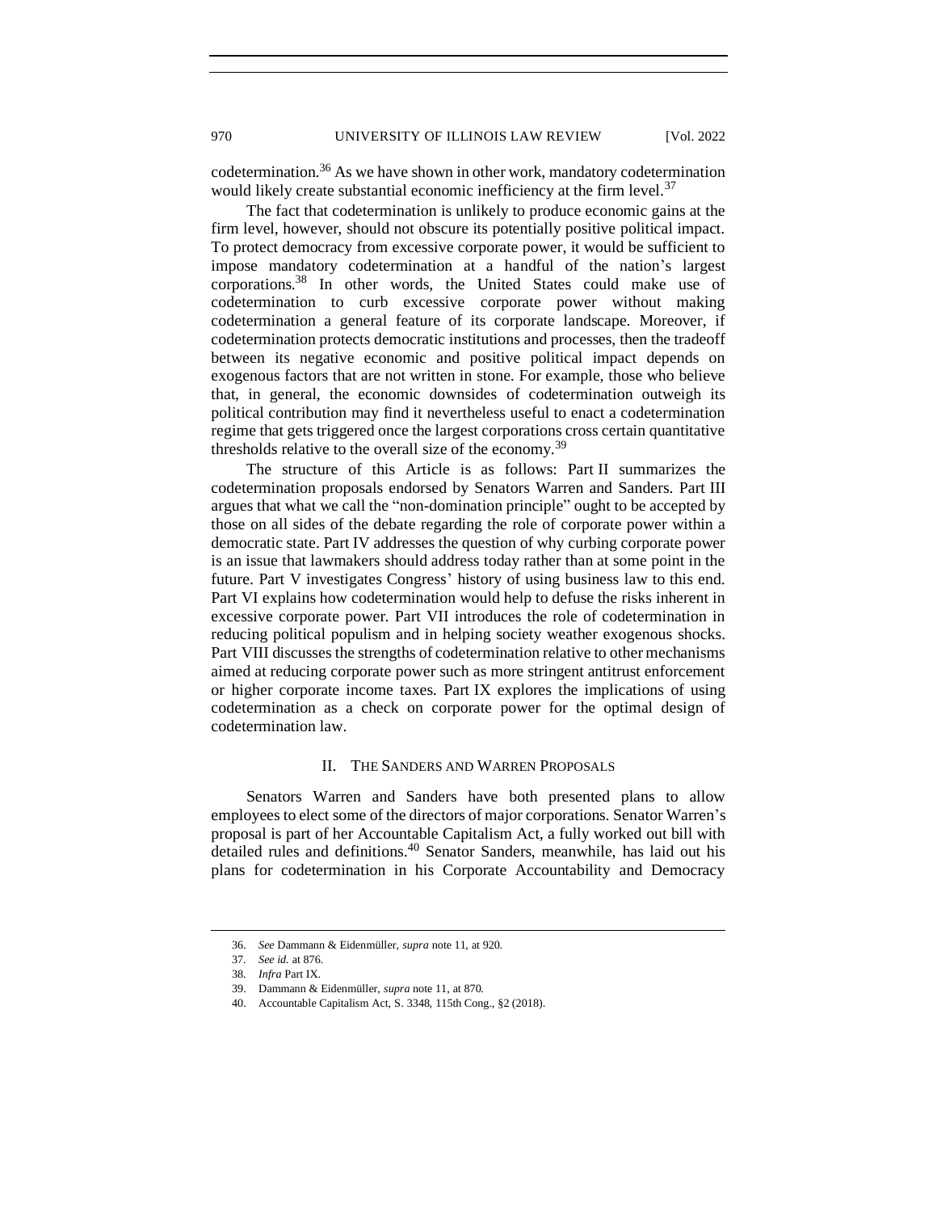codetermination.[36] As we have shown in other work, mandatory codetermination would likely create substantial economic inefficiency at the firm level.[37]

The fact that codetermination is unlikely to produce economic gains at the firm level, however, should not obscure its potentially positive political impact. To protect democracy from excessive corporate power, it would be sufficient to impose mandatory codetermination at a handful of the nation's largest corporations.[38] In other words, the United States could make use of codetermination to curb excessive corporate power without making codetermination a general feature of its corporate landscape. Moreover, if codetermination protects democratic institutions and processes, then the tradeoff between its negative economic and positive political impact depends on exogenous factors that are not written in stone. For example, those who believe that, in general, the economic downsides of codetermination outweigh its political contribution may find it nevertheless useful to enact a codetermination regime that gets triggered once the largest corporations cross certain quantitative thresholds relative to the overall size of the economy.[39]

The structure of this Article is as follows: Part II summarizes the codetermination proposals endorsed by Senators Warren and Sanders. Part III argues that what we call the "non-domination principle" ought to be accepted by those on all sides of the debate regarding the role of corporate power within a democratic state. Part IV addresses the question of why curbing corporate power is an issue that lawmakers should address today rather than at some point in the future. Part V investigates Congress' history of using business law to this end. Part VI explains how codetermination would help to defuse the risks inherent in excessive corporate power. Part VII introduces the role of codetermination in reducing political populism and in helping society weather exogenous shocks. Part VIII discusses the strengths of codetermination relative to other mechanisms aimed at reducing corporate power such as more stringent antitrust enforcement or higher corporate income taxes. Part IX explores the implications of using codetermination as a check on corporate power for the optimal design of codetermination law.

## II. THE SANDERS AND WARREN PROPOSALS

Senators Warren and Sanders have both presented plans to allow employees to elect some of the directors of major corporations. Senator Warren's proposal is part of her Accountable Capitalism Act, a fully worked out bill with detailed rules and definitions.[40] Senator Sanders, meanwhile, has laid out his plans for codetermination in his Corporate Accountability and Democracy

---

36. *See* Dammann & Eidenmüller, *supra* note 11, at 920.

37. *See id.* at 876.

38. *Infra* Part IX.

39. Dammann & Eidenmüller, *supra* note 11, at 870.

40. Accountable Capitalism Act, S. 3348, 115th Cong., §2 (2018).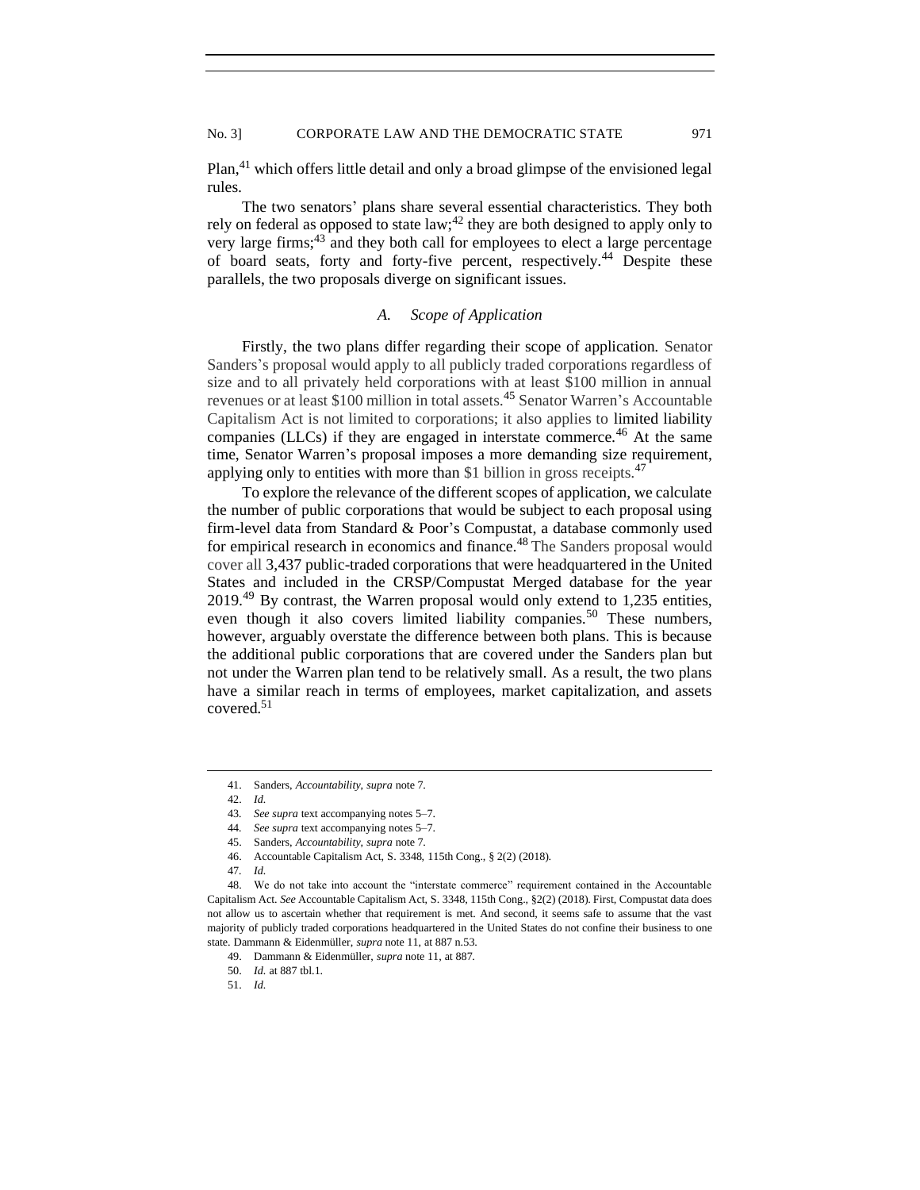Plan,[41] which offers little detail and only a broad glimpse of the envisioned legal rules.

The two senators' plans share several essential characteristics. They both rely on federal as opposed to state law;[42] they are both designed to apply only to very large firms;[43] and they both call for employees to elect a large percentage of board seats, forty and forty-five percent, respectively.[44] Despite these parallels, the two proposals diverge on significant issues.

### *A. Scope of Application*

Firstly, the two plans differ regarding their scope of application. Senator Sanders's proposal would apply to all publicly traded corporations regardless of size and to all privately held corporations with at least $100 million in annual revenues or at least $100 million in total assets.[45] Senator Warren's Accountable Capitalism Act is not limited to corporations; it also applies to limited liability companies (LLCs) if they are engaged in interstate commerce.[46] At the same time, Senator Warren's proposal imposes a more demanding size requirement, applying only to entities with more than $1 billion in gross receipts.[47]

To explore the relevance of the different scopes of application, we calculate the number of public corporations that would be subject to each proposal using firm-level data from Standard & Poor's Compustat, a database commonly used for empirical research in economics and finance.[48] The Sanders proposal would cover all 3,437 public-traded corporations that were headquartered in the United States and included in the CRSP/Compustat Merged database for the year 2019.[49] By contrast, the Warren proposal would only extend to 1,235 entities, even though it also covers limited liability companies.[50] These numbers, however, arguably overstate the difference between both plans. This is because the additional public corporations that are covered under the Sanders plan but not under the Warren plan tend to be relatively small. As a result, the two plans have a similar reach in terms of employees, market capitalization, and assets covered.[51]

---

41. Sanders, *Accountability*, *supra* note 7.

42. *Id.*

43. *See supra* text accompanying notes 5–7.

44. *See supra* text accompanying notes 5–7.

45. Sanders, *Accountability*, *supra* note 7.

46. Accountable Capitalism Act, S. 3348, 115th Cong., § 2(2) (2018).

47. *Id.*

48. We do not take into account the "interstate commerce" requirement contained in the Accountable Capitalism Act. *See* Accountable Capitalism Act, S. 3348, 115th Cong., §2(2) (2018). First, Compustat data does not allow us to ascertain whether that requirement is met. And second, it seems safe to assume that the vast majority of publicly traded corporations headquartered in the United States do not confine their business to one state. Dammann & Eidenmüller, *supra* note 11, at 887 n.53.

49. Dammann & Eidenmüller, *supra* note 11, at 887.

50. *Id.* at 887 tbl.1.

51. *Id.*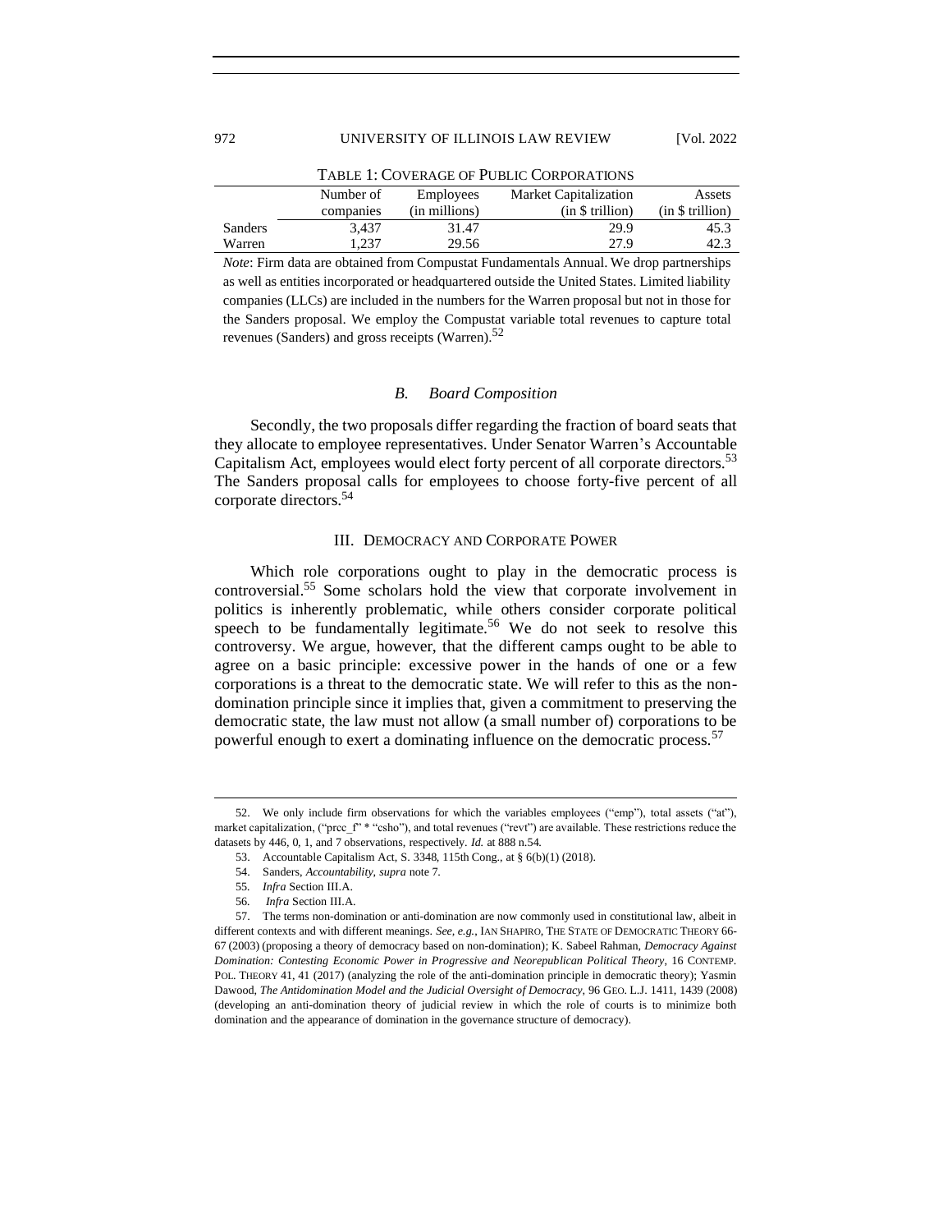TABLE 1: COVERAGE OF PUBLIC CORPORATIONS

| | Number of companies | Employees (in millions) | Market Capitalization (in $ trillion) | Assets (in $ trillion) |
|---|---|---|---|---|
| Sanders | 3,437 | 31.47 | 29.9 | 45.3 |
| Warren | 1,237 | 29.56 | 27.9 | 42.3 |

*Note*: Firm data are obtained from Compustat Fundamentals Annual. We drop partnerships as well as entities incorporated or headquartered outside the United States. Limited liability companies (LLCs) are included in the numbers for the Warren proposal but not in those for the Sanders proposal. We employ the Compustat variable total revenues to capture total revenues (Sanders) and gross receipts (Warren).[52]

### *B. Board Composition*

Secondly, the two proposals differ regarding the fraction of board seats that they allocate to employee representatives. Under Senator Warren's Accountable Capitalism Act, employees would elect forty percent of all corporate directors.[53] The Sanders proposal calls for employees to choose forty-five percent of all corporate directors.[54]

## III. DEMOCRACY AND CORPORATE POWER

Which role corporations ought to play in the democratic process is controversial.[55] Some scholars hold the view that corporate involvement in politics is inherently problematic, while others consider corporate political speech to be fundamentally legitimate.[56] We do not seek to resolve this controversy. We argue, however, that the different camps ought to be able to agree on a basic principle: excessive power in the hands of one or a few corporations is a threat to the democratic state. We will refer to this as the non-domination principle since it implies that, given a commitment to preserving the democratic state, the law must not allow (a small number of) corporations to be powerful enough to exert a dominating influence on the democratic process.[57]

---

52. We only include firm observations for which the variables employees ("emp"), total assets ("at"), market capitalization, ("prcc_f" * "csho"), and total revenues ("revt") are available. These restrictions reduce the datasets by 446, 0, 1, and 7 observations, respectively. *Id.* at 888 n.54.

53. Accountable Capitalism Act, S. 3348, 115th Cong., at § 6(b)(1) (2018).

54. Sanders, *Accountability*, *supra* note 7.

55. *Infra* Section III.A.

56. *Infra* Section III.A.

57. The terms non-domination or anti-domination are now commonly used in constitutional law, albeit in different contexts and with different meanings. *See, e.g.*, IAN SHAPIRO, THE STATE OF DEMOCRATIC THEORY 66-67 (2003) (proposing a theory of democracy based on non-domination); K. Sabeel Rahman, *Democracy Against Domination: Contesting Economic Power in Progressive and Neorepublican Political Theory*, 16 CONTEMP. POL. THEORY 41, 41 (2017) (analyzing the role of the anti-domination principle in democratic theory); Yasmin Dawood, *The Antidomination Model and the Judicial Oversight of Democracy*, 96 GEO. L.J. 1411, 1439 (2008) (developing an anti-domination theory of judicial review in which the role of courts is to minimize both domination and the appearance of domination in the governance structure of democracy).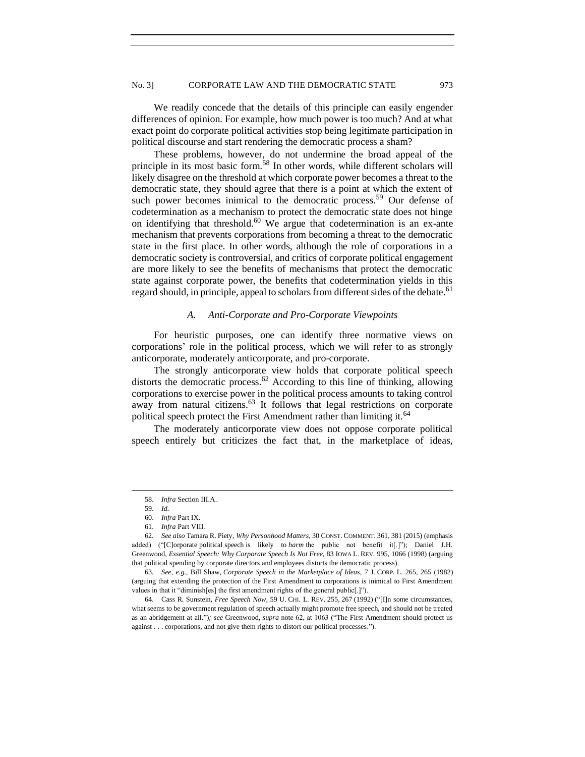We readily concede that the details of this principle can easily engender differences of opinion. For example, how much power is too much? And at what exact point do corporate political activities stop being legitimate participation in political discourse and start rendering the democratic process a sham?

These problems, however, do not undermine the broad appeal of the principle in its most basic form.[58] In other words, while different scholars will likely disagree on the threshold at which corporate power becomes a threat to the democratic state, they should agree that there is a point at which the extent of such power becomes inimical to the democratic process.[59] Our defense of codetermination as a mechanism to protect the democratic state does not hinge on identifying that threshold.[60] We argue that codetermination is an ex-ante mechanism that prevents corporations from becoming a threat to the democratic state in the first place. In other words, although the role of corporations in a democratic society is controversial, and critics of corporate political engagement are more likely to see the benefits of mechanisms that protect the democratic state against corporate power, the benefits that codetermination yields in this regard should, in principle, appeal to scholars from different sides of the debate.[61]

### *A. Anti-Corporate and Pro-Corporate Viewpoints*

For heuristic purposes, one can identify three normative views on corporations' role in the political process, which we will refer to as strongly anticorporate, moderately anticorporate, and pro-corporate.

The strongly anticorporate view holds that corporate political speech distorts the democratic process.[62] According to this line of thinking, allowing corporations to exercise power in the political process amounts to taking control away from natural citizens.[63] It follows that legal restrictions on corporate political speech protect the First Amendment rather than limiting it.[64]

The moderately anticorporate view does not oppose corporate political speech entirely but criticizes the fact that, in the marketplace of ideas,

---

58. *Infra* Section III.A.

59. *Id.*

60. *Infra* Part IX.

61. *Infra* Part VIII.

62. *See also* Tamara R. Piety, *Why Personhood Matters*, 30 CONST. COMMENT. 361, 381 (2015) (emphasis added) ("[C]orporate political speech is likely to *harm* the public not benefit it[.]"); Daniel J.H. Greenwood, *Essential Speech: Why Corporate Speech Is Not Free*, 83 IOWA L. REV. 995, 1066 (1998) (arguing that political spending by corporate directors and employees distorts the democratic process).

63. *See, e.g.*, Bill Shaw, *Corporate Speech in the Marketplace of Ideas*, 7 J. CORP. L. 265, 265 (1982) (arguing that extending the protection of the First Amendment to corporations is inimical to First Amendment values in that it "diminish[es] the first amendment rights of the general public[.]").

64. Cass R. Sunstein, *Free Speech Now*, 59 U. CHI. L. REV. 255, 267 (1992) ("[I]n some circumstances, what seems to be government regulation of speech actually might promote free speech, and should not be treated as an abridgement at all."); *see* Greenwood, *supra* note 62, at 1063 ("The First Amendment should protect us against . . . corporations, and not give them rights to distort our political processes.").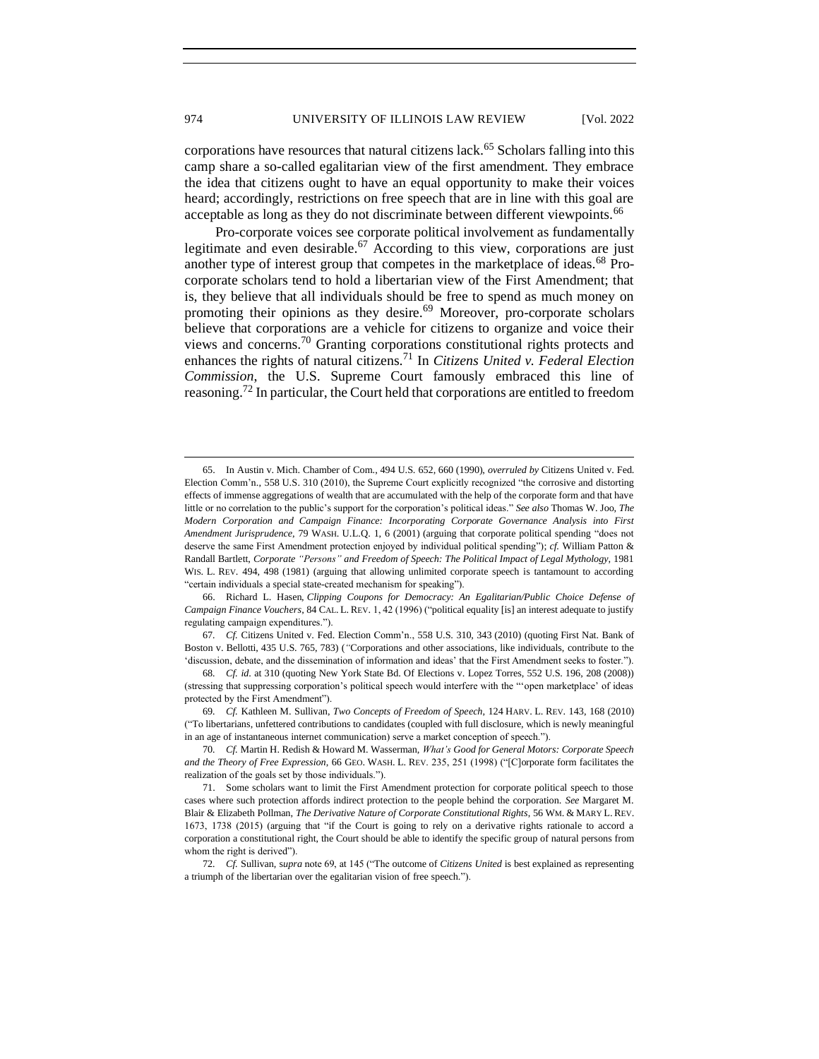corporations have resources that natural citizens lack.[65] Scholars falling into this camp share a so-called egalitarian view of the first amendment. They embrace the idea that citizens ought to have an equal opportunity to make their voices heard; accordingly, restrictions on free speech that are in line with this goal are acceptable as long as they do not discriminate between different viewpoints.[66]

Pro-corporate voices see corporate political involvement as fundamentally legitimate and even desirable.[67] According to this view, corporations are just another type of interest group that competes in the marketplace of ideas.[68] Pro-corporate scholars tend to hold a libertarian view of the First Amendment; that is, they believe that all individuals should be free to spend as much money on promoting their opinions as they desire.[69] Moreover, pro-corporate scholars believe that corporations are a vehicle for citizens to organize and voice their views and concerns.[70] Granting corporations constitutional rights protects and enhances the rights of natural citizens.[71] In *Citizens United v. Federal Election Commission*, the U.S. Supreme Court famously embraced this line of reasoning.[72] In particular, the Court held that corporations are entitled to freedom

---

65. In Austin v. Mich. Chamber of Com., 494 U.S. 652, 660 (1990), *overruled by* Citizens United v. Fed. Election Comm'n., 558 U.S. 310 (2010), the Supreme Court explicitly recognized "the corrosive and distorting effects of immense aggregations of wealth that are accumulated with the help of the corporate form and that have little or no correlation to the public's support for the corporation's political ideas." *See also* Thomas W. Joo, *The Modern Corporation and Campaign Finance: Incorporating Corporate Governance Analysis into First Amendment Jurisprudence*, 79 WASH. U.L.Q. 1, 6 (2001) (arguing that corporate political spending "does not deserve the same First Amendment protection enjoyed by individual political spending"); *cf.* William Patton & Randall Bartlett, *Corporate "Persons" and Freedom of Speech: The Political Impact of Legal Mythology*, 1981 WIS. L. REV. 494, 498 (1981) (arguing that allowing unlimited corporate speech is tantamount to according "certain individuals a special state-created mechanism for speaking").

66. Richard L. Hasen, *Clipping Coupons for Democracy: An Egalitarian/Public Choice Defense of Campaign Finance Vouchers*, 84 CAL. L. REV. 1, 42 (1996) ("political equality [is] an interest adequate to justify regulating campaign expenditures.").

67. *Cf.* Citizens United v. Fed. Election Comm'n., 558 U.S. 310, 343 (2010) (quoting First Nat. Bank of Boston v. Bellotti, 435 U.S. 765, 783) ("Corporations and other associations, like individuals, contribute to the 'discussion, debate, and the dissemination of information and ideas' that the First Amendment seeks to foster.").

68. *Cf. id.* at 310 (quoting New York State Bd. Of Elections v. Lopez Torres, 552 U.S. 196, 208 (2008)) (stressing that suppressing corporation's political speech would interfere with the "'open marketplace' of ideas protected by the First Amendment").

69. *Cf.* Kathleen M. Sullivan, *Two Concepts of Freedom of Speech*, 124 HARV. L. REV. 143, 168 (2010) ("To libertarians, unfettered contributions to candidates (coupled with full disclosure, which is newly meaningful in an age of instantaneous internet communication) serve a market conception of speech.").

70. *Cf.* Martin H. Redish & Howard M. Wasserman, *What's Good for General Motors: Corporate Speech and the Theory of Free Expression*, 66 GEO. WASH. L. REV. 235, 251 (1998) ("[C]orporate form facilitates the realization of the goals set by those individuals.").

71. Some scholars want to limit the First Amendment protection for corporate political speech to those cases where such protection affords indirect protection to the people behind the corporation. *See* Margaret M. Blair & Elizabeth Pollman, *The Derivative Nature of Corporate Constitutional Rights*, 56 WM. & MARY L. REV. 1673, 1738 (2015) (arguing that "if the Court is going to rely on a derivative rights rationale to accord a corporation a constitutional right, the Court should be able to identify the specific group of natural persons from whom the right is derived").

72. *Cf.* Sullivan, s*upra* note 69, at 145 ("The outcome of *Citizens United* is best explained as representing a triumph of the libertarian over the egalitarian vision of free speech.").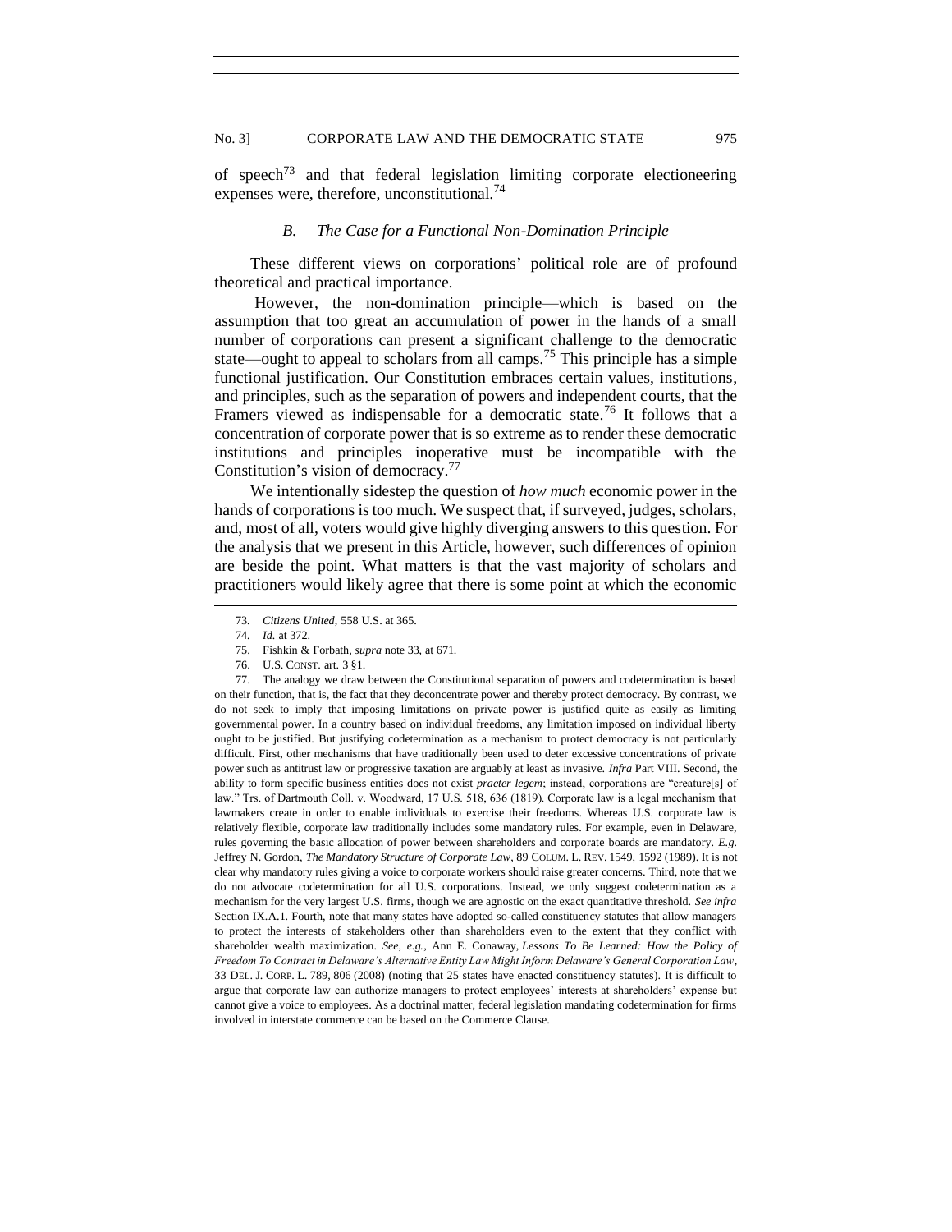of speech[73] and that federal legislation limiting corporate electioneering expenses were, therefore, unconstitutional.[74]

### *B. The Case for a Functional Non-Domination Principle*

These different views on corporations' political role are of profound theoretical and practical importance.

However, the non-domination principle—which is based on the assumption that too great an accumulation of power in the hands of a small number of corporations can present a significant challenge to the democratic state—ought to appeal to scholars from all camps.[75] This principle has a simple functional justification. Our Constitution embraces certain values, institutions, and principles, such as the separation of powers and independent courts, that the Framers viewed as indispensable for a democratic state.[76] It follows that a concentration of corporate power that is so extreme as to render these democratic institutions and principles inoperative must be incompatible with the Constitution's vision of democracy.[77]

We intentionally sidestep the question of *how much* economic power in the hands of corporations is too much. We suspect that, if surveyed, judges, scholars, and, most of all, voters would give highly diverging answers to this question. For the analysis that we present in this Article, however, such differences of opinion are beside the point. What matters is that the vast majority of scholars and practitioners would likely agree that there is some point at which the economic

---

73. *Citizens United*, 558 U.S. at 365.

74. *Id.* at 372.

75. Fishkin & Forbath, *supra* note 33, at 671.

76. U.S. CONST. art. 3 §1.

77. The analogy we draw between the Constitutional separation of powers and codetermination is based on their function, that is, the fact that they deconcentrate power and thereby protect democracy. By contrast, we do not seek to imply that imposing limitations on private power is justified quite as easily as limiting governmental power. In a country based on individual freedoms, any limitation imposed on individual liberty ought to be justified. But justifying codetermination as a mechanism to protect democracy is not particularly difficult. First, other mechanisms that have traditionally been used to deter excessive concentrations of private power such as antitrust law or progressive taxation are arguably at least as invasive. *Infra* Part VIII. Second, the ability to form specific business entities does not exist *praeter legem*; instead, corporations are "creature[s] of law." Trs. of Dartmouth Coll. v. Woodward, 17 U.S. 518, 636 (1819). Corporate law is a legal mechanism that lawmakers create in order to enable individuals to exercise their freedoms. Whereas U.S. corporate law is relatively flexible, corporate law traditionally includes some mandatory rules. For example, even in Delaware, rules governing the basic allocation of power between shareholders and corporate boards are mandatory. *E.g.* Jeffrey N. Gordon, *The Mandatory Structure of Corporate Law*, 89 COLUM. L. REV. 1549, 1592 (1989). It is not clear why mandatory rules giving a voice to corporate workers should raise greater concerns. Third, note that we do not advocate codetermination for all U.S. corporations. Instead, we only suggest codetermination as a mechanism for the very largest U.S. firms, though we are agnostic on the exact quantitative threshold. *See infra* Section IX.A.1. Fourth, note that many states have adopted so-called constituency statutes that allow managers to protect the interests of stakeholders other than shareholders even to the extent that they conflict with shareholder wealth maximization. *See, e.g.*, Ann E. Conaway, *Lessons To Be Learned: How the Policy of Freedom To Contract in Delaware's Alternative Entity Law Might Inform Delaware's General Corporation Law*, 33 DEL. J. CORP. L. 789, 806 (2008) (noting that 25 states have enacted constituency statutes). It is difficult to argue that corporate law can authorize managers to protect employees' interests at shareholders' expense but cannot give a voice to employees. As a doctrinal matter, federal legislation mandating codetermination for firms involved in interstate commerce can be based on the Commerce Clause.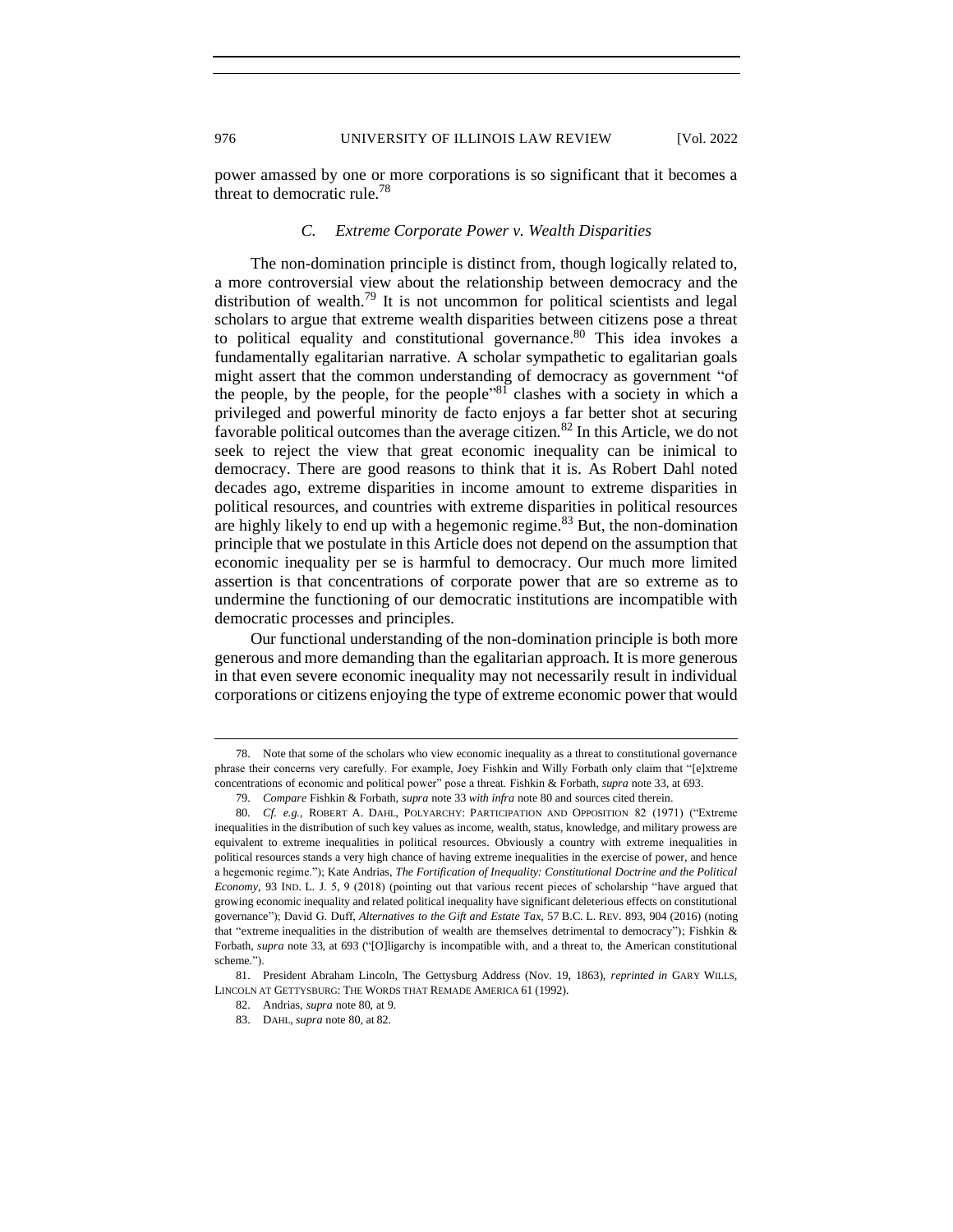power amassed by one or more corporations is so significant that it becomes a threat to democratic rule.[78]

### C. *Extreme Corporate Power v. Wealth Disparities*

The non-domination principle is distinct from, though logically related to, a more controversial view about the relationship between democracy and the distribution of wealth.[79] It is not uncommon for political scientists and legal scholars to argue that extreme wealth disparities between citizens pose a threat to political equality and constitutional governance.[80] This idea invokes a fundamentally egalitarian narrative. A scholar sympathetic to egalitarian goals might assert that the common understanding of democracy as government "of the people, by the people, for the people"[81] clashes with a society in which a privileged and powerful minority de facto enjoys a far better shot at securing favorable political outcomes than the average citizen.[82] In this Article, we do not seek to reject the view that great economic inequality can be inimical to democracy. There are good reasons to think that it is. As Robert Dahl noted decades ago, extreme disparities in income amount to extreme disparities in political resources, and countries with extreme disparities in political resources are highly likely to end up with a hegemonic regime.[83] But, the non-domination principle that we postulate in this Article does not depend on the assumption that economic inequality per se is harmful to democracy. Our much more limited assertion is that concentrations of corporate power that are so extreme as to undermine the functioning of our democratic institutions are incompatible with democratic processes and principles.

Our functional understanding of the non-domination principle is both more generous and more demanding than the egalitarian approach. It is more generous in that even severe economic inequality may not necessarily result in individual corporations or citizens enjoying the type of extreme economic power that would

---

78. Note that some of the scholars who view economic inequality as a threat to constitutional governance phrase their concerns very carefully. For example, Joey Fishkin and Willy Forbath only claim that "[e]xtreme concentrations of economic and political power" pose a threat. Fishkin & Forbath, *supra* note 33, at 693.

79. *Compare* Fishkin & Forbath, *supra* note 33 *with infra* note 80 and sources cited therein.

80. *Cf. e.g.*, ROBERT A. DAHL, POLYARCHY: PARTICIPATION AND OPPOSITION 82 (1971) ("Extreme inequalities in the distribution of such key values as income, wealth, status, knowledge, and military prowess are equivalent to extreme inequalities in political resources. Obviously a country with extreme inequalities in political resources stands a very high chance of having extreme inequalities in the exercise of power, and hence a hegemonic regime."); Kate Andrias, *The Fortification of Inequality: Constitutional Doctrine and the Political Economy*, 93 IND. L. J. 5, 9 (2018) (pointing out that various recent pieces of scholarship "have argued that growing economic inequality and related political inequality have significant deleterious effects on constitutional governance"); David G. Duff, *Alternatives to the Gift and Estate Tax*, 57 B.C. L. REV. 893, 904 (2016) (noting that "extreme inequalities in the distribution of wealth are themselves detrimental to democracy"); Fishkin & Forbath, *supra* note 33, at 693 ("[O]ligarchy is incompatible with, and a threat to, the American constitutional scheme.").

81. President Abraham Lincoln, The Gettysburg Address (Nov. 19, 1863), *reprinted in* GARY WILLS, LINCOLN AT GETTYSBURG: THE WORDS THAT REMADE AMERICA 61 (1992).

82. Andrias, *supra* note 80, at 9.

83. DAHL, *supra* note 80, at 82.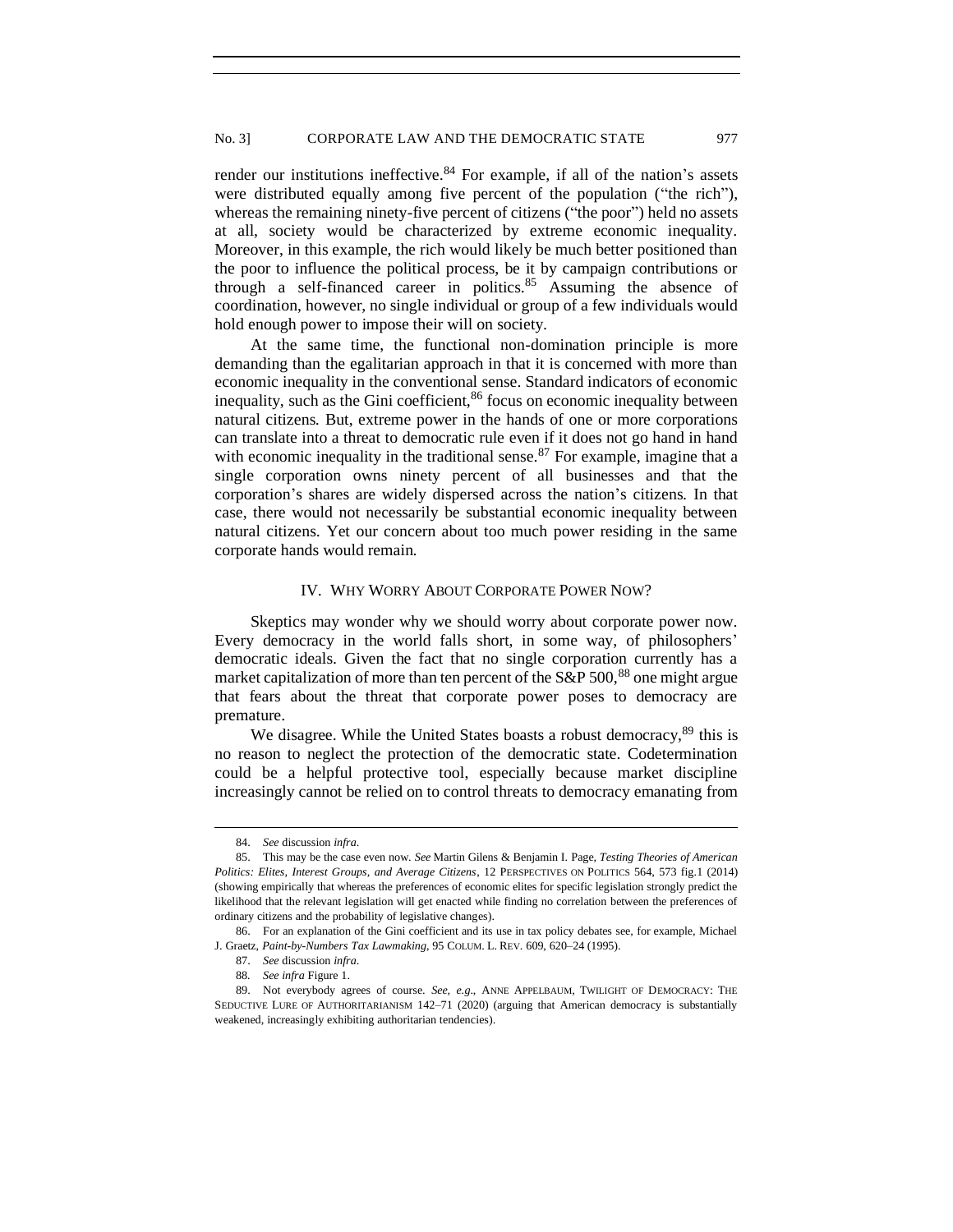render our institutions ineffective.[84] For example, if all of the nation's assets were distributed equally among five percent of the population ("the rich"), whereas the remaining ninety-five percent of citizens ("the poor") held no assets at all, society would be characterized by extreme economic inequality. Moreover, in this example, the rich would likely be much better positioned than the poor to influence the political process, be it by campaign contributions or through a self-financed career in politics.[85] Assuming the absence of coordination, however, no single individual or group of a few individuals would hold enough power to impose their will on society.

At the same time, the functional non-domination principle is more demanding than the egalitarian approach in that it is concerned with more than economic inequality in the conventional sense. Standard indicators of economic inequality, such as the Gini coefficient,[86] focus on economic inequality between natural citizens. But, extreme power in the hands of one or more corporations can translate into a threat to democratic rule even if it does not go hand in hand with economic inequality in the traditional sense.[87] For example, imagine that a single corporation owns ninety percent of all businesses and that the corporation's shares are widely dispersed across the nation's citizens. In that case, there would not necessarily be substantial economic inequality between natural citizens. Yet our concern about too much power residing in the same corporate hands would remain.

## IV. WHY WORRY ABOUT CORPORATE POWER NOW?

Skeptics may wonder why we should worry about corporate power now. Every democracy in the world falls short, in some way, of philosophers' democratic ideals. Given the fact that no single corporation currently has a market capitalization of more than ten percent of the S&P 500,[88] one might argue that fears about the threat that corporate power poses to democracy are premature.

We disagree. While the United States boasts a robust democracy,[89] this is no reason to neglect the protection of the democratic state. Codetermination could be a helpful protective tool, especially because market discipline increasingly cannot be relied on to control threats to democracy emanating from

---

84. *See* discussion *infra*.

85. This may be the case even now. *See* Martin Gilens & Benjamin I. Page, *Testing Theories of American Politics: Elites, Interest Groups, and Average Citizens*, 12 PERSPECTIVES ON POLITICS 564, 573 fig.1 (2014) (showing empirically that whereas the preferences of economic elites for specific legislation strongly predict the likelihood that the relevant legislation will get enacted while finding no correlation between the preferences of ordinary citizens and the probability of legislative changes).

86. For an explanation of the Gini coefficient and its use in tax policy debates see, for example, Michael J. Graetz, *Paint-by-Numbers Tax Lawmaking*, 95 COLUM. L. REV. 609, 620–24 (1995).

87. *See* discussion *infra*.

88. *See infra* Figure 1.

89. Not everybody agrees of course. *See, e.g.*, ANNE APPELBAUM, TWILIGHT OF DEMOCRACY: THE SEDUCTIVE LURE OF AUTHORITARIANISM 142–71 (2020) (arguing that American democracy is substantially weakened, increasingly exhibiting authoritarian tendencies).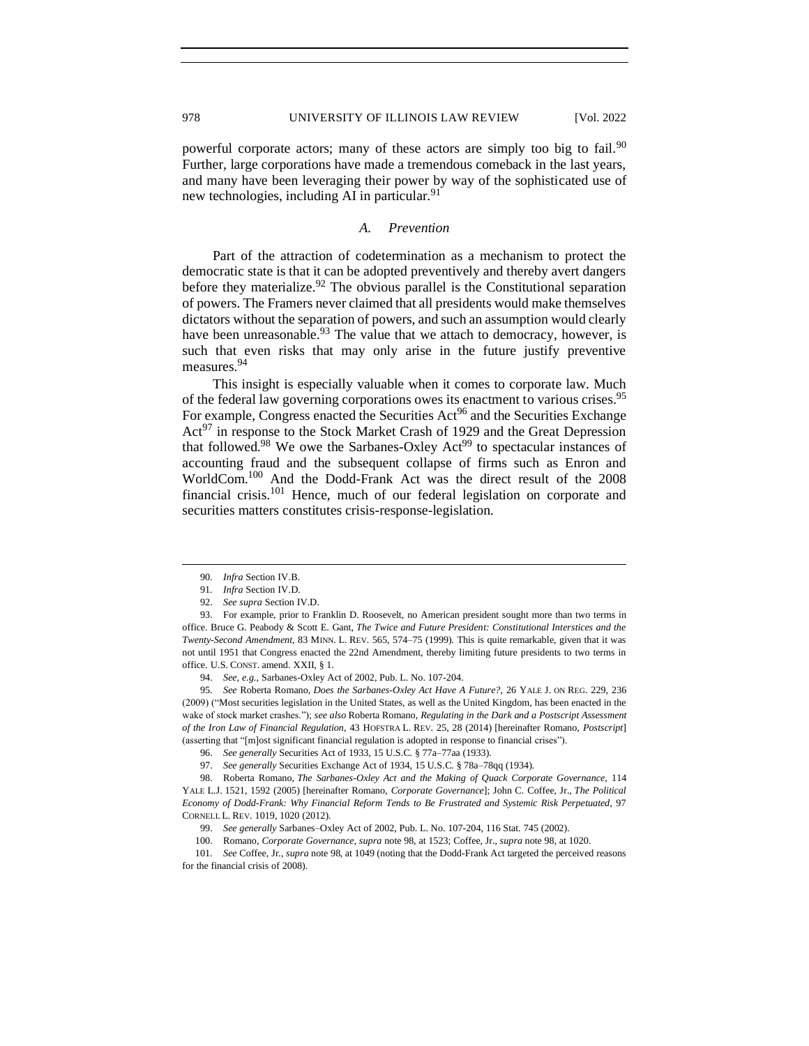powerful corporate actors; many of these actors are simply too big to fail.[90] Further, large corporations have made a tremendous comeback in the last years, and many have been leveraging their power by way of the sophisticated use of new technologies, including AI in particular.[91]

### A. *Prevention*

Part of the attraction of codetermination as a mechanism to protect the democratic state is that it can be adopted preventively and thereby avert dangers before they materialize.[92] The obvious parallel is the Constitutional separation of powers. The Framers never claimed that all presidents would make themselves dictators without the separation of powers, and such an assumption would clearly have been unreasonable.[93] The value that we attach to democracy, however, is such that even risks that may only arise in the future justify preventive measures.[94]

This insight is especially valuable when it comes to corporate law. Much of the federal law governing corporations owes its enactment to various crises.[95] For example, Congress enacted the Securities Act[96] and the Securities Exchange Act[97] in response to the Stock Market Crash of 1929 and the Great Depression that followed.[98] We owe the Sarbanes-Oxley Act[99] to spectacular instances of accounting fraud and the subsequent collapse of firms such as Enron and WorldCom.[100] And the Dodd-Frank Act was the direct result of the 2008 financial crisis.[101] Hence, much of our federal legislation on corporate and securities matters constitutes crisis-response-legislation.

---

90. *Infra* Section IV.B.

91. *Infra* Section IV.D.

92. *See supra* Section IV.D.

93. For example, prior to Franklin D. Roosevelt, no American president sought more than two terms in office. Bruce G. Peabody & Scott E. Gant, *The Twice and Future President: Constitutional Interstices and the Twenty-Second Amendment*, 83 MINN. L. REV. 565, 574–75 (1999). This is quite remarkable, given that it was not until 1951 that Congress enacted the 22nd Amendment, thereby limiting future presidents to two terms in office. U.S. CONST. amend. XXII, § 1.

94. *See, e.g.*, Sarbanes-Oxley Act of 2002, Pub. L. No. 107-204.

95. *See* Roberta Romano, *Does the Sarbanes-Oxley Act Have A Future?*, 26 YALE J. ON REG. 229, 236 (2009) ("Most securities legislation in the United States, as well as the United Kingdom, has been enacted in the wake of stock market crashes."); *see also* Roberta Romano, *Regulating in the Dark and a Postscript Assessment of the Iron Law of Financial Regulation*, 43 HOFSTRA L. REV. 25, 28 (2014) [hereinafter Romano, *Postscript*] (asserting that "[m]ost significant financial regulation is adopted in response to financial crises").

96. *See generally* Securities Act of 1933, 15 U.S.C. § 77a–77aa (1933).

97. *See generally* Securities Exchange Act of 1934, 15 U.S.C. § 78a–78qq (1934).

98. Roberta Romano, *The Sarbanes-Oxley Act and the Making of Quack Corporate Governance*, 114 YALE L.J. 1521, 1592 (2005) [hereinafter Romano, *Corporate Governance*]; John C. Coffee, Jr., *The Political Economy of Dodd-Frank: Why Financial Reform Tends to Be Frustrated and Systemic Risk Perpetuated*, 97 CORNELL L. REV. 1019, 1020 (2012).

99. *See generally* Sarbanes–Oxley Act of 2002, Pub. L. No. 107-204, 116 Stat. 745 (2002).

100. Romano, *Corporate Governance*, *supra* note 98, at 1523; Coffee, Jr., *supra* note 98, at 1020.

101. *See* Coffee, Jr., *supra* note 98, at 1049 (noting that the Dodd-Frank Act targeted the perceived reasons for the financial crisis of 2008).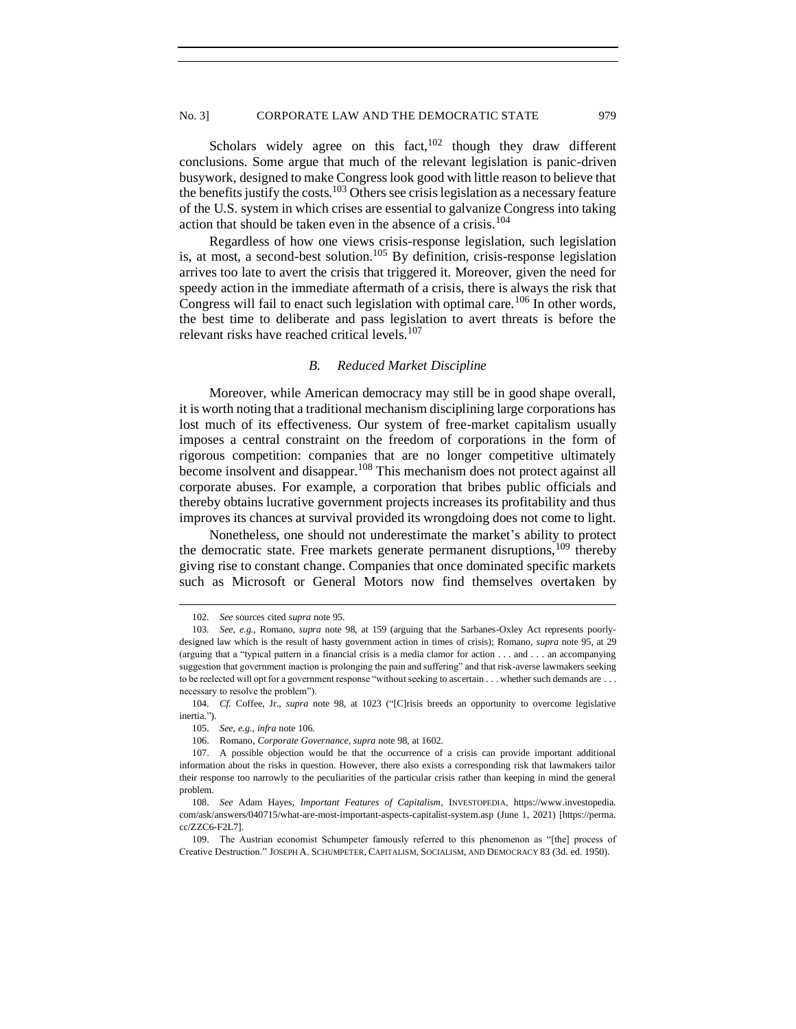Scholars widely agree on this fact,[102] though they draw different conclusions. Some argue that much of the relevant legislation is panic-driven busywork, designed to make Congress look good with little reason to believe that the benefits justify the costs.[103] Others see crisis legislation as a necessary feature of the U.S. system in which crises are essential to galvanize Congress into taking action that should be taken even in the absence of a crisis.[104]

Regardless of how one views crisis-response legislation, such legislation is, at most, a second-best solution.[105] By definition, crisis-response legislation arrives too late to avert the crisis that triggered it. Moreover, given the need for speedy action in the immediate aftermath of a crisis, there is always the risk that Congress will fail to enact such legislation with optimal care.[106] In other words, the best time to deliberate and pass legislation to avert threats is before the relevant risks have reached critical levels.[107]

### *B. Reduced Market Discipline*

Moreover, while American democracy may still be in good shape overall, it is worth noting that a traditional mechanism disciplining large corporations has lost much of its effectiveness. Our system of free-market capitalism usually imposes a central constraint on the freedom of corporations in the form of rigorous competition: companies that are no longer competitive ultimately become insolvent and disappear.[108] This mechanism does not protect against all corporate abuses. For example, a corporation that bribes public officials and thereby obtains lucrative government projects increases its profitability and thus improves its chances at survival provided its wrongdoing does not come to light.

Nonetheless, one should not underestimate the market's ability to protect the democratic state. Free markets generate permanent disruptions,[109] thereby giving rise to constant change. Companies that once dominated specific markets such as Microsoft or General Motors now find themselves overtaken by

---

102. *See* sources cited *supra* note 95.

103. *See, e.g.*, Romano, *supra* note 98, at 159 (arguing that the Sarbanes-Oxley Act represents poorly-designed law which is the result of hasty government action in times of crisis); Romano, *supra* note 95, at 29 (arguing that a "typical pattern in a financial crisis is a media clamor for action . . . and . . . an accompanying suggestion that government inaction is prolonging the pain and suffering" and that risk-averse lawmakers seeking to be reelected will opt for a government response "without seeking to ascertain . . . whether such demands are . . . necessary to resolve the problem").

104. *Cf.* Coffee, Jr., *supra* note 98, at 1023 ("[C]risis breeds an opportunity to overcome legislative inertia.").

105. *See, e.g.*, *infra* note 106.

106. Romano, *Corporate Governance*, *supra* note 98, at 1602.

107. A possible objection would be that the occurrence of a crisis can provide important additional information about the risks in question. However, there also exists a corresponding risk that lawmakers tailor their response too narrowly to the peculiarities of the particular crisis rather than keeping in mind the general problem.

108. *See* Adam Hayes, *Important Features of Capitalism*, INVESTOPEDIA, https://www.investopedia.com/ask/answers/040715/what-are-most-important-aspects-capitalist-system.asp (June 1, 2021) [https://perma.cc/ZZC6-F2L7].

109. The Austrian economist Schumpeter famously referred to this phenomenon as "[the] process of Creative Destruction." JOSEPH A. SCHUMPETER, CAPITALISM, SOCIALISM, AND DEMOCRACY 83 (3d. ed. 1950).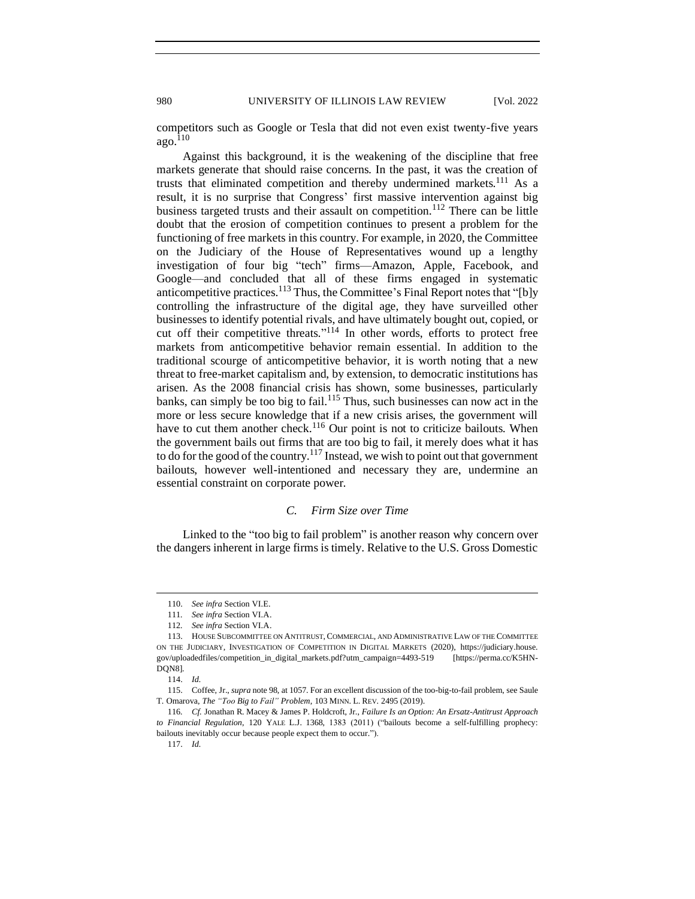competitors such as Google or Tesla that did not even exist twenty-five years ago.[110]

Against this background, it is the weakening of the discipline that free markets generate that should raise concerns. In the past, it was the creation of trusts that eliminated competition and thereby undermined markets.[111] As a result, it is no surprise that Congress' first massive intervention against big business targeted trusts and their assault on competition.[112] There can be little doubt that the erosion of competition continues to present a problem for the functioning of free markets in this country. For example, in 2020, the Committee on the Judiciary of the House of Representatives wound up a lengthy investigation of four big "tech" firms—Amazon, Apple, Facebook, and Google—and concluded that all of these firms engaged in systematic anticompetitive practices.[113] Thus, the Committee's Final Report notes that "[b]y controlling the infrastructure of the digital age, they have surveilled other businesses to identify potential rivals, and have ultimately bought out, copied, or cut off their competitive threats."[114] In other words, efforts to protect free markets from anticompetitive behavior remain essential. In addition to the traditional scourge of anticompetitive behavior, it is worth noting that a new threat to free-market capitalism and, by extension, to democratic institutions has arisen. As the 2008 financial crisis has shown, some businesses, particularly banks, can simply be too big to fail.[115] Thus, such businesses can now act in the more or less secure knowledge that if a new crisis arises, the government will have to cut them another check.[116] Our point is not to criticize bailouts. When the government bails out firms that are too big to fail, it merely does what it has to do for the good of the country.[117] Instead, we wish to point out that government bailouts, however well-intentioned and necessary they are, undermine an essential constraint on corporate power.

### *C. Firm Size over Time*

Linked to the "too big to fail problem" is another reason why concern over the dangers inherent in large firms is timely. Relative to the U.S. Gross Domestic

---

110. *See infra* Section VI.E.

111. *See infra* Section VI.A.

112. *See infra* Section VI.A.

113. HOUSE SUBCOMMITTEE ON ANTITRUST, COMMERCIAL, AND ADMINISTRATIVE LAW OF THE COMMITTEE ON THE JUDICIARY, INVESTIGATION OF COMPETITION IN DIGITAL MARKETS (2020), https://judiciary.house.gov/uploadedfiles/competition_in_digital_markets.pdf?utm_campaign=4493-519 [https://perma.cc/K5HN-DQN8].

114. *Id.*

115. Coffee, Jr., *supra* note 98, at 1057. For an excellent discussion of the too-big-to-fail problem, see Saule T. Omarova, *The "Too Big to Fail" Problem*, 103 MINN. L. REV. 2495 (2019).

116. *Cf.* Jonathan R. Macey & James P. Holdcroft, Jr., *Failure Is an Option: An Ersatz-Antitrust Approach to Financial Regulation*, 120 YALE L.J. 1368, 1383 (2011) ("bailouts become a self-fulfilling prophecy: bailouts inevitably occur because people expect them to occur.").

117. *Id.*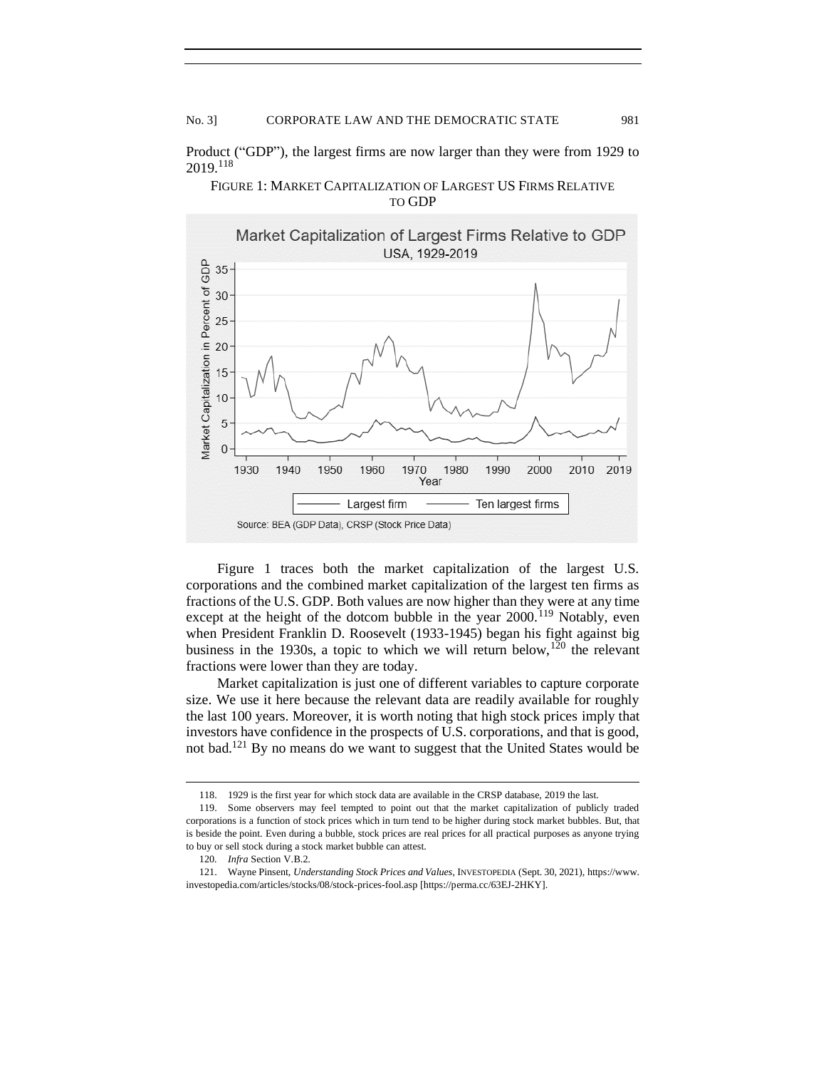Product ("GDP"), the largest firms are now larger than they were from 1929 to 2019.[118]

FIGURE 1: MARKET CAPITALIZATION OF LARGEST US FIRMS RELATIVE TO GDP

Figure 1 traces both the market capitalization of the largest U.S. corporations and the combined market capitalization of the largest ten firms as fractions of the U.S. GDP. Both values are now higher than they were at any time except at the height of the dotcom bubble in the year 2000.[119] Notably, even when President Franklin D. Roosevelt (1933-1945) began his fight against big business in the 1930s, a topic to which we will return below,[120] the relevant fractions were lower than they are today.

Market capitalization is just one of different variables to capture corporate size. We use it here because the relevant data are readily available for roughly the last 100 years. Moreover, it is worth noting that high stock prices imply that investors have confidence in the prospects of U.S. corporations, and that is good, not bad.[121] By no means do we want to suggest that the United States would be

---

118. 1929 is the first year for which stock data are available in the CRSP database, 2019 the last.

119. Some observers may feel tempted to point out that the market capitalization of publicly traded corporations is a function of stock prices which in turn tend to be higher during stock market bubbles. But, that is beside the point. Even during a bubble, stock prices are real prices for all practical purposes as anyone trying to buy or sell stock during a stock market bubble can attest.

120. *Infra* Section V.B.2.

121. Wayne Pinsent, *Understanding Stock Prices and Values*, INVESTOPEDIA (Sept. 30, 2021), https://www.investopedia.com/articles/stocks/08/stock-prices-fool.asp [https://perma.cc/63EJ-2HKY].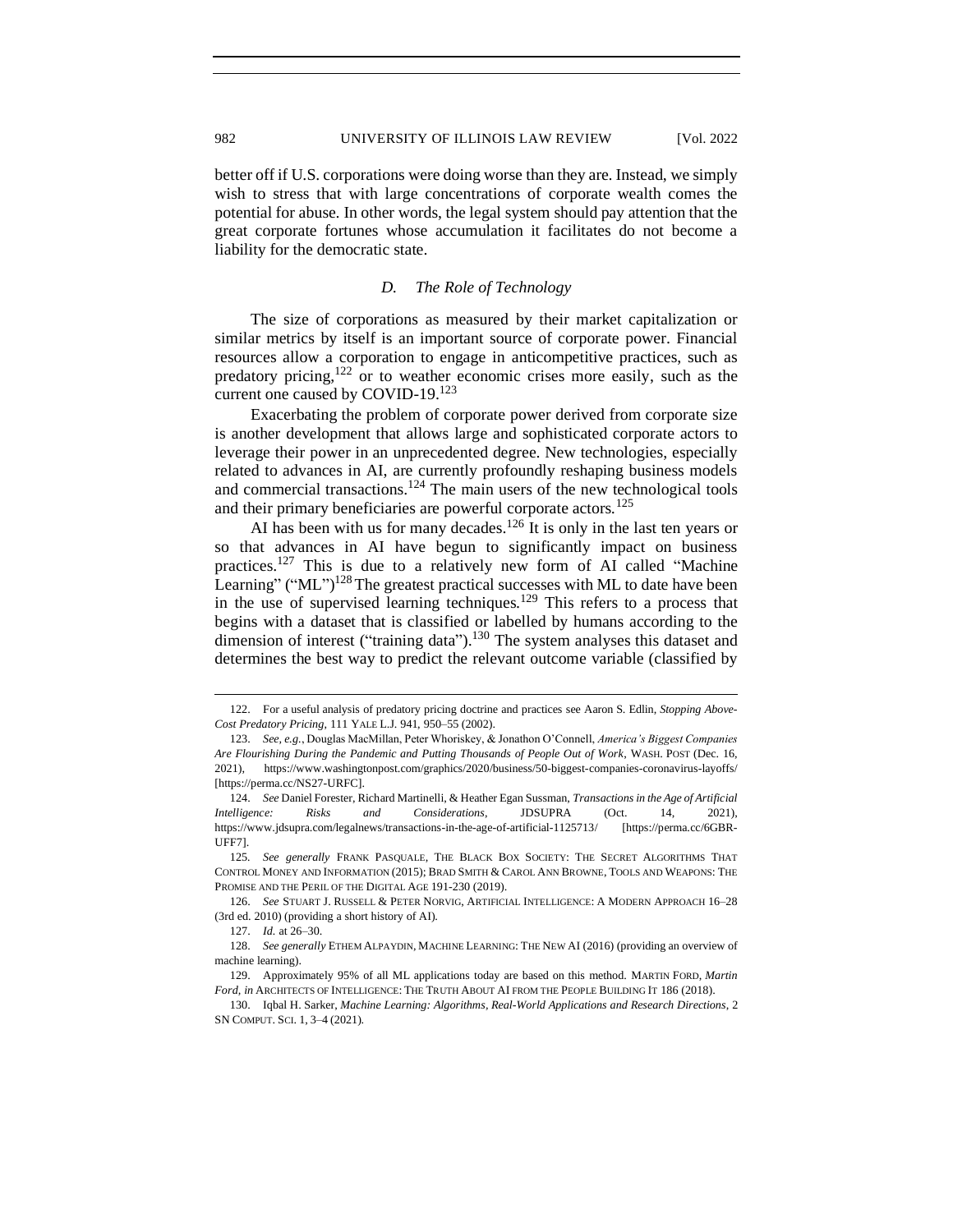better off if U.S. corporations were doing worse than they are. Instead, we simply wish to stress that with large concentrations of corporate wealth comes the potential for abuse. In other words, the legal system should pay attention that the great corporate fortunes whose accumulation it facilitates do not become a liability for the democratic state.

### *D. The Role of Technology*

The size of corporations as measured by their market capitalization or similar metrics by itself is an important source of corporate power. Financial resources allow a corporation to engage in anticompetitive practices, such as predatory pricing,[122] or to weather economic crises more easily, such as the current one caused by COVID-19.[123]

Exacerbating the problem of corporate power derived from corporate size is another development that allows large and sophisticated corporate actors to leverage their power in an unprecedented degree. New technologies, especially related to advances in AI, are currently profoundly reshaping business models and commercial transactions.[124] The main users of the new technological tools and their primary beneficiaries are powerful corporate actors.[125]

AI has been with us for many decades.[126] It is only in the last ten years or so that advances in AI have begun to significantly impact on business practices.[127] This is due to a relatively new form of AI called "Machine Learning" ("ML")[128] The greatest practical successes with ML to date have been in the use of supervised learning techniques.[129] This refers to a process that begins with a dataset that is classified or labelled by humans according to the dimension of interest ("training data").[130] The system analyses this dataset and determines the best way to predict the relevant outcome variable (classified by

---

122. For a useful analysis of predatory pricing doctrine and practices see Aaron S. Edlin, *Stopping Above-Cost Predatory Pricing*, 111 YALE L.J. 941, 950–55 (2002).

123. *See, e.g.*, Douglas MacMillan, Peter Whoriskey, & Jonathon O'Connell, *America's Biggest Companies Are Flourishing During the Pandemic and Putting Thousands of People Out of Work*, WASH. POST (Dec. 16, 2021), https://www.washingtonpost.com/graphics/2020/business/50-biggest-companies-coronavirus-layoffs/ [https://perma.cc/NS27-URFC].

124. *See* Daniel Forester, Richard Martinelli, & Heather Egan Sussman, *Transactions in the Age of Artificial Intelligence: Risks and Considerations*, JDSUPRA (Oct. 14, 2021), https://www.jdsupra.com/legalnews/transactions-in-the-age-of-artificial-1125713/ [https://perma.cc/6GBR-UFF7].

125. *See generally* FRANK PASQUALE, THE BLACK BOX SOCIETY: THE SECRET ALGORITHMS THAT CONTROL MONEY AND INFORMATION (2015); BRAD SMITH & CAROL ANN BROWNE, TOOLS AND WEAPONS: THE PROMISE AND THE PERIL OF THE DIGITAL AGE 191-230 (2019).

126. *See* STUART J. RUSSELL & PETER NORVIG, ARTIFICIAL INTELLIGENCE: A MODERN APPROACH 16–28 (3rd ed. 2010) (providing a short history of AI).

127. *Id.* at 26–30.

128. *See generally* ETHEM ALPAYDIN, MACHINE LEARNING: THE NEW AI (2016) (providing an overview of machine learning).

129. Approximately 95% of all ML applications today are based on this method. MARTIN FORD, *Martin Ford*, *in* ARCHITECTS OF INTELLIGENCE: THE TRUTH ABOUT AI FROM THE PEOPLE BUILDING IT 186 (2018).

130. Iqbal H. Sarker, *Machine Learning: Algorithms, Real-World Applications and Research Directions*, 2 SN COMPUT. SCI. 1, 3–4 (2021).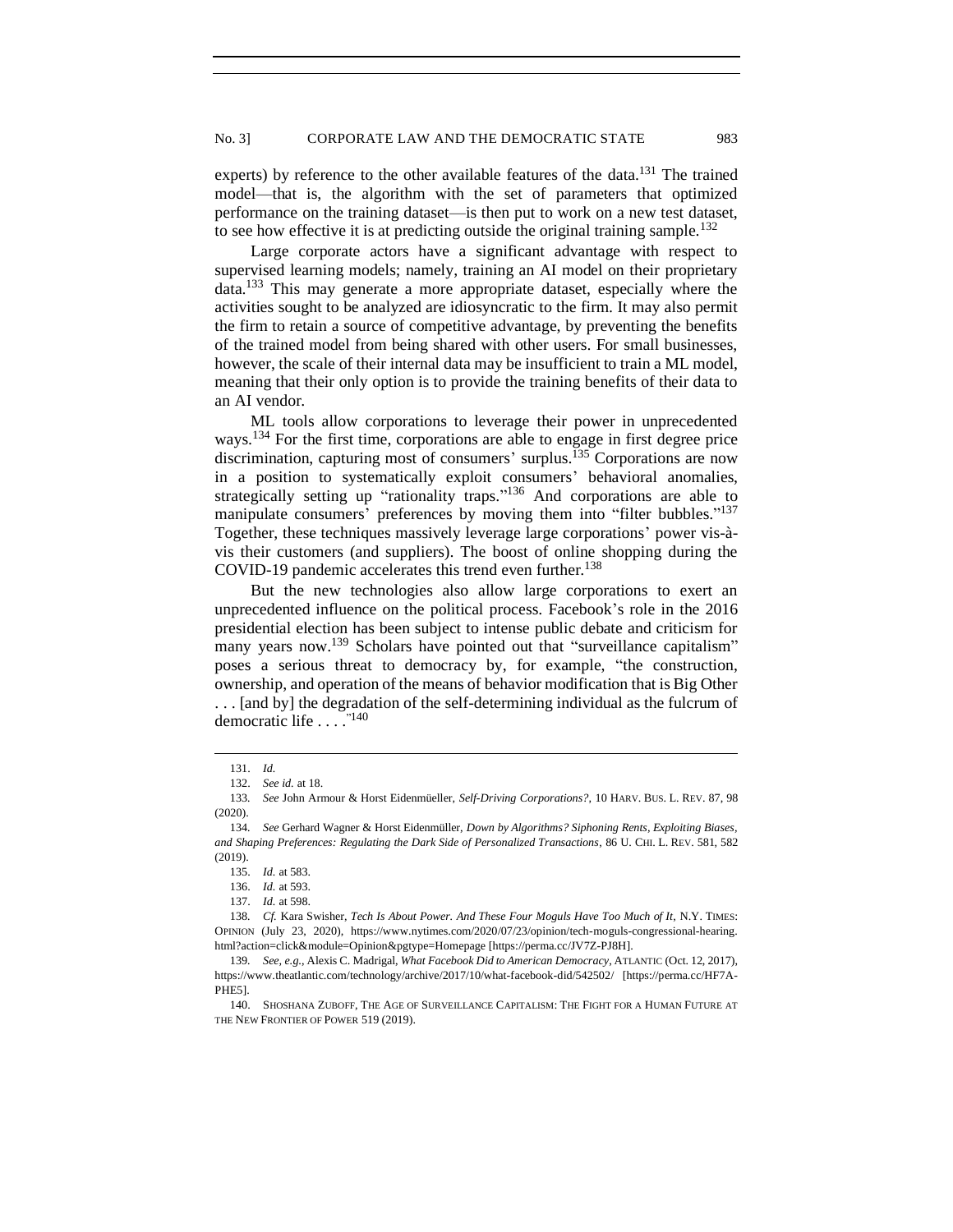experts) by reference to the other available features of the data.[131] The trained model—that is, the algorithm with the set of parameters that optimized performance on the training dataset—is then put to work on a new test dataset, to see how effective it is at predicting outside the original training sample.[132]

Large corporate actors have a significant advantage with respect to supervised learning models; namely, training an AI model on their proprietary data.[133] This may generate a more appropriate dataset, especially where the activities sought to be analyzed are idiosyncratic to the firm. It may also permit the firm to retain a source of competitive advantage, by preventing the benefits of the trained model from being shared with other users. For small businesses, however, the scale of their internal data may be insufficient to train a ML model, meaning that their only option is to provide the training benefits of their data to an AI vendor.

ML tools allow corporations to leverage their power in unprecedented ways.[134] For the first time, corporations are able to engage in first degree price discrimination, capturing most of consumers' surplus.[135] Corporations are now in a position to systematically exploit consumers' behavioral anomalies, strategically setting up "rationality traps."[136] And corporations are able to manipulate consumers' preferences by moving them into "filter bubbles."[137] Together, these techniques massively leverage large corporations' power vis-à-vis their customers (and suppliers). The boost of online shopping during the COVID-19 pandemic accelerates this trend even further.[138]

But the new technologies also allow large corporations to exert an unprecedented influence on the political process. Facebook's role in the 2016 presidential election has been subject to intense public debate and criticism for many years now.[139] Scholars have pointed out that "surveillance capitalism" poses a serious threat to democracy by, for example, "the construction, ownership, and operation of the means of behavior modification that is Big Other . . . [and by] the degradation of the self-determining individual as the fulcrum of democratic life . . . ."[140]

---

131. *Id.*

132. *See id.* at 18.

133. *See* John Armour & Horst Eidenmüeller, *Self-Driving Corporations?*, 10 HARV. BUS. L. REV. 87, 98 (2020).

134. *See* Gerhard Wagner & Horst Eidenmüller, *Down by Algorithms? Siphoning Rents, Exploiting Biases, and Shaping Preferences: Regulating the Dark Side of Personalized Transactions*, 86 U. CHI. L. REV. 581, 582 (2019).

135. *Id.* at 583.

136. *Id.* at 593.

137. *Id.* at 598.

138. *Cf.* Kara Swisher, *Tech Is About Power. And These Four Moguls Have Too Much of It*, N.Y. TIMES: OPINION (July 23, 2020), https://www.nytimes.com/2020/07/23/opinion/tech-moguls-congressional-hearing.html?action=click&module=Opinion&pgtype=Homepage [https://perma.cc/JV7Z-PJ8H].

139. *See, e.g.*, Alexis C. Madrigal, *What Facebook Did to American Democracy*, ATLANTIC (Oct. 12, 2017), https://www.theatlantic.com/technology/archive/2017/10/what-facebook-did/542502/ [https://perma.cc/HF7A-PHE5].

140. SHOSHANA ZUBOFF, THE AGE OF SURVEILLANCE CAPITALISM: THE FIGHT FOR A HUMAN FUTURE AT THE NEW FRONTIER OF POWER 519 (2019).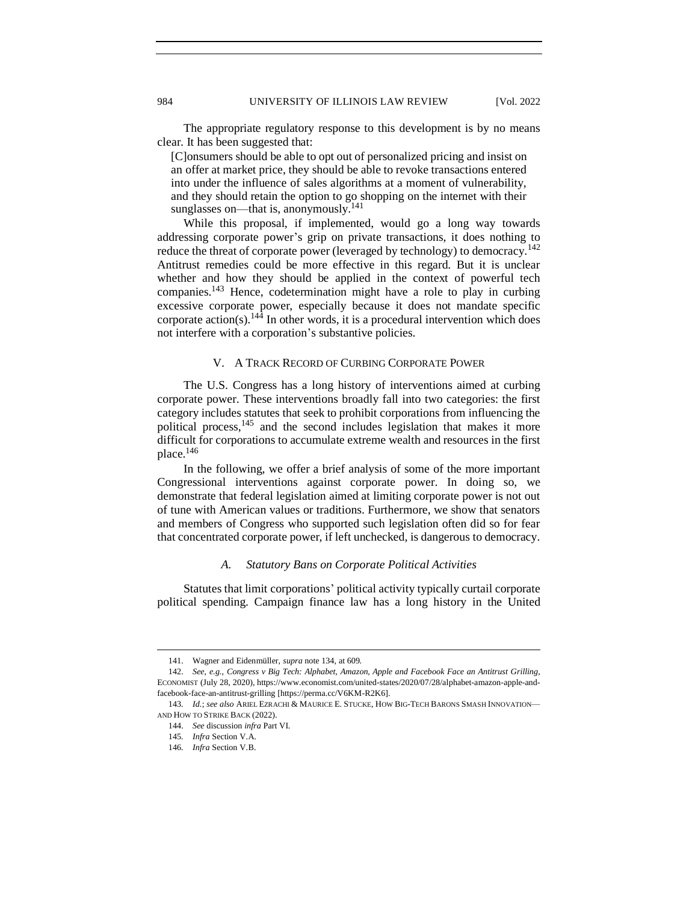The appropriate regulatory response to this development is by no means clear. It has been suggested that:

> [C]onsumers should be able to opt out of personalized pricing and insist on an offer at market price, they should be able to revoke transactions entered into under the influence of sales algorithms at a moment of vulnerability, and they should retain the option to go shopping on the internet with their sunglasses on—that is, anonymously.[141]

While this proposal, if implemented, would go a long way towards addressing corporate power's grip on private transactions, it does nothing to reduce the threat of corporate power (leveraged by technology) to democracy.[142] Antitrust remedies could be more effective in this regard. But it is unclear whether and how they should be applied in the context of powerful tech companies.[143] Hence, codetermination might have a role to play in curbing excessive corporate power, especially because it does not mandate specific corporate action(s).[144] In other words, it is a procedural intervention which does not interfere with a corporation's substantive policies.

## V. A Track Record of Curbing Corporate Power

The U.S. Congress has a long history of interventions aimed at curbing corporate power. These interventions broadly fall into two categories: the first category includes statutes that seek to prohibit corporations from influencing the political process,[145] and the second includes legislation that makes it more difficult for corporations to accumulate extreme wealth and resources in the first place.[146]

In the following, we offer a brief analysis of some of the more important Congressional interventions against corporate power. In doing so, we demonstrate that federal legislation aimed at limiting corporate power is not out of tune with American values or traditions. Furthermore, we show that senators and members of Congress who supported such legislation often did so for fear that concentrated corporate power, if left unchecked, is dangerous to democracy.

### *A. Statutory Bans on Corporate Political Activities*

Statutes that limit corporations' political activity typically curtail corporate political spending. Campaign finance law has a long history in the United

---

141. Wagner and Eidenmüller, *supra* note 134, at 609.

142. *See, e.g.*, *Congress v Big Tech: Alphabet, Amazon, Apple and Facebook Face an Antitrust Grilling*, ECONOMIST (July 28, 2020), https://www.economist.com/united-states/2020/07/28/alphabet-amazon-apple-and-facebook-face-an-antitrust-grilling [https://perma.cc/V6KM-R2K6].

143. *Id.*; *see also* ARIEL EZRACHI & MAURICE E. STUCKE, HOW BIG-TECH BARONS SMASH INNOVATION—AND HOW TO STRIKE BACK (2022).

144. *See* discussion *infra* Part VI.

145. *Infra* Section V.A.

146. *Infra* Section V.B.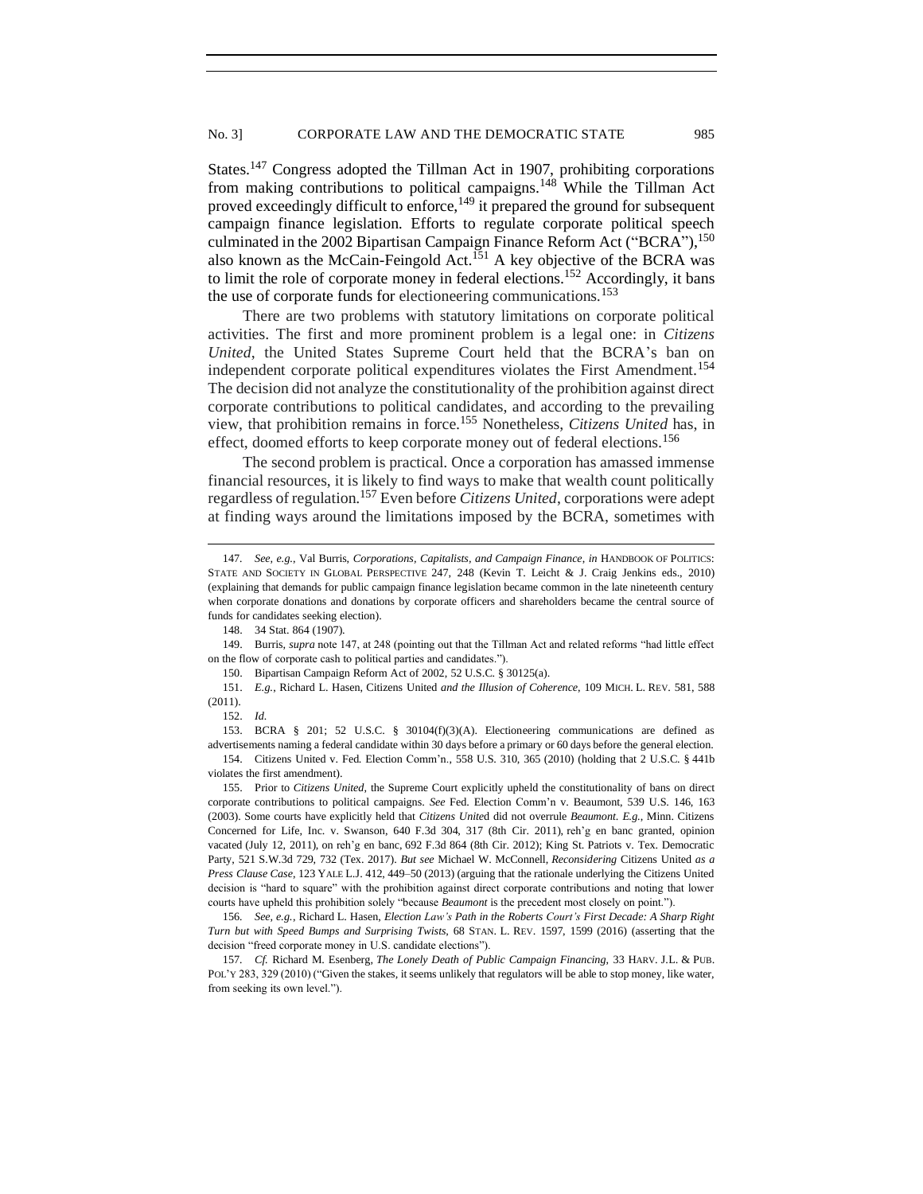States.[147] Congress adopted the Tillman Act in 1907, prohibiting corporations from making contributions to political campaigns.[148] While the Tillman Act proved exceedingly difficult to enforce,[149] it prepared the ground for subsequent campaign finance legislation. Efforts to regulate corporate political speech culminated in the 2002 Bipartisan Campaign Finance Reform Act ("BCRA"),[150] also known as the McCain-Feingold Act.[151] A key objective of the BCRA was to limit the role of corporate money in federal elections.[152] Accordingly, it bans the use of corporate funds for electioneering communications.[153]

There are two problems with statutory limitations on corporate political activities. The first and more prominent problem is a legal one: in *Citizens United*, the United States Supreme Court held that the BCRA's ban on independent corporate political expenditures violates the First Amendment.[154] The decision did not analyze the constitutionality of the prohibition against direct corporate contributions to political candidates, and according to the prevailing view, that prohibition remains in force.[155] Nonetheless, *Citizens United* has, in effect, doomed efforts to keep corporate money out of federal elections.[156]

The second problem is practical. Once a corporation has amassed immense financial resources, it is likely to find ways to make that wealth count politically regardless of regulation.[157] Even before *Citizens United*, corporations were adept at finding ways around the limitations imposed by the BCRA, sometimes with

---

147. *See, e.g.*, Val Burris, *Corporations, Capitalists, and Campaign Finance*, *in* HANDBOOK OF POLITICS: STATE AND SOCIETY IN GLOBAL PERSPECTIVE 247, 248 (Kevin T. Leicht & J. Craig Jenkins eds., 2010) (explaining that demands for public campaign finance legislation became common in the late nineteenth century when corporate donations and donations by corporate officers and shareholders became the central source of funds for candidates seeking election).

148. 34 Stat. 864 (1907).

149. Burris, *supra* note 147, at 248 (pointing out that the Tillman Act and related reforms "had little effect on the flow of corporate cash to political parties and candidates.").

150. Bipartisan Campaign Reform Act of 2002, 52 U.S.C. § 30125(a).

151. *E.g.*, Richard L. Hasen, Citizens United *and the Illusion of Coherence*, 109 MICH. L. REV. 581, 588 (2011).

152. *Id.*

153. BCRA § 201; 52 U.S.C. § 30104(f)(3)(A). Electioneering communications are defined as advertisements naming a federal candidate within 30 days before a primary or 60 days before the general election.

154. Citizens United v. Fed. Election Comm'n., 558 U.S. 310, 365 (2010) (holding that 2 U.S.C. § 441b violates the first amendment).

155. Prior to *Citizens United*, the Supreme Court explicitly upheld the constitutionality of bans on direct corporate contributions to political campaigns. *See* Fed. Election Comm'n v. Beaumont, 539 U.S. 146, 163 (2003). Some courts have explicitly held that *Citizens United* did not overrule *Beaumont*. *E.g.*, Minn. Citizens Concerned for Life, Inc. v. Swanson, 640 F.3d 304, 317 (8th Cir. 2011), reh'g en banc granted, opinion vacated (July 12, 2011), on reh'g en banc, 692 F.3d 864 (8th Cir. 2012); King St. Patriots v. Tex. Democratic Party, 521 S.W.3d 729, 732 (Tex. 2017). *But see* Michael W. McConnell, *Reconsidering* Citizens United *as a Press Clause Case*, 123 YALE L.J. 412, 449–50 (2013) (arguing that the rationale underlying the Citizens United decision is "hard to square" with the prohibition against direct corporate contributions and noting that lower courts have upheld this prohibition solely "because *Beaumont* is the precedent most closely on point.").

156. *See, e.g.*, Richard L. Hasen, *Election Law's Path in the Roberts Court's First Decade: A Sharp Right Turn but with Speed Bumps and Surprising Twists*, 68 STAN. L. REV. 1597, 1599 (2016) (asserting that the decision "freed corporate money in U.S. candidate elections").

157. *Cf.* Richard M. Esenberg, *The Lonely Death of Public Campaign Financing*, 33 HARV. J.L. & PUB. POL'Y 283, 329 (2010) ("Given the stakes, it seems unlikely that regulators will be able to stop money, like water, from seeking its own level.").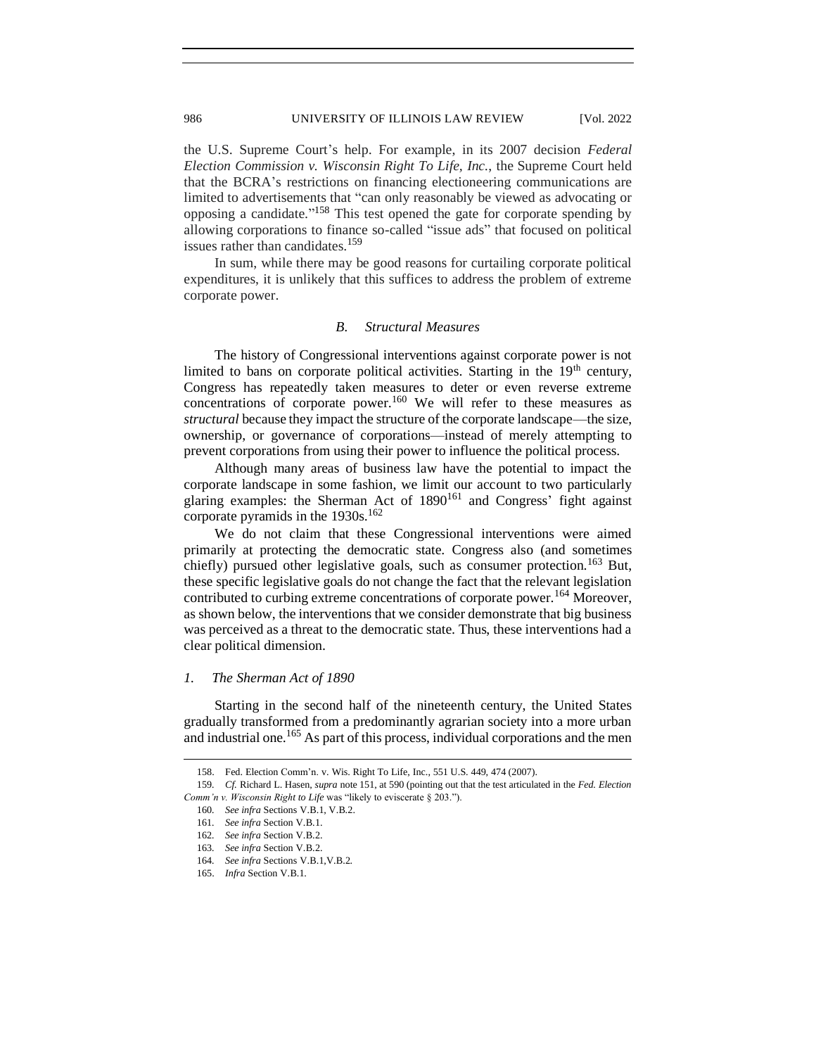the U.S. Supreme Court's help. For example, in its 2007 decision *Federal Election Commission v. Wisconsin Right To Life, Inc.*, the Supreme Court held that the BCRA's restrictions on financing electioneering communications are limited to advertisements that "can only reasonably be viewed as advocating or opposing a candidate."[158] This test opened the gate for corporate spending by allowing corporations to finance so-called "issue ads" that focused on political issues rather than candidates.[159]

In sum, while there may be good reasons for curtailing corporate political expenditures, it is unlikely that this suffices to address the problem of extreme corporate power.

### *B. Structural Measures*

The history of Congressional interventions against corporate power is not limited to bans on corporate political activities. Starting in the 19th century, Congress has repeatedly taken measures to deter or even reverse extreme concentrations of corporate power.[160] We will refer to these measures as *structural* because they impact the structure of the corporate landscape—the size, ownership, or governance of corporations—instead of merely attempting to prevent corporations from using their power to influence the political process.

Although many areas of business law have the potential to impact the corporate landscape in some fashion, we limit our account to two particularly glaring examples: the Sherman Act of 1890[161] and Congress' fight against corporate pyramids in the 1930s.[162]

We do not claim that these Congressional interventions were aimed primarily at protecting the democratic state. Congress also (and sometimes chiefly) pursued other legislative goals, such as consumer protection.[163] But, these specific legislative goals do not change the fact that the relevant legislation contributed to curbing extreme concentrations of corporate power.[164] Moreover, as shown below, the interventions that we consider demonstrate that big business was perceived as a threat to the democratic state. Thus, these interventions had a clear political dimension.

#### *1. The Sherman Act of 1890*

Starting in the second half of the nineteenth century, the United States gradually transformed from a predominantly agrarian society into a more urban and industrial one.[165] As part of this process, individual corporations and the men

---

158. Fed. Election Comm'n. v. Wis. Right To Life, Inc., 551 U.S. 449, 474 (2007).

159. *Cf.* Richard L. Hasen, *supra* note 151, at 590 (pointing out that the test articulated in the *Fed. Election Comm'n v. Wisconsin Right to Life* was "likely to eviscerate § 203.").

160. *See infra* Sections V.B.1, V.B.2.

161. *See infra* Section V.B.1.

162. *See infra* Section V.B.2.

163. *See infra* Section V.B.2.

164. *See infra* Sections V.B.1,V.B.2.

165. *Infra* Section V.B.1.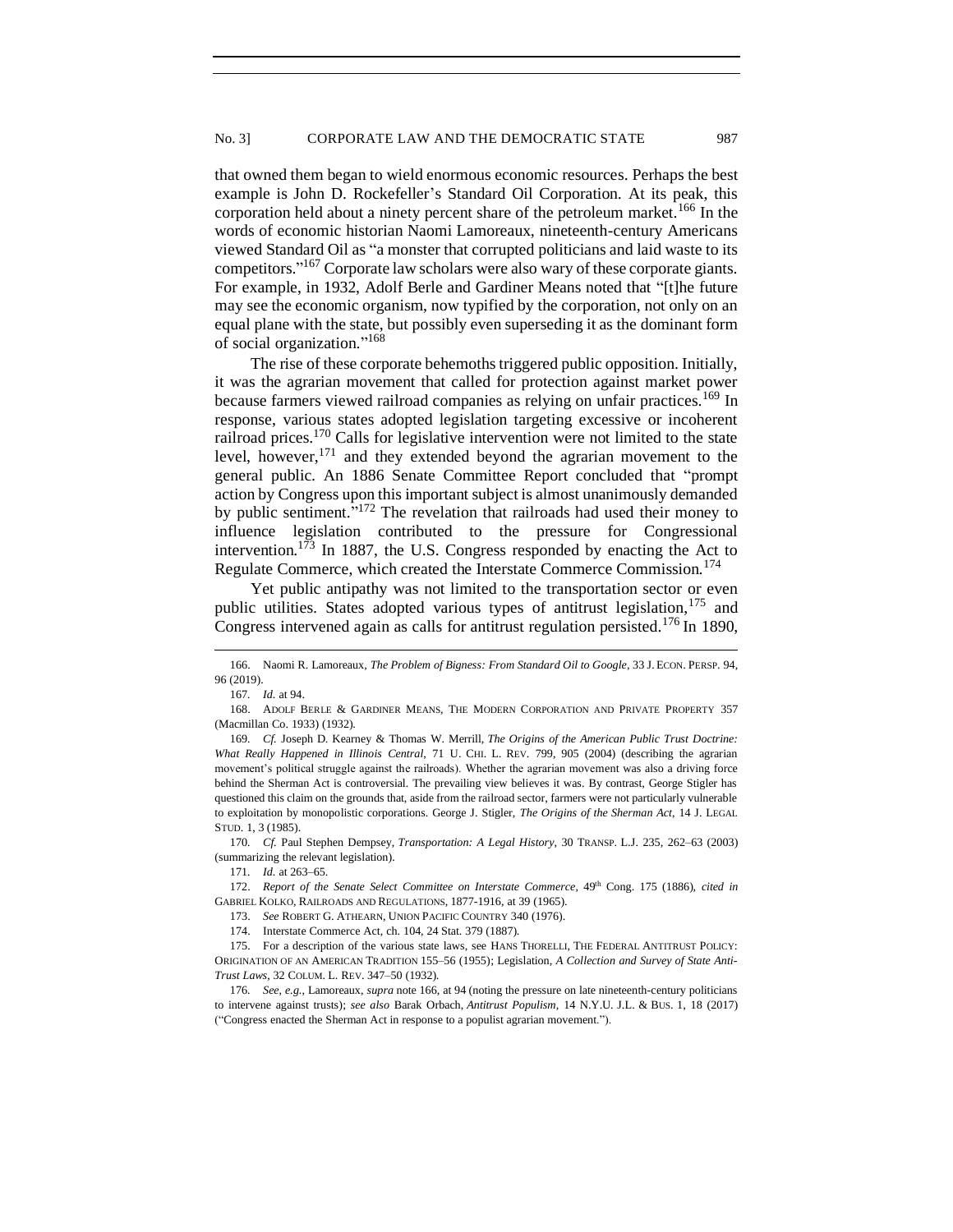that owned them began to wield enormous economic resources. Perhaps the best example is John D. Rockefeller's Standard Oil Corporation. At its peak, this corporation held about a ninety percent share of the petroleum market.[166] In the words of economic historian Naomi Lamoreaux, nineteenth-century Americans viewed Standard Oil as "a monster that corrupted politicians and laid waste to its competitors."[167] Corporate law scholars were also wary of these corporate giants. For example, in 1932, Adolf Berle and Gardiner Means noted that "[t]he future may see the economic organism, now typified by the corporation, not only on an equal plane with the state, but possibly even superseding it as the dominant form of social organization."[168]

The rise of these corporate behemoths triggered public opposition. Initially, it was the agrarian movement that called for protection against market power because farmers viewed railroad companies as relying on unfair practices.[169] In response, various states adopted legislation targeting excessive or incoherent railroad prices.[170] Calls for legislative intervention were not limited to the state level, however,[171] and they extended beyond the agrarian movement to the general public. An 1886 Senate Committee Report concluded that "prompt action by Congress upon this important subject is almost unanimously demanded by public sentiment."[172] The revelation that railroads had used their money to influence legislation contributed to the pressure for Congressional intervention.[173] In 1887, the U.S. Congress responded by enacting the Act to Regulate Commerce, which created the Interstate Commerce Commission.[174]

Yet public antipathy was not limited to the transportation sector or even public utilities. States adopted various types of antitrust legislation,[175] and Congress intervened again as calls for antitrust regulation persisted.[176] In 1890,

---

166. Naomi R. Lamoreaux, *The Problem of Bigness: From Standard Oil to Google*, 33 J. ECON. PERSP. 94, 96 (2019).

167. *Id.* at 94.

168. ADOLF BERLE & GARDINER MEANS, THE MODERN CORPORATION AND PRIVATE PROPERTY 357 (Macmillan Co. 1933) (1932).

169. *Cf.* Joseph D. Kearney & Thomas W. Merrill, *The Origins of the American Public Trust Doctrine: What Really Happened in Illinois Central*, 71 U. CHI. L. REV. 799, 905 (2004) (describing the agrarian movement's political struggle against the railroads). Whether the agrarian movement was also a driving force behind the Sherman Act is controversial. The prevailing view believes it was. By contrast, George Stigler has questioned this claim on the grounds that, aside from the railroad sector, farmers were not particularly vulnerable to exploitation by monopolistic corporations. George J. Stigler, *The Origins of the Sherman Act*, 14 J. LEGAL STUD. 1, 3 (1985).

170. *Cf.* Paul Stephen Dempsey, *Transportation: A Legal History*, 30 TRANSP. L.J. 235, 262–63 (2003) (summarizing the relevant legislation).

171. *Id.* at 263–65.

172. *Report of the Senate Select Committee on Interstate Commerce*, 49th Cong. 175 (1886), *cited in* GABRIEL KOLKO, RAILROADS AND REGULATIONS, 1877-1916, at 39 (1965).

173. *See* ROBERT G. ATHEARN, UNION PACIFIC COUNTRY 340 (1976).

174. Interstate Commerce Act, ch. 104, 24 Stat. 379 (1887).

175. For a description of the various state laws, see HANS THORELLI, THE FEDERAL ANTITRUST POLICY: ORIGINATION OF AN AMERICAN TRADITION 155–56 (1955); Legislation, *A Collection and Survey of State Anti-Trust Laws*, 32 COLUM. L. REV. 347–50 (1932).

176. *See, e.g.*, Lamoreaux, *supra* note 166, at 94 (noting the pressure on late nineteenth-century politicians to intervene against trusts); *see also* Barak Orbach, *Antitrust Populism*, 14 N.Y.U. J.L. & BUS. 1, 18 (2017) ("Congress enacted the Sherman Act in response to a populist agrarian movement.").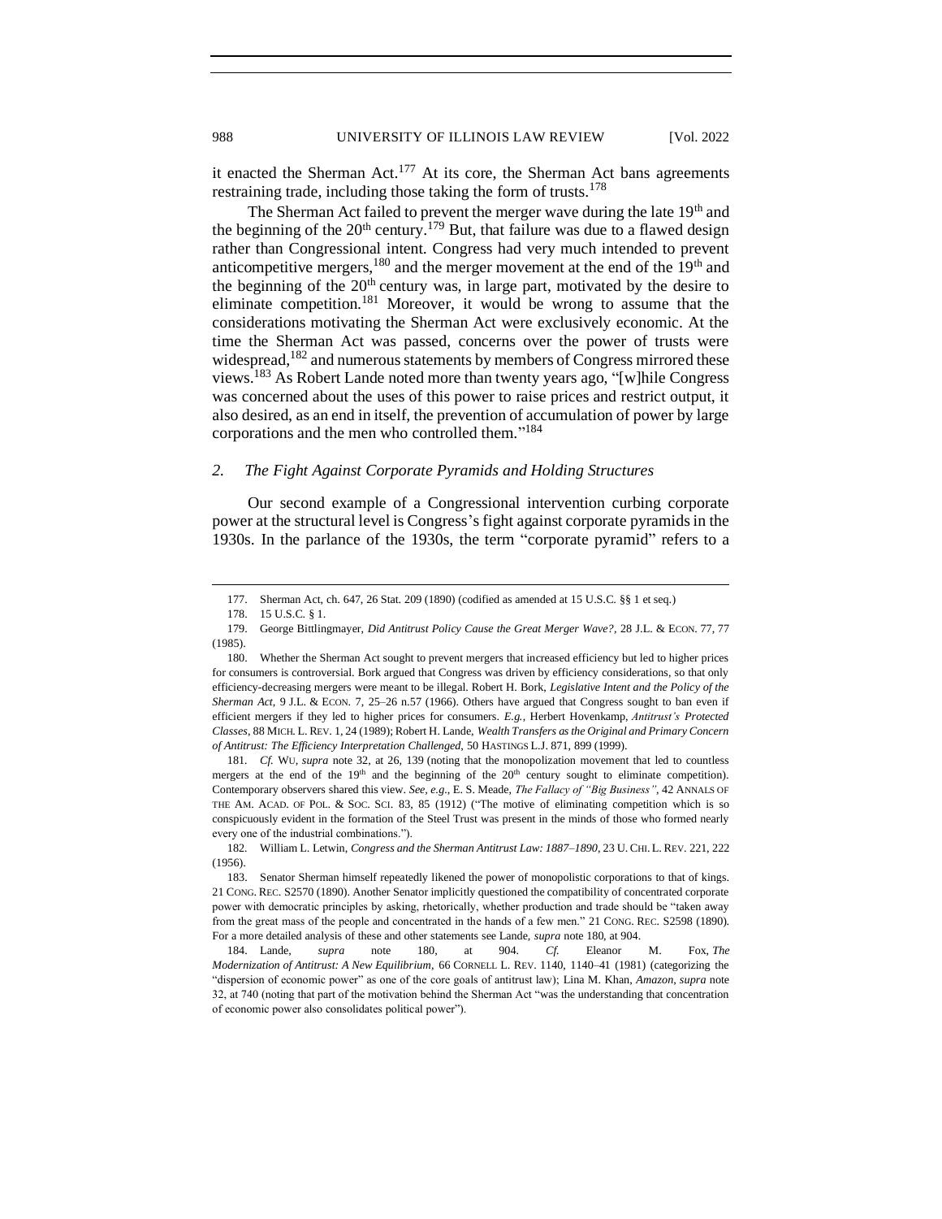it enacted the Sherman Act.[177] At its core, the Sherman Act bans agreements restraining trade, including those taking the form of trusts.[178]

The Sherman Act failed to prevent the merger wave during the late 19th and the beginning of the 20th century.[179] But, that failure was due to a flawed design rather than Congressional intent. Congress had very much intended to prevent anticompetitive mergers,[180] and the merger movement at the end of the 19th and the beginning of the 20th century was, in large part, motivated by the desire to eliminate competition.[181] Moreover, it would be wrong to assume that the considerations motivating the Sherman Act were exclusively economic. At the time the Sherman Act was passed, concerns over the power of trusts were widespread,[182] and numerous statements by members of Congress mirrored these views.[183] As Robert Lande noted more than twenty years ago, "[w]hile Congress was concerned about the uses of this power to raise prices and restrict output, it also desired, as an end in itself, the prevention of accumulation of power by large corporations and the men who controlled them."[184]

### *2. The Fight Against Corporate Pyramids and Holding Structures*

Our second example of a Congressional intervention curbing corporate power at the structural level is Congress's fight against corporate pyramids in the 1930s. In the parlance of the 1930s, the term "corporate pyramid" refers to a

---

177. Sherman Act, ch. 647, 26 Stat. 209 (1890) (codified as amended at 15 U.S.C. §§ 1 et seq.)

178. 15 U.S.C. § 1.

179. George Bittlingmayer, *Did Antitrust Policy Cause the Great Merger Wave?*, 28 J.L. & ECON. 77, 77 (1985).

180. Whether the Sherman Act sought to prevent mergers that increased efficiency but led to higher prices for consumers is controversial. Bork argued that Congress was driven by efficiency considerations, so that only efficiency-decreasing mergers were meant to be illegal. Robert H. Bork, *Legislative Intent and the Policy of the Sherman Act*, 9 J.L. & ECON. 7, 25–26 n.57 (1966). Others have argued that Congress sought to ban even if efficient mergers if they led to higher prices for consumers. *E.g.*, Herbert Hovenkamp, *Antitrust's Protected Classes*, 88 MICH. L. REV. 1, 24 (1989); Robert H. Lande, *Wealth Transfers as the Original and Primary Concern of Antitrust: The Efficiency Interpretation Challenged*, 50 HASTINGS L.J. 871, 899 (1999).

181. *Cf.* WU, *supra* note 32, at 26, 139 (noting that the monopolization movement that led to countless mergers at the end of the 19th and the beginning of the 20th century sought to eliminate competition). Contemporary observers shared this view. *See, e.g.*, E. S. Meade, *The Fallacy of "Big Business"*, 42 ANNALS OF THE AM. ACAD. OF POL. & SOC. SCI. 83, 85 (1912) ("The motive of eliminating competition which is so conspicuously evident in the formation of the Steel Trust was present in the minds of those who formed nearly every one of the industrial combinations.").

182. William L. Letwin, *Congress and the Sherman Antitrust Law: 1887–1890*, 23 U. CHI. L. REV. 221, 222 (1956).

183. Senator Sherman himself repeatedly likened the power of monopolistic corporations to that of kings. 21 CONG. REC. S2570 (1890). Another Senator implicitly questioned the compatibility of concentrated corporate power with democratic principles by asking, rhetorically, whether production and trade should be "taken away from the great mass of the people and concentrated in the hands of a few men." 21 CONG. REC. S2598 (1890). For a more detailed analysis of these and other statements see Lande, *supra* note 180, at 904.

184. Lande, *supra* note 180, at 904. *Cf.* Eleanor M. Fox, *The Modernization of Antitrust: A New Equilibrium*, 66 CORNELL L. REV. 1140, 1140–41 (1981) (categorizing the "dispersion of economic power" as one of the core goals of antitrust law); Lina M. Khan, *Amazon*, *supra* note 32, at 740 (noting that part of the motivation behind the Sherman Act "was the understanding that concentration of economic power also consolidates political power").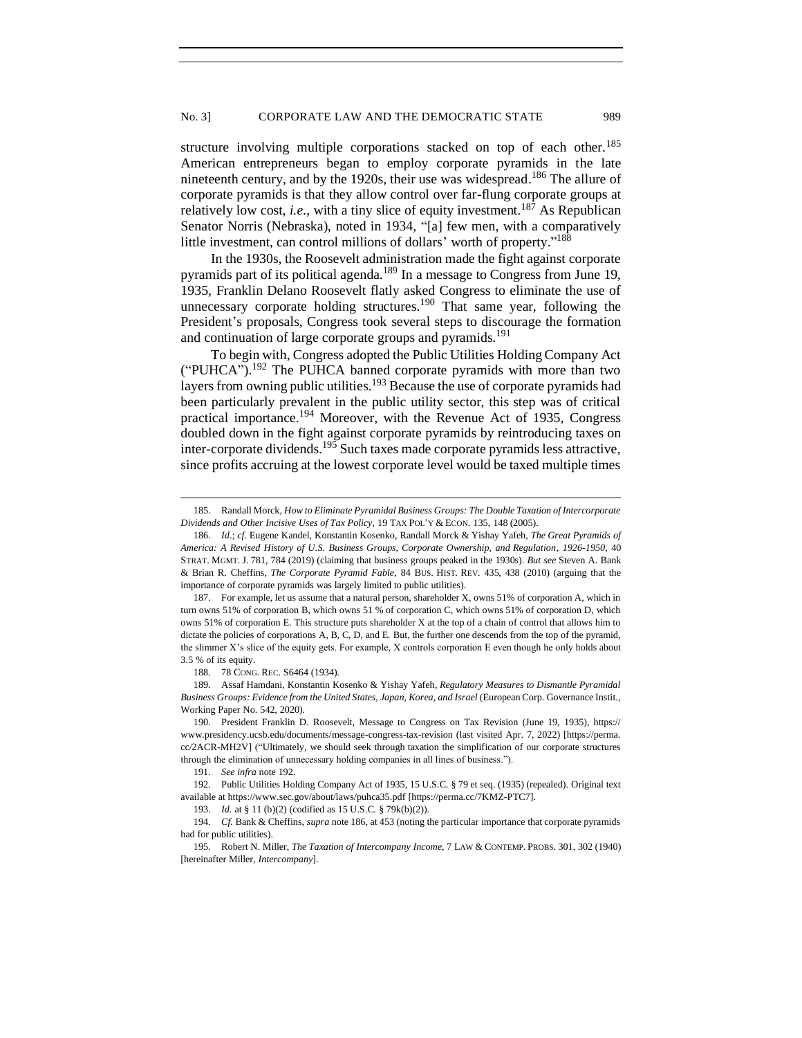structure involving multiple corporations stacked on top of each other.[185] American entrepreneurs began to employ corporate pyramids in the late nineteenth century, and by the 1920s, their use was widespread.[186] The allure of corporate pyramids is that they allow control over far-flung corporate groups at relatively low cost, *i.e.*, with a tiny slice of equity investment.[187] As Republican Senator Norris (Nebraska), noted in 1934, "[a] few men, with a comparatively little investment, can control millions of dollars' worth of property."[188]

In the 1930s, the Roosevelt administration made the fight against corporate pyramids part of its political agenda.[189] In a message to Congress from June 19, 1935, Franklin Delano Roosevelt flatly asked Congress to eliminate the use of unnecessary corporate holding structures.[190] That same year, following the President's proposals, Congress took several steps to discourage the formation and continuation of large corporate groups and pyramids.[191]

To begin with, Congress adopted the Public Utilities Holding Company Act ("PUHCA").[192] The PUHCA banned corporate pyramids with more than two layers from owning public utilities.[193] Because the use of corporate pyramids had been particularly prevalent in the public utility sector, this step was of critical practical importance.[194] Moreover, with the Revenue Act of 1935, Congress doubled down in the fight against corporate pyramids by reintroducing taxes on inter-corporate dividends.[195] Such taxes made corporate pyramids less attractive, since profits accruing at the lowest corporate level would be taxed multiple times

---

185. Randall Morck, *How to Eliminate Pyramidal Business Groups: The Double Taxation of Intercorporate Dividends and Other Incisive Uses of Tax Policy*, 19 TAX POL'Y & ECON. 135, 148 (2005).

186. *Id.*; *cf.* Eugene Kandel, Konstantin Kosenko, Randall Morck & Yishay Yafeh, *The Great Pyramids of America: A Revised History of U.S. Business Groups, Corporate Ownership, and Regulation, 1926-1950*, 40 STRAT. MGMT. J. 781, 784 (2019) (claiming that business groups peaked in the 1930s). *But see* Steven A. Bank & Brian R. Cheffins, *The Corporate Pyramid Fable*, 84 BUS. HIST. REV. 435, 438 (2010) (arguing that the importance of corporate pyramids was largely limited to public utilities).

187. For example, let us assume that a natural person, shareholder X, owns 51% of corporation A, which in turn owns 51% of corporation B, which owns 51 % of corporation C, which owns 51% of corporation D, which owns 51% of corporation E. This structure puts shareholder X at the top of a chain of control that allows him to dictate the policies of corporations A, B, C, D, and E. But, the further one descends from the top of the pyramid, the slimmer X's slice of the equity gets. For example, X controls corporation E even though he only holds about 3.5 % of its equity.

188. 78 CONG. REC. S6464 (1934).

189. Assaf Hamdani, Konstantin Kosenko & Yishay Yafeh, *Regulatory Measures to Dismantle Pyramidal Business Groups: Evidence from the United States, Japan, Korea, and Israel* (European Corp. Governance Instit., Working Paper No. 542, 2020).

190. President Franklin D. Roosevelt, Message to Congress on Tax Revision (June 19, 1935), https://www.presidency.ucsb.edu/documents/message-congress-tax-revision (last visited Apr. 7, 2022) [https://perma.cc/2ACR-MH2V] ("Ultimately, we should seek through taxation the simplification of our corporate structures through the elimination of unnecessary holding companies in all lines of business.").

191. *See infra* note 192.

192. Public Utilities Holding Company Act of 1935, 15 U.S.C. § 79 et seq. (1935) (repealed). Original text available at https://www.sec.gov/about/laws/puhca35.pdf [https://perma.cc/7KMZ-PTC7].

193. *Id.* at § 11 (b)(2) (codified as 15 U.S.C. § 79k(b)(2)).

194. *Cf.* Bank & Cheffins, *supra* note 186, at 453 (noting the particular importance that corporate pyramids had for public utilities).

195. Robert N. Miller, *The Taxation of Intercompany Income*, 7 LAW & CONTEMP. PROBS. 301, 302 (1940) [hereinafter Miller, *Intercompany*].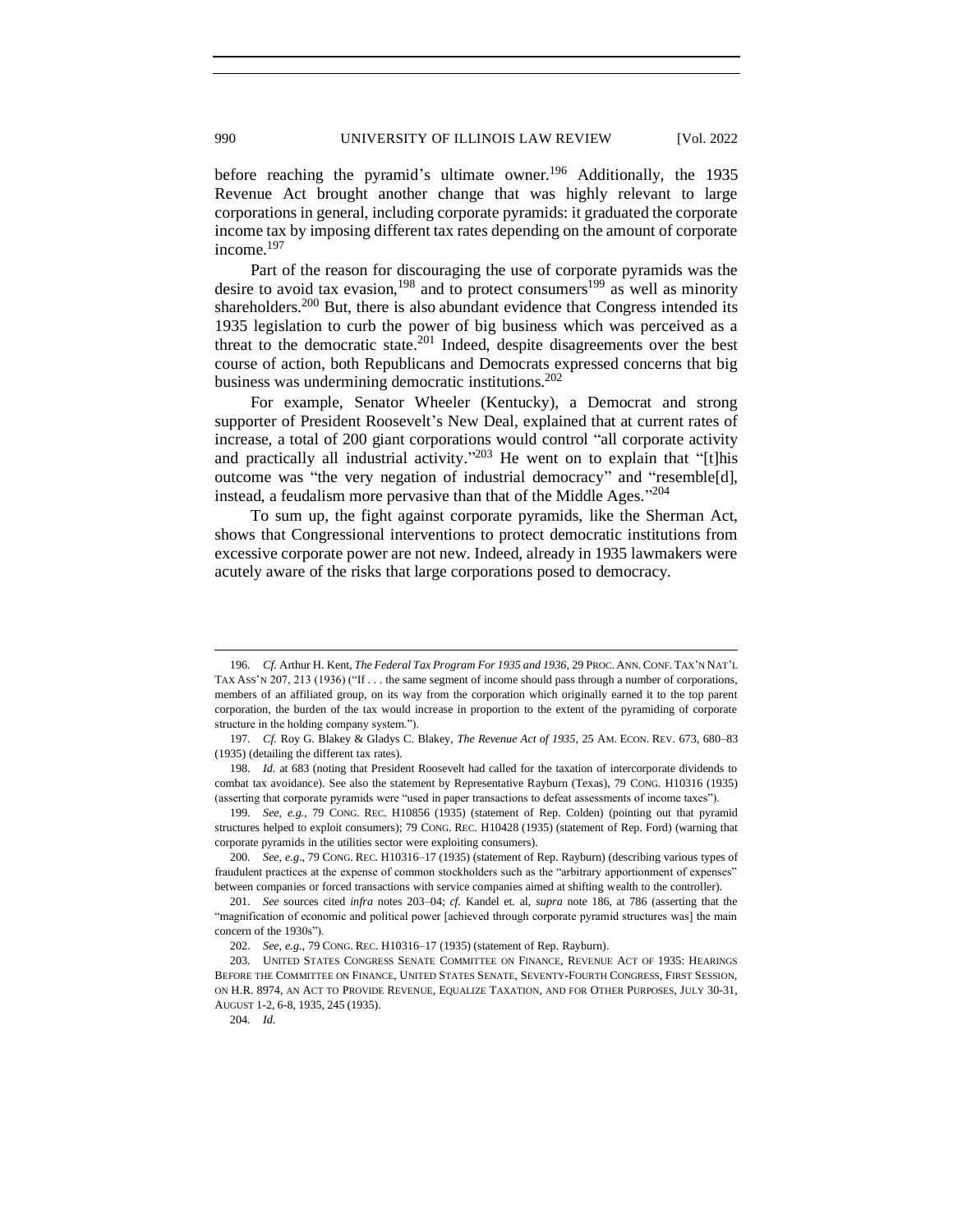before reaching the pyramid's ultimate owner.[196] Additionally, the 1935 Revenue Act brought another change that was highly relevant to large corporations in general, including corporate pyramids: it graduated the corporate income tax by imposing different tax rates depending on the amount of corporate income.[197]

Part of the reason for discouraging the use of corporate pyramids was the desire to avoid tax evasion,[198] and to protect consumers[199] as well as minority shareholders.[200] But, there is also abundant evidence that Congress intended its 1935 legislation to curb the power of big business which was perceived as a threat to the democratic state.[201] Indeed, despite disagreements over the best course of action, both Republicans and Democrats expressed concerns that big business was undermining democratic institutions.[202]

For example, Senator Wheeler (Kentucky), a Democrat and strong supporter of President Roosevelt's New Deal, explained that at current rates of increase, a total of 200 giant corporations would control "all corporate activity and practically all industrial activity."[203] He went on to explain that "[t]his outcome was "the very negation of industrial democracy" and "resemble[d], instead, a feudalism more pervasive than that of the Middle Ages."[204]

To sum up, the fight against corporate pyramids, like the Sherman Act, shows that Congressional interventions to protect democratic institutions from excessive corporate power are not new. Indeed, already in 1935 lawmakers were acutely aware of the risks that large corporations posed to democracy.

---

196. *Cf.* Arthur H. Kent, *The Federal Tax Program For 1935 and 1936*, 29 PROC. ANN. CONF. TAX'N NAT'L TAX ASS'N 207, 213 (1936) ("If . . . the same segment of income should pass through a number of corporations, members of an affiliated group, on its way from the corporation which originally earned it to the top parent corporation, the burden of the tax would increase in proportion to the extent of the pyramiding of corporate structure in the holding company system.").

197. *Cf.* Roy G. Blakey & Gladys C. Blakey, *The Revenue Act of 1935*, 25 AM. ECON. REV. 673, 680–83 (1935) (detailing the different tax rates).

198. *Id.* at 683 (noting that President Roosevelt had called for the taxation of intercorporate dividends to combat tax avoidance). See also the statement by Representative Rayburn (Texas), 79 CONG. H10316 (1935) (asserting that corporate pyramids were "used in paper transactions to defeat assessments of income taxes").

199. *See, e.g.*, 79 CONG. REC. H10856 (1935) (statement of Rep. Colden) (pointing out that pyramid structures helped to exploit consumers); 79 CONG. REC. H10428 (1935) (statement of Rep. Ford) (warning that corporate pyramids in the utilities sector were exploiting consumers).

200. *See, e.g*., 79 CONG. REC. H10316–17 (1935) (statement of Rep. Rayburn) (describing various types of fraudulent practices at the expense of common stockholders such as the "arbitrary apportionment of expenses" between companies or forced transactions with service companies aimed at shifting wealth to the controller).

201. *See* sources cited *infra* notes 203–04; *cf.* Kandel et. al, *supra* note 186, at 786 (asserting that the "magnification of economic and political power [achieved through corporate pyramid structures was] the main concern of the 1930s").

202. *See, e.g.*, 79 CONG. REC. H10316–17 (1935) (statement of Rep. Rayburn).

203. UNITED STATES CONGRESS SENATE COMMITTEE ON FINANCE, REVENUE ACT OF 1935: HEARINGS BEFORE THE COMMITTEE ON FINANCE, UNITED STATES SENATE, SEVENTY-FOURTH CONGRESS, FIRST SESSION, ON H.R. 8974, AN ACT TO PROVIDE REVENUE, EQUALIZE TAXATION, AND FOR OTHER PURPOSES, JULY 30-31, AUGUST 1-2, 6-8, 1935, 245 (1935).

204. *Id.*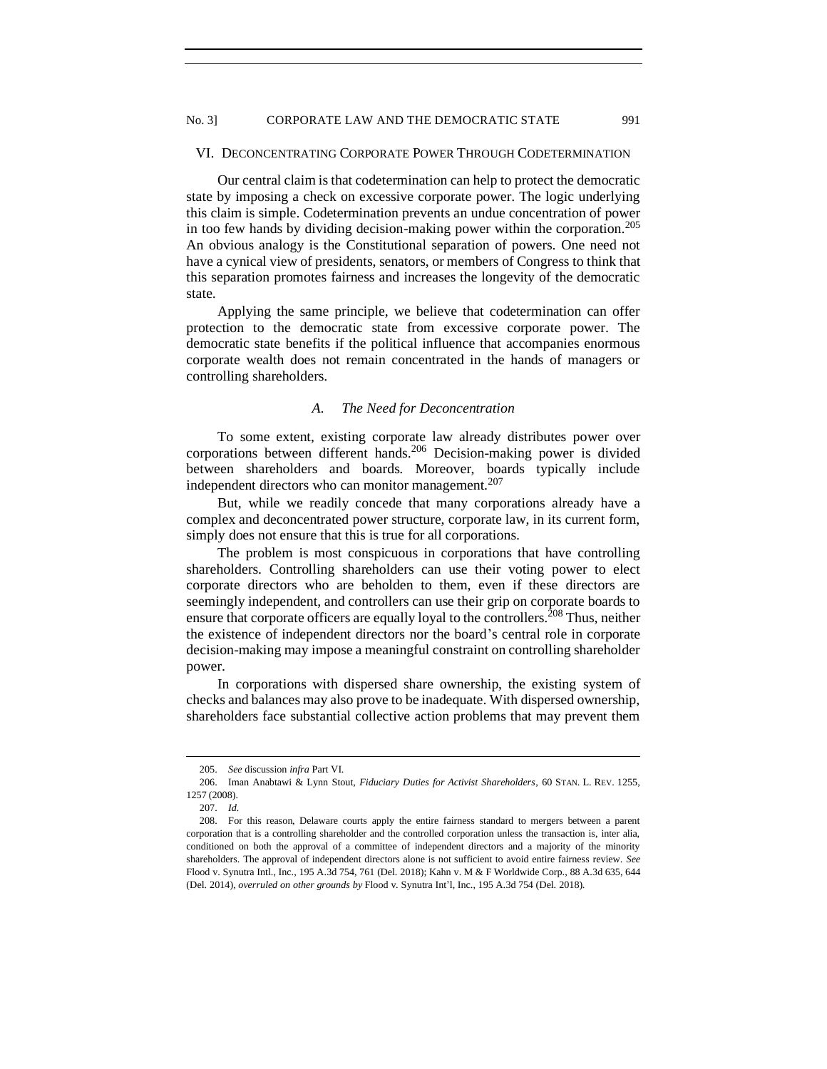## VI. DECONCENTRATING CORPORATE POWER THROUGH CODETERMINATION

Our central claim is that codetermination can help to protect the democratic state by imposing a check on excessive corporate power. The logic underlying this claim is simple. Codetermination prevents an undue concentration of power in too few hands by dividing decision-making power within the corporation.[205] An obvious analogy is the Constitutional separation of powers. One need not have a cynical view of presidents, senators, or members of Congress to think that this separation promotes fairness and increases the longevity of the democratic state.

Applying the same principle, we believe that codetermination can offer protection to the democratic state from excessive corporate power. The democratic state benefits if the political influence that accompanies enormous corporate wealth does not remain concentrated in the hands of managers or controlling shareholders.

### A. *The Need for Deconcentration*

To some extent, existing corporate law already distributes power over corporations between different hands.[206] Decision-making power is divided between shareholders and boards. Moreover, boards typically include independent directors who can monitor management.[207]

But, while we readily concede that many corporations already have a complex and deconcentrated power structure, corporate law, in its current form, simply does not ensure that this is true for all corporations.

The problem is most conspicuous in corporations that have controlling shareholders. Controlling shareholders can use their voting power to elect corporate directors who are beholden to them, even if these directors are seemingly independent, and controllers can use their grip on corporate boards to ensure that corporate officers are equally loyal to the controllers.[208] Thus, neither the existence of independent directors nor the board's central role in corporate decision-making may impose a meaningful constraint on controlling shareholder power.

In corporations with dispersed share ownership, the existing system of checks and balances may also prove to be inadequate. With dispersed ownership, shareholders face substantial collective action problems that may prevent them

---

205. *See* discussion *infra* Part VI.

206. Iman Anabtawi & Lynn Stout, *Fiduciary Duties for Activist Shareholders*, 60 STAN. L. REV. 1255, 1257 (2008).

207. *Id.*

208. For this reason, Delaware courts apply the entire fairness standard to mergers between a parent corporation that is a controlling shareholder and the controlled corporation unless the transaction is, inter alia, conditioned on both the approval of a committee of independent directors and a majority of the minority shareholders. The approval of independent directors alone is not sufficient to avoid entire fairness review. *See* Flood v. Synutra Intl., Inc., 195 A.3d 754, 761 (Del. 2018); Kahn v. M & F Worldwide Corp., 88 A.3d 635, 644 (Del. 2014), *overruled on other grounds by* Flood v. Synutra Int'l, Inc., 195 A.3d 754 (Del. 2018).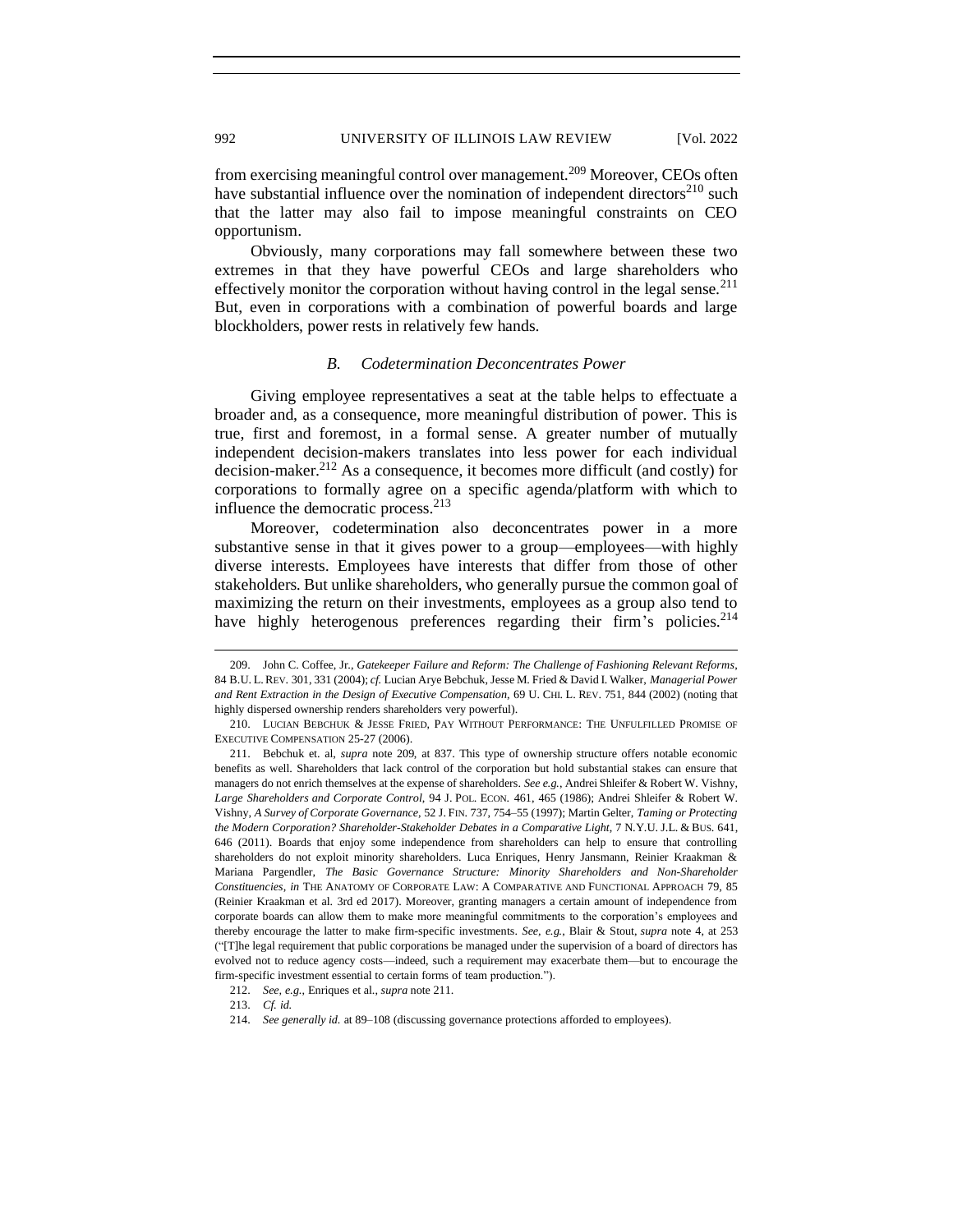from exercising meaningful control over management.[209] Moreover, CEOs often have substantial influence over the nomination of independent directors[210] such that the latter may also fail to impose meaningful constraints on CEO opportunism.

Obviously, many corporations may fall somewhere between these two extremes in that they have powerful CEOs and large shareholders who effectively monitor the corporation without having control in the legal sense.[211] But, even in corporations with a combination of powerful boards and large blockholders, power rests in relatively few hands.

### *B. Codetermination Deconcentrates Power*

Giving employee representatives a seat at the table helps to effectuate a broader and, as a consequence, more meaningful distribution of power. This is true, first and foremost, in a formal sense. A greater number of mutually independent decision-makers translates into less power for each individual decision-maker.[212] As a consequence, it becomes more difficult (and costly) for corporations to formally agree on a specific agenda/platform with which to influence the democratic process.[213]

Moreover, codetermination also deconcentrates power in a more substantive sense in that it gives power to a group—employees—with highly diverse interests. Employees have interests that differ from those of other stakeholders. But unlike shareholders, who generally pursue the common goal of maximizing the return on their investments, employees as a group also tend to have highly heterogenous preferences regarding their firm's policies.[214]

---

209. John C. Coffee, Jr., *Gatekeeper Failure and Reform: The Challenge of Fashioning Relevant Reforms*, 84 B.U. L. REV. 301, 331 (2004); *cf.* Lucian Arye Bebchuk, Jesse M. Fried & David I. Walker, *Managerial Power and Rent Extraction in the Design of Executive Compensation*, 69 U. CHI. L. REV. 751, 844 (2002) (noting that highly dispersed ownership renders shareholders very powerful).

210. LUCIAN BEBCHUK & JESSE FRIED, PAY WITHOUT PERFORMANCE: THE UNFULFILLED PROMISE OF EXECUTIVE COMPENSATION 25-27 (2006).

211. Bebchuk et. al, *supra* note 209, at 837. This type of ownership structure offers notable economic benefits as well. Shareholders that lack control of the corporation but hold substantial stakes can ensure that managers do not enrich themselves at the expense of shareholders. *See e.g.*, Andrei Shleifer & Robert W. Vishny, *Large Shareholders and Corporate Control*, 94 J. POL. ECON. 461, 465 (1986); Andrei Shleifer & Robert W. Vishny, *A Survey of Corporate Governance*, 52 J. FIN. 737, 754–55 (1997); Martin Gelter, *Taming or Protecting the Modern Corporation? Shareholder-Stakeholder Debates in a Comparative Light*, 7 N.Y.U. J.L. & BUS. 641, 646 (2011). Boards that enjoy some independence from shareholders can help to ensure that controlling shareholders do not exploit minority shareholders. Luca Enriques, Henry Jansmann, Reinier Kraakman & Mariana Pargendler, *The Basic Governance Structure: Minority Shareholders and Non-Shareholder Constituencies*, *in* THE ANATOMY OF CORPORATE LAW: A COMPARATIVE AND FUNCTIONAL APPROACH 79, 85 (Reinier Kraakman et al. 3rd ed 2017). Moreover, granting managers a certain amount of independence from corporate boards can allow them to make more meaningful commitments to the corporation's employees and thereby encourage the latter to make firm-specific investments. *See, e.g.*, Blair & Stout, *supra* note 4, at 253 ("[T]he legal requirement that public corporations be managed under the supervision of a board of directors has evolved not to reduce agency costs—indeed, such a requirement may exacerbate them—but to encourage the firm-specific investment essential to certain forms of team production.").

212. *See, e.g.*, Enriques et al., *supra* note 211.

213. *Cf. id.*

214. *See generally id.* at 89–108 (discussing governance protections afforded to employees).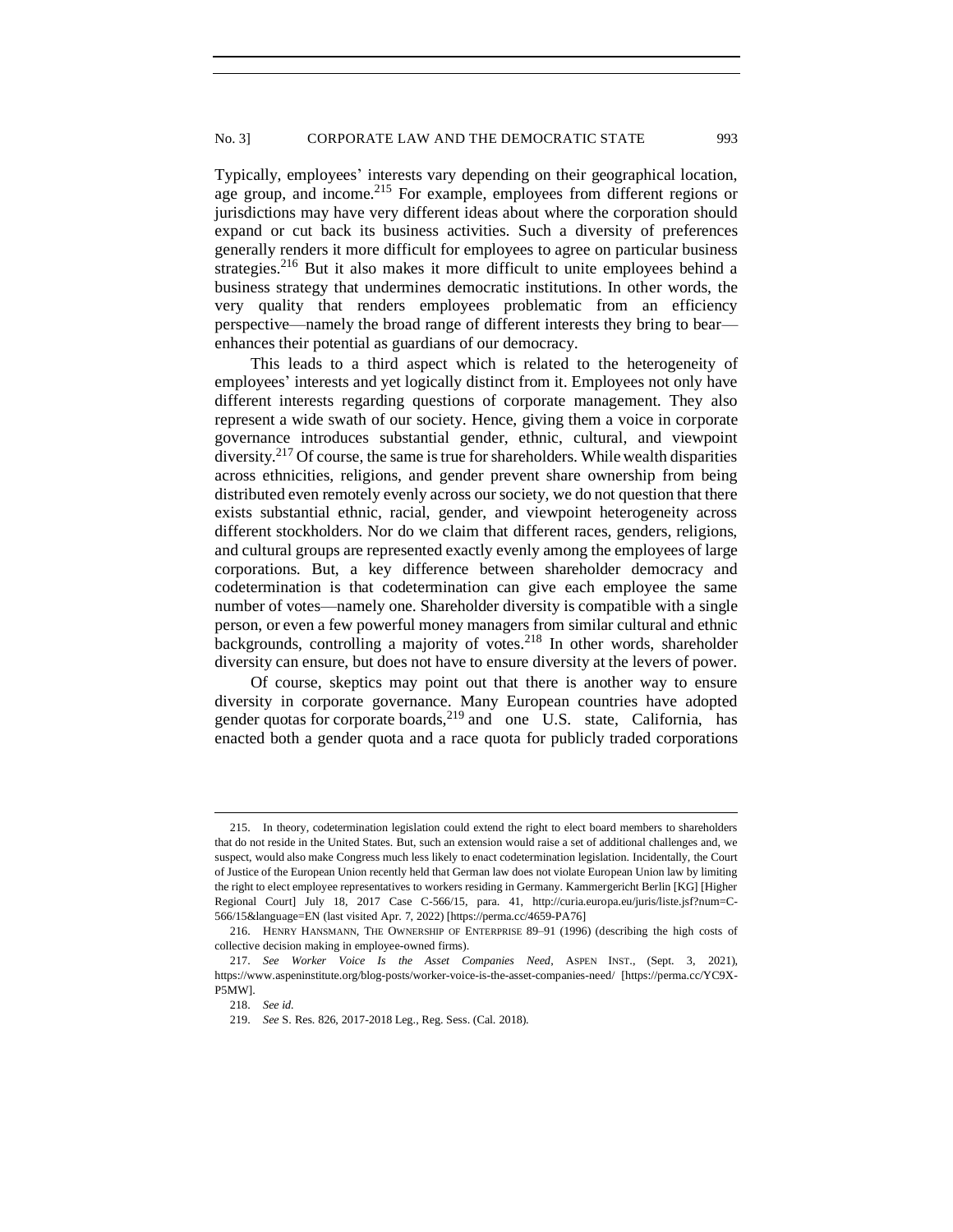Typically, employees' interests vary depending on their geographical location, age group, and income.[215] For example, employees from different regions or jurisdictions may have very different ideas about where the corporation should expand or cut back its business activities. Such a diversity of preferences generally renders it more difficult for employees to agree on particular business strategies.[216] But it also makes it more difficult to unite employees behind a business strategy that undermines democratic institutions. In other words, the very quality that renders employees problematic from an efficiency perspective—namely the broad range of different interests they bring to bear—enhances their potential as guardians of our democracy.

This leads to a third aspect which is related to the heterogeneity of employees' interests and yet logically distinct from it. Employees not only have different interests regarding questions of corporate management. They also represent a wide swath of our society. Hence, giving them a voice in corporate governance introduces substantial gender, ethnic, cultural, and viewpoint diversity.[217] Of course, the same is true for shareholders. While wealth disparities across ethnicities, religions, and gender prevent share ownership from being distributed even remotely evenly across our society, we do not question that there exists substantial ethnic, racial, gender, and viewpoint heterogeneity across different stockholders. Nor do we claim that different races, genders, religions, and cultural groups are represented exactly evenly among the employees of large corporations. But, a key difference between shareholder democracy and codetermination is that codetermination can give each employee the same number of votes—namely one. Shareholder diversity is compatible with a single person, or even a few powerful money managers from similar cultural and ethnic backgrounds, controlling a majority of votes.[218] In other words, shareholder diversity can ensure, but does not have to ensure diversity at the levers of power.

Of course, skeptics may point out that there is another way to ensure diversity in corporate governance. Many European countries have adopted gender quotas for corporate boards,[219] and one U.S. state, California, has enacted both a gender quota and a race quota for publicly traded corporations

---

215. In theory, codetermination legislation could extend the right to elect board members to shareholders that do not reside in the United States. But, such an extension would raise a set of additional challenges and, we suspect, would also make Congress much less likely to enact codetermination legislation. Incidentally, the Court of Justice of the European Union recently held that German law does not violate European Union law by limiting the right to elect employee representatives to workers residing in Germany. Kammergericht Berlin [KG] [Higher Regional Court] July 18, 2017 Case C-566/15, para. 41, http://curia.europa.eu/juris/liste.jsf?num=C-566/15&language=EN (last visited Apr. 7, 2022) [https://perma.cc/4659-PA76]

216. HENRY HANSMANN, THE OWNERSHIP OF ENTERPRISE 89–91 (1996) (describing the high costs of collective decision making in employee-owned firms).

217. *See Worker Voice Is the Asset Companies Need*, ASPEN INST., (Sept. 3, 2021), https://www.aspeninstitute.org/blog-posts/worker-voice-is-the-asset-companies-need/ [https://perma.cc/YC9X-P5MW].

218. *See id.*

219. *See* S. Res. 826, 2017-2018 Leg., Reg. Sess. (Cal. 2018).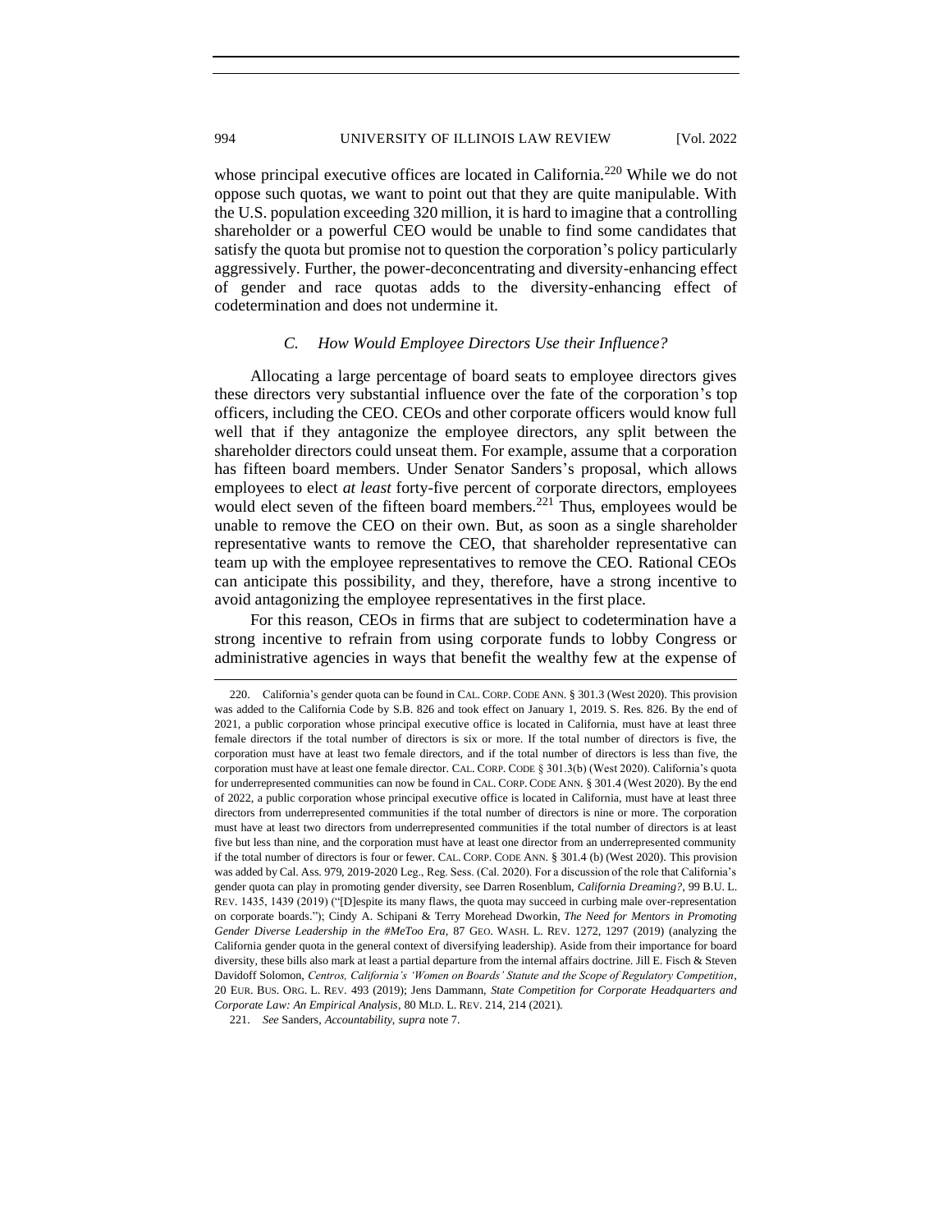whose principal executive offices are located in California.[220] While we do not oppose such quotas, we want to point out that they are quite manipulable. With the U.S. population exceeding 320 million, it is hard to imagine that a controlling shareholder or a powerful CEO would be unable to find some candidates that satisfy the quota but promise not to question the corporation's policy particularly aggressively. Further, the power-deconcentrating and diversity-enhancing effect of gender and race quotas adds to the diversity-enhancing effect of codetermination and does not undermine it.

### *C. How Would Employee Directors Use their Influence?*

Allocating a large percentage of board seats to employee directors gives these directors very substantial influence over the fate of the corporation's top officers, including the CEO. CEOs and other corporate officers would know full well that if they antagonize the employee directors, any split between the shareholder directors could unseat them. For example, assume that a corporation has fifteen board members. Under Senator Sanders's proposal, which allows employees to elect *at least* forty-five percent of corporate directors, employees would elect seven of the fifteen board members.[221] Thus, employees would be unable to remove the CEO on their own. But, as soon as a single shareholder representative wants to remove the CEO, that shareholder representative can team up with the employee representatives to remove the CEO. Rational CEOs can anticipate this possibility, and they, therefore, have a strong incentive to avoid antagonizing the employee representatives in the first place.

For this reason, CEOs in firms that are subject to codetermination have a strong incentive to refrain from using corporate funds to lobby Congress or administrative agencies in ways that benefit the wealthy few at the expense of

---

220. California's gender quota can be found in CAL. CORP. CODE ANN. § 301.3 (West 2020). This provision was added to the California Code by S.B. 826 and took effect on January 1, 2019. S. Res. 826. By the end of 2021, a public corporation whose principal executive office is located in California, must have at least three female directors if the total number of directors is six or more. If the total number of directors is five, the corporation must have at least two female directors, and if the total number of directors is less than five, the corporation must have at least one female director. CAL. CORP. CODE § 301.3(b) (West 2020). California's quota for underrepresented communities can now be found in CAL. CORP. CODE ANN. § 301.4 (West 2020). By the end of 2022, a public corporation whose principal executive office is located in California, must have at least three directors from underrepresented communities if the total number of directors is nine or more. The corporation must have at least two directors from underrepresented communities if the total number of directors is at least five but less than nine, and the corporation must have at least one director from an underrepresented community if the total number of directors is four or fewer. CAL. CORP. CODE ANN. § 301.4 (b) (West 2020). This provision was added by Cal. Ass. 979, 2019-2020 Leg., Reg. Sess. (Cal. 2020). For a discussion of the role that California's gender quota can play in promoting gender diversity, see Darren Rosenblum, *California Dreaming?*, 99 B.U. L. REV. 1435, 1439 (2019) ("[D]espite its many flaws, the quota may succeed in curbing male over-representation on corporate boards."); Cindy A. Schipani & Terry Morehead Dworkin, *The Need for Mentors in Promoting Gender Diverse Leadership in the #MeToo Era*, 87 GEO. WASH. L. REV. 1272, 1297 (2019) (analyzing the California gender quota in the general context of diversifying leadership). Aside from their importance for board diversity, these bills also mark at least a partial departure from the internal affairs doctrine. Jill E. Fisch & Steven Davidoff Solomon, *Centros, California's 'Women on Boards' Statute and the Scope of Regulatory Competition*, 20 EUR. BUS. ORG. L. REV. 493 (2019); Jens Dammann, *State Competition for Corporate Headquarters and Corporate Law: An Empirical Analysis*, 80 MLD. L. REV. 214, 214 (2021).

221. *See* Sanders, *Accountability*, *supra* note 7.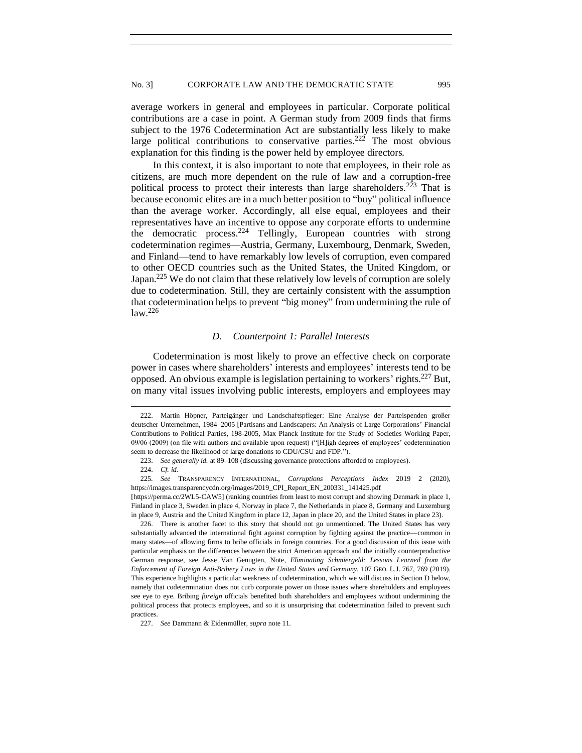average workers in general and employees in particular. Corporate political contributions are a case in point. A German study from 2009 finds that firms subject to the 1976 Codetermination Act are substantially less likely to make large political contributions to conservative parties.[222] The most obvious explanation for this finding is the power held by employee directors.

In this context, it is also important to note that employees, in their role as citizens, are much more dependent on the rule of law and a corruption-free political process to protect their interests than large shareholders.[223] That is because economic elites are in a much better position to "buy" political influence than the average worker. Accordingly, all else equal, employees and their representatives have an incentive to oppose any corporate efforts to undermine the democratic process.[224] Tellingly, European countries with strong codetermination regimes—Austria, Germany, Luxembourg, Denmark, Sweden, and Finland—tend to have remarkably low levels of corruption, even compared to other OECD countries such as the United States, the United Kingdom, or Japan.[225] We do not claim that these relatively low levels of corruption are solely due to codetermination. Still, they are certainly consistent with the assumption that codetermination helps to prevent "big money" from undermining the rule of law.[226]

### *D. Counterpoint 1: Parallel Interests*

Codetermination is most likely to prove an effective check on corporate power in cases where shareholders' interests and employees' interests tend to be opposed. An obvious example is legislation pertaining to workers' rights.[227] But, on many vital issues involving public interests, employers and employees may

---

222. Martin Höpner, Parteigänger und Landschaftspfleger: Eine Analyse der Parteispenden großer deutscher Unternehmen, 1984–2005 [Partisans and Landscapers: An Analysis of Large Corporations' Financial Contributions to Political Parties, 198-2005, Max Planck Institute for the Study of Societies Working Paper, 09/06 (2009) (on file with authors and available upon request) ("[H]igh degrees of employees' codetermination seem to decrease the likelihood of large donations to CDU/CSU and FDP.").

223. *See generally id.* at 89–108 (discussing governance protections afforded to employees).

224. *Cf. id.*

225. *See* TRANSPARENCY INTERNATIONAL, *Corruptions Perceptions Index* 2019 2 (2020), https://images.transparencycdn.org/images/2019_CPI_Report_EN_200331_141425.pdf [https://perma.cc/2WL5-CAW5] (ranking countries from least to most corrupt and showing Denmark in place 1, Finland in place 3, Sweden in place 4, Norway in place 7, the Netherlands in place 8, Germany and Luxemburg in place 9, Austria and the United Kingdom in place 12, Japan in place 20, and the United States in place 23).

226. There is another facet to this story that should not go unmentioned. The United States has very substantially advanced the international fight against corruption by fighting against the practice—common in many states—of allowing firms to bribe officials in foreign countries. For a good discussion of this issue with particular emphasis on the differences between the strict American approach and the initially counterproductive German response, see Jesse Van Genugten, Note, *Eliminating Schmiergeld: Lessons Learned from the Enforcement of Foreign Anti-Bribery Laws in the United States and Germany*, 107 GEO. L.J. 767, 769 (2019). This experience highlights a particular weakness of codetermination, which we will discuss in Section D below, namely that codetermination does not curb corporate power on those issues where shareholders and employees see eye to eye. Bribing *foreign* officials benefited both shareholders and employees without undermining the political process that protects employees, and so it is unsurprising that codetermination failed to prevent such practices.

227. *See* Dammann & Eidenmüller, *supra* note 11.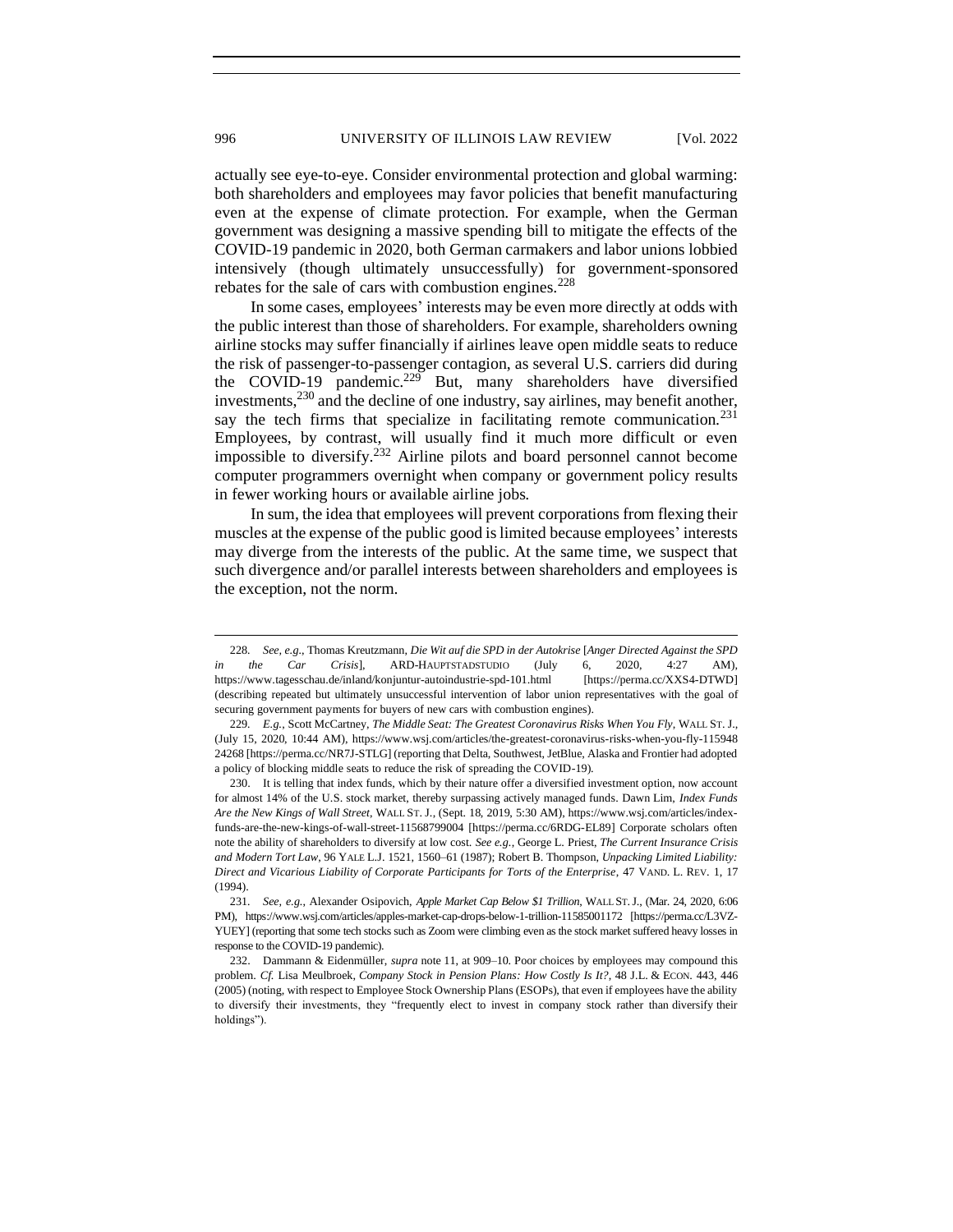actually see eye-to-eye. Consider environmental protection and global warming: both shareholders and employees may favor policies that benefit manufacturing even at the expense of climate protection. For example, when the German government was designing a massive spending bill to mitigate the effects of the COVID-19 pandemic in 2020, both German carmakers and labor unions lobbied intensively (though ultimately unsuccessfully) for government-sponsored rebates for the sale of cars with combustion engines.[228]

In some cases, employees' interests may be even more directly at odds with the public interest than those of shareholders. For example, shareholders owning airline stocks may suffer financially if airlines leave open middle seats to reduce the risk of passenger-to-passenger contagion, as several U.S. carriers did during the COVID-19 pandemic.[229] But, many shareholders have diversified investments,[230] and the decline of one industry, say airlines, may benefit another, say the tech firms that specialize in facilitating remote communication.[231] Employees, by contrast, will usually find it much more difficult or even impossible to diversify.[232] Airline pilots and board personnel cannot become computer programmers overnight when company or government policy results in fewer working hours or available airline jobs.

In sum, the idea that employees will prevent corporations from flexing their muscles at the expense of the public good is limited because employees' interests may diverge from the interests of the public. At the same time, we suspect that such divergence and/or parallel interests between shareholders and employees is the exception, not the norm.

---

228. *See, e.g.*, Thomas Kreutzmann, *Die Wit auf die SPD in der Autokrise* [*Anger Directed Against the SPD in the Car Crisis*], ARD-HAUPTSTADSTUDIO (July 6, 2020, 4:27 AM), https://www.tagesschau.de/inland/konjuntur-autoindustrie-spd-101.html [https://perma.cc/XXS4-DTWD] (describing repeated but ultimately unsuccessful intervention of labor union representatives with the goal of securing government payments for buyers of new cars with combustion engines).

229. *E.g.*, Scott McCartney, *The Middle Seat: The Greatest Coronavirus Risks When You Fly*, WALL ST. J., (July 15, 2020, 10:44 AM), https://www.wsj.com/articles/the-greatest-coronavirus-risks-when-you-fly-115948 24268 [https://perma.cc/NR7J-STLG] (reporting that Delta, Southwest, JetBlue, Alaska and Frontier had adopted a policy of blocking middle seats to reduce the risk of spreading the COVID-19).

230. It is telling that index funds, which by their nature offer a diversified investment option, now account for almost 14% of the U.S. stock market, thereby surpassing actively managed funds. Dawn Lim, *Index Funds Are the New Kings of Wall Street*, WALL ST. J., (Sept. 18, 2019, 5:30 AM), https://www.wsj.com/articles/index-funds-are-the-new-kings-of-wall-street-11568799004 [https://perma.cc/6RDG-EL89] Corporate scholars often note the ability of shareholders to diversify at low cost. *See e.g.*, George L. Priest, *The Current Insurance Crisis and Modern Tort Law*, 96 YALE L.J. 1521, 1560–61 (1987); Robert B. Thompson, *Unpacking Limited Liability: Direct and Vicarious Liability of Corporate Participants for Torts of the Enterprise*, 47 VAND. L. REV. 1, 17 (1994).

231. *See, e.g.*, Alexander Osipovich, *Apple Market Cap Below $1 Trillion*, WALL ST. J., (Mar. 24, 2020, 6:06 PM), https://www.wsj.com/articles/apples-market-cap-drops-below-1-trillion-11585001172 [https://perma.cc/L3VZ-YUEY] (reporting that some tech stocks such as Zoom were climbing even as the stock market suffered heavy losses in response to the COVID-19 pandemic).

232. Dammann & Eidenmüller, *supra* note 11, at 909–10. Poor choices by employees may compound this problem. *Cf.* Lisa Meulbroek, *Company Stock in Pension Plans: How Costly Is It?*, 48 J.L. & ECON. 443, 446 (2005) (noting, with respect to Employee Stock Ownership Plans (ESOPs), that even if employees have the ability to diversify their investments, they "frequently elect to invest in company stock rather than diversify their holdings").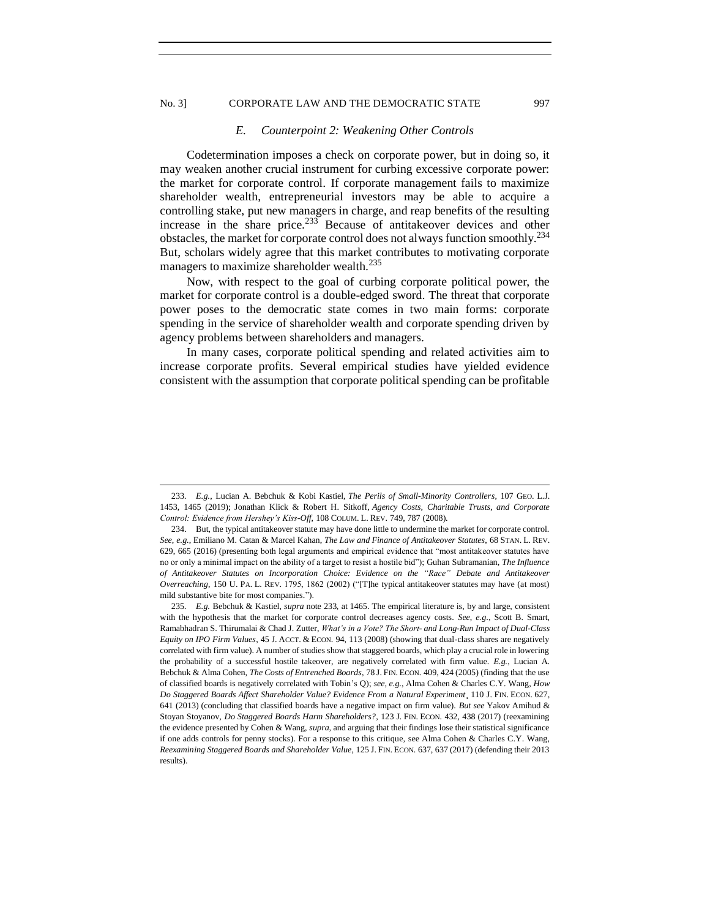### *E. Counterpoint 2: Weakening Other Controls*

Codetermination imposes a check on corporate power, but in doing so, it may weaken another crucial instrument for curbing excessive corporate power: the market for corporate control. If corporate management fails to maximize shareholder wealth, entrepreneurial investors may be able to acquire a controlling stake, put new managers in charge, and reap benefits of the resulting increase in the share price.[233] Because of antitakeover devices and other obstacles, the market for corporate control does not always function smoothly.[234] But, scholars widely agree that this market contributes to motivating corporate managers to maximize shareholder wealth.[235]

Now, with respect to the goal of curbing corporate political power, the market for corporate control is a double-edged sword. The threat that corporate power poses to the democratic state comes in two main forms: corporate spending in the service of shareholder wealth and corporate spending driven by agency problems between shareholders and managers.

In many cases, corporate political spending and related activities aim to increase corporate profits. Several empirical studies have yielded evidence consistent with the assumption that corporate political spending can be profitable

---

233. *E.g.*, Lucian A. Bebchuk & Kobi Kastiel, *The Perils of Small-Minority Controllers*, 107 GEO. L.J. 1453, 1465 (2019); Jonathan Klick & Robert H. Sitkoff, *Agency Costs, Charitable Trusts, and Corporate Control: Evidence from Hershey's Kiss-Off*, 108 COLUM. L. REV. 749, 787 (2008).

234. But, the typical antitakeover statute may have done little to undermine the market for corporate control. *See, e.g.*, Emiliano M. Catan & Marcel Kahan, *The Law and Finance of Antitakeover Statutes*, 68 STAN. L. REV. 629, 665 (2016) (presenting both legal arguments and empirical evidence that "most antitakeover statutes have no or only a minimal impact on the ability of a target to resist a hostile bid"); Guhan Subramanian, *The Influence of Antitakeover Statutes on Incorporation Choice: Evidence on the "Race" Debate and Antitakeover Overreaching*, 150 U. PA. L. REV. 1795, 1862 (2002) ("[T]he typical antitakeover statutes may have (at most) mild substantive bite for most companies.").

235. *E.g.* Bebchuk & Kastiel, *supra* note 233, at 1465. The empirical literature is, by and large, consistent with the hypothesis that the market for corporate control decreases agency costs. *See, e.g.*, Scott B. Smart, Ramabhadran S. Thirumalai & Chad J. Zutter, *What's in a Vote? The Short- and Long-Run Impact of Dual-Class Equity on IPO Firm Values*, 45 J. ACCT. & ECON. 94, 113 (2008) (showing that dual-class shares are negatively correlated with firm value). A number of studies show that staggered boards, which play a crucial role in lowering the probability of a successful hostile takeover, are negatively correlated with firm value. *E.g.*, Lucian A. Bebchuk & Alma Cohen, *The Costs of Entrenched Boards*, 78 J. FIN. ECON. 409, 424 (2005) (finding that the use of classified boards is negatively correlated with Tobin's Q); *see, e.g.*, Alma Cohen & Charles C.Y. Wang, *How Do Staggered Boards Affect Shareholder Value? Evidence From a Natural Experiment*, 110 J. FIN. ECON. 627, 641 (2013) (concluding that classified boards have a negative impact on firm value). *But see* Yakov Amihud & Stoyan Stoyanov, *Do Staggered Boards Harm Shareholders?*, 123 J. FIN. ECON. 432, 438 (2017) (reexamining the evidence presented by Cohen & Wang, *supra*, and arguing that their findings lose their statistical significance if one adds controls for penny stocks). For a response to this critique, see Alma Cohen & Charles C.Y. Wang, *Reexamining Staggered Boards and Shareholder Value*, 125 J. FIN. ECON. 637, 637 (2017) (defending their 2013 results).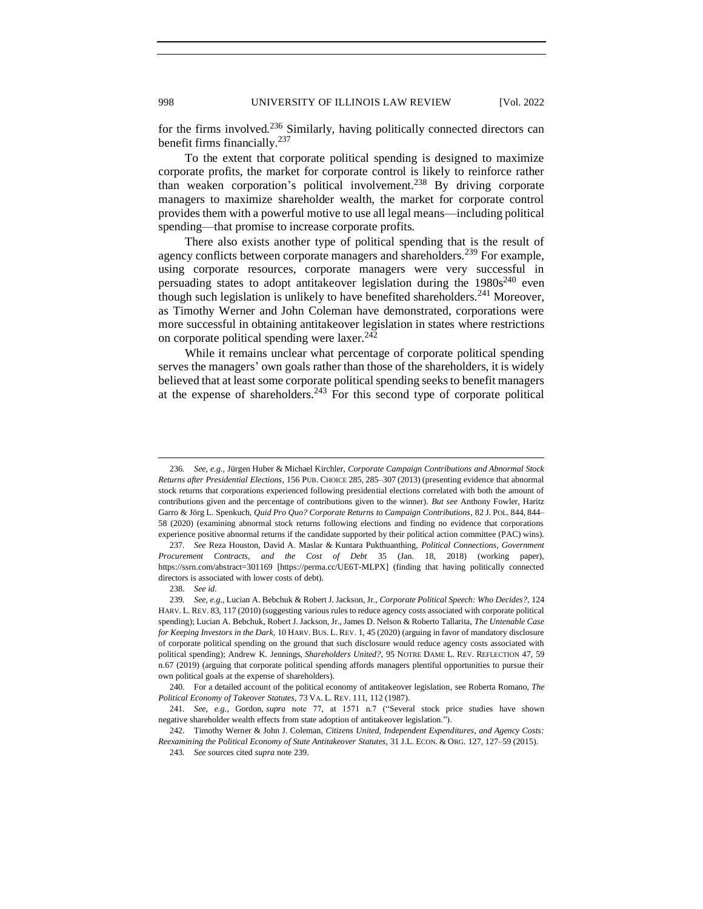for the firms involved.[236] Similarly, having politically connected directors can benefit firms financially.[237]

To the extent that corporate political spending is designed to maximize corporate profits, the market for corporate control is likely to reinforce rather than weaken corporation's political involvement.[238] By driving corporate managers to maximize shareholder wealth, the market for corporate control provides them with a powerful motive to use all legal means—including political spending—that promise to increase corporate profits.

There also exists another type of political spending that is the result of agency conflicts between corporate managers and shareholders.[239] For example, using corporate resources, corporate managers were very successful in persuading states to adopt antitakeover legislation during the 1980s[240] even though such legislation is unlikely to have benefited shareholders.[241] Moreover, as Timothy Werner and John Coleman have demonstrated, corporations were more successful in obtaining antitakeover legislation in states where restrictions on corporate political spending were laxer.[242]

While it remains unclear what percentage of corporate political spending serves the managers' own goals rather than those of the shareholders, it is widely believed that at least some corporate political spending seeks to benefit managers at the expense of shareholders.[243] For this second type of corporate political

---

236. *See, e.g.*, Jürgen Huber & Michael Kirchler, *Corporate Campaign Contributions and Abnormal Stock Returns after Presidential Elections*, 156 PUB. CHOICE 285, 285–307 (2013) (presenting evidence that abnormal stock returns that corporations experienced following presidential elections correlated with both the amount of contributions given and the percentage of contributions given to the winner). *But see* Anthony Fowler, Haritz Garro & Jörg L. Spenkuch, *Quid Pro Quo? Corporate Returns to Campaign Contributions*, 82 J. POL. 844, 844–58 (2020) (examining abnormal stock returns following elections and finding no evidence that corporations experience positive abnormal returns if the candidate supported by their political action committee (PAC) wins).

237. *See* Reza Houston, David A. Maslar & Kuntara Pukthuanthing, *Political Connections, Government Procurement Contracts, and the Cost of Debt* 35 (Jan. 18, 2018) (working paper), https://ssrn.com/abstract=301169 [https://perma.cc/UE6T-MLPX] (finding that having politically connected directors is associated with lower costs of debt).

238. *See id.*

239. *See, e.g.*, Lucian A. Bebchuk & Robert J. Jackson, Jr., *Corporate Political Speech: Who Decides?*, 124 HARV. L. REV. 83, 117 (2010) (suggesting various rules to reduce agency costs associated with corporate political spending); Lucian A. Bebchuk, Robert J. Jackson, Jr., James D. Nelson & Roberto Tallarita, *The Untenable Case for Keeping Investors in the Dark*, 10 HARV. BUS. L. REV. 1, 45 (2020) (arguing in favor of mandatory disclosure of corporate political spending on the ground that such disclosure would reduce agency costs associated with political spending); Andrew K. Jennings, *Shareholders United?*, 95 NOTRE DAME L. REV. REFLECTION 47, 59 n.67 (2019) (arguing that corporate political spending affords managers plentiful opportunities to pursue their own political goals at the expense of shareholders).

240. For a detailed account of the political economy of antitakeover legislation, see Roberta Romano, *The Political Economy of Takeover Statutes*, 73 VA. L. REV. 111, 112 (1987).

241. *See, e.g.*, Gordon, *supra* note 77, at 1571 n.7 ("Several stock price studies have shown negative shareholder wealth effects from state adoption of antitakeover legislation.").

242. Timothy Werner & John J. Coleman, *Citizens United, Independent Expenditures, and Agency Costs: Reexamining the Political Economy of State Antitakeover Statutes*, 31 J.L. ECON. & ORG. 127, 127–59 (2015).

243. *See* sources cited *supra* note 239.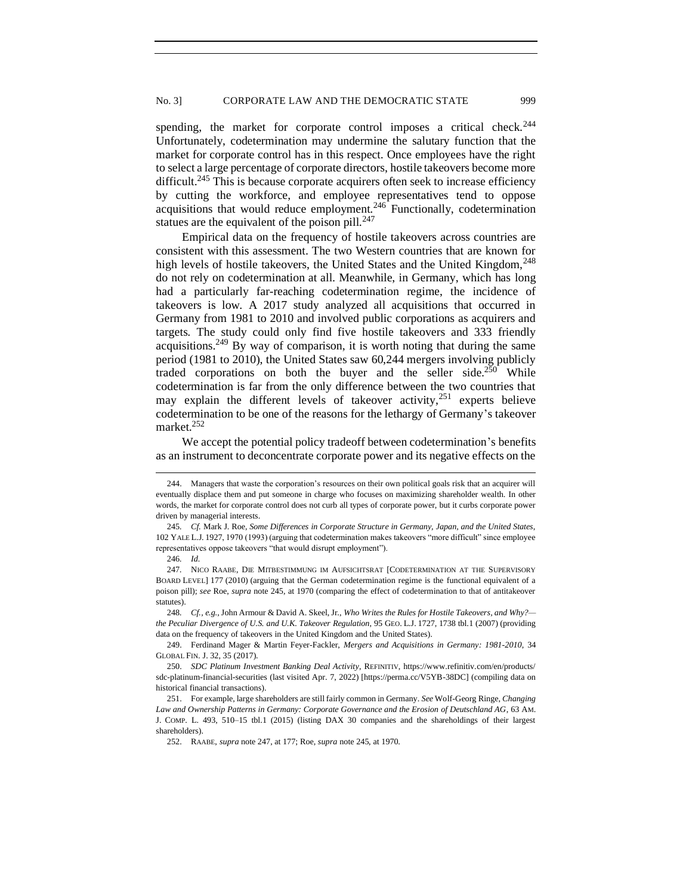spending, the market for corporate control imposes a critical check.[244] Unfortunately, codetermination may undermine the salutary function that the market for corporate control has in this respect. Once employees have the right to select a large percentage of corporate directors, hostile takeovers become more difficult.[245] This is because corporate acquirers often seek to increase efficiency by cutting the workforce, and employee representatives tend to oppose acquisitions that would reduce employment.[246] Functionally, codetermination statues are the equivalent of the poison pill.[247]

Empirical data on the frequency of hostile takeovers across countries are consistent with this assessment. The two Western countries that are known for high levels of hostile takeovers, the United States and the United Kingdom,[248] do not rely on codetermination at all. Meanwhile, in Germany, which has long had a particularly far-reaching codetermination regime, the incidence of takeovers is low. A 2017 study analyzed all acquisitions that occurred in Germany from 1981 to 2010 and involved public corporations as acquirers and targets. The study could only find five hostile takeovers and 333 friendly acquisitions.[249] By way of comparison, it is worth noting that during the same period (1981 to 2010), the United States saw 60,244 mergers involving publicly traded corporations on both the buyer and the seller side.[250] While codetermination is far from the only difference between the two countries that may explain the different levels of takeover activity,[251] experts believe codetermination to be one of the reasons for the lethargy of Germany's takeover market.[252]

We accept the potential policy tradeoff between codetermination's benefits as an instrument to deconcentrate corporate power and its negative effects on the

---

244. Managers that waste the corporation's resources on their own political goals risk that an acquirer will eventually displace them and put someone in charge who focuses on maximizing shareholder wealth. In other words, the market for corporate control does not curb all types of corporate power, but it curbs corporate power driven by managerial interests.

245. *Cf.* Mark J. Roe, *Some Differences in Corporate Structure in Germany, Japan, and the United States*, 102 YALE L.J. 1927, 1970 (1993) (arguing that codetermination makes takeovers "more difficult" since employee representatives oppose takeovers "that would disrupt employment").

246. *Id.*

247. NICO RAABE, DIE MITBESTIMMUNG IM AUFSICHTSRAT [CODETERMINATION AT THE SUPERVISORY BOARD LEVEL] 177 (2010) (arguing that the German codetermination regime is the functional equivalent of a poison pill); *see* Roe, *supra* note 245, at 1970 (comparing the effect of codetermination to that of antitakeover statutes).

248. *Cf., e.g.*, John Armour & David A. Skeel, Jr., *Who Writes the Rules for Hostile Takeovers, and Why?—the Peculiar Divergence of U.S. and U.K. Takeover Regulation*, 95 GEO. L.J. 1727, 1738 tbl.1 (2007) (providing data on the frequency of takeovers in the United Kingdom and the United States).

249. Ferdinand Mager & Martin Feyer-Fackler, *Mergers and Acquisitions in Germany: 1981-2010*, 34 GLOBAL FIN. J. 32, 35 (2017).

250. *SDC Platinum Investment Banking Deal Activity*, REFINITIV, https://www.refinitiv.com/en/products/sdc-platinum-financial-securities (last visited Apr. 7, 2022) [https://perma.cc/V5YB-38DC] (compiling data on historical financial transactions).

251. For example, large shareholders are still fairly common in Germany. *See* Wolf-Georg Ringe, *Changing Law and Ownership Patterns in Germany: Corporate Governance and the Erosion of Deutschland AG*, 63 AM. J. COMP. L. 493, 510–15 tbl.1 (2015) (listing DAX 30 companies and the shareholdings of their largest shareholders).

252. RAABE, *supra* note 247, at 177; Roe, *supra* note 245, at 1970.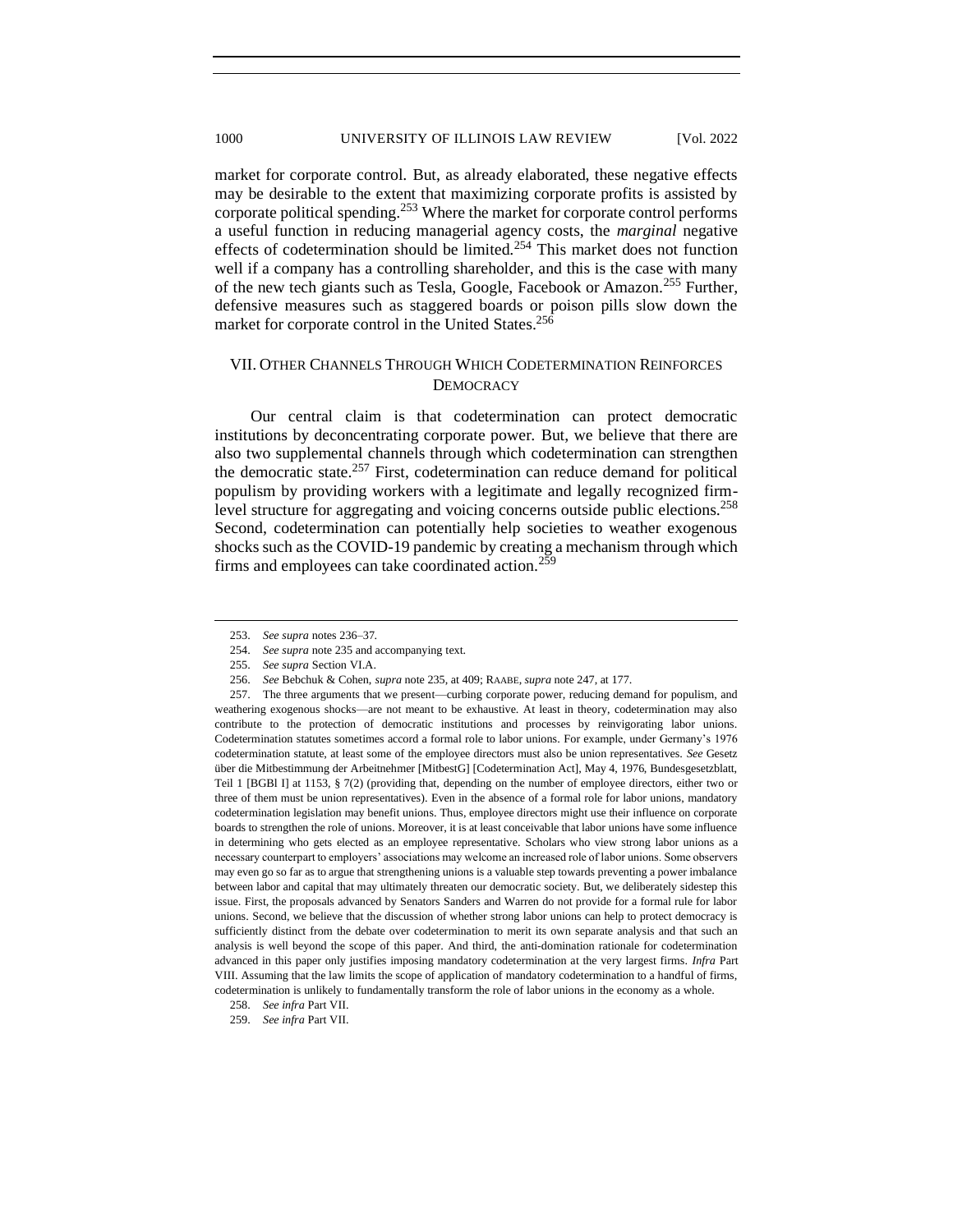market for corporate control. But, as already elaborated, these negative effects may be desirable to the extent that maximizing corporate profits is assisted by corporate political spending.[253] Where the market for corporate control performs a useful function in reducing managerial agency costs, the *marginal* negative effects of codetermination should be limited.[254] This market does not function well if a company has a controlling shareholder, and this is the case with many of the new tech giants such as Tesla, Google, Facebook or Amazon.[255] Further, defensive measures such as staggered boards or poison pills slow down the market for corporate control in the United States.[256]

## VII. Other Channels Through Which Codetermination Reinforces Democracy

Our central claim is that codetermination can protect democratic institutions by deconcentrating corporate power. But, we believe that there are also two supplemental channels through which codetermination can strengthen the democratic state.[257] First, codetermination can reduce demand for political populism by providing workers with a legitimate and legally recognized firm-level structure for aggregating and voicing concerns outside public elections.[258] Second, codetermination can potentially help societies to weather exogenous shocks such as the COVID-19 pandemic by creating a mechanism through which firms and employees can take coordinated action.[259]

---

253. *See supra* notes 236–37.

254. *See supra* note 235 and accompanying text.

255. *See supra* Section VI.A.

256. *See* Bebchuk & Cohen, *supra* note 235, at 409; Raabe, *supra* note 247, at 177.

257. The three arguments that we present—curbing corporate power, reducing demand for populism, and weathering exogenous shocks—are not meant to be exhaustive. At least in theory, codetermination may also contribute to the protection of democratic institutions and processes by reinvigorating labor unions. Codetermination statutes sometimes accord a formal role to labor unions. For example, under Germany's 1976 codetermination statute, at least some of the employee directors must also be union representatives. *See* Gesetz über die Mitbestimmung der Arbeitnehmer [MitbestG] [Codetermination Act], May 4, 1976, Bundesgesetzblatt, Teil 1 [BGBl I] at 1153, § 7(2) (providing that, depending on the number of employee directors, either two or three of them must be union representatives). Even in the absence of a formal role for labor unions, mandatory codetermination legislation may benefit unions. Thus, employee directors might use their influence on corporate boards to strengthen the role of unions. Moreover, it is at least conceivable that labor unions have some influence in determining who gets elected as an employee representative. Scholars who view strong labor unions as a necessary counterpart to employers' associations may welcome an increased role of labor unions. Some observers may even go so far as to argue that strengthening unions is a valuable step towards preventing a power imbalance between labor and capital that may ultimately threaten our democratic society. But, we deliberately sidestep this issue. First, the proposals advanced by Senators Sanders and Warren do not provide for a formal rule for labor unions. Second, we believe that the discussion of whether strong labor unions can help to protect democracy is sufficiently distinct from the debate over codetermination to merit its own separate analysis and that such an analysis is well beyond the scope of this paper. And third, the anti-domination rationale for codetermination advanced in this paper only justifies imposing mandatory codetermination at the very largest firms. *Infra* Part VIII. Assuming that the law limits the scope of application of mandatory codetermination to a handful of firms, codetermination is unlikely to fundamentally transform the role of labor unions in the economy as a whole.

258. *See infra* Part VII.

259. *See infra* Part VII.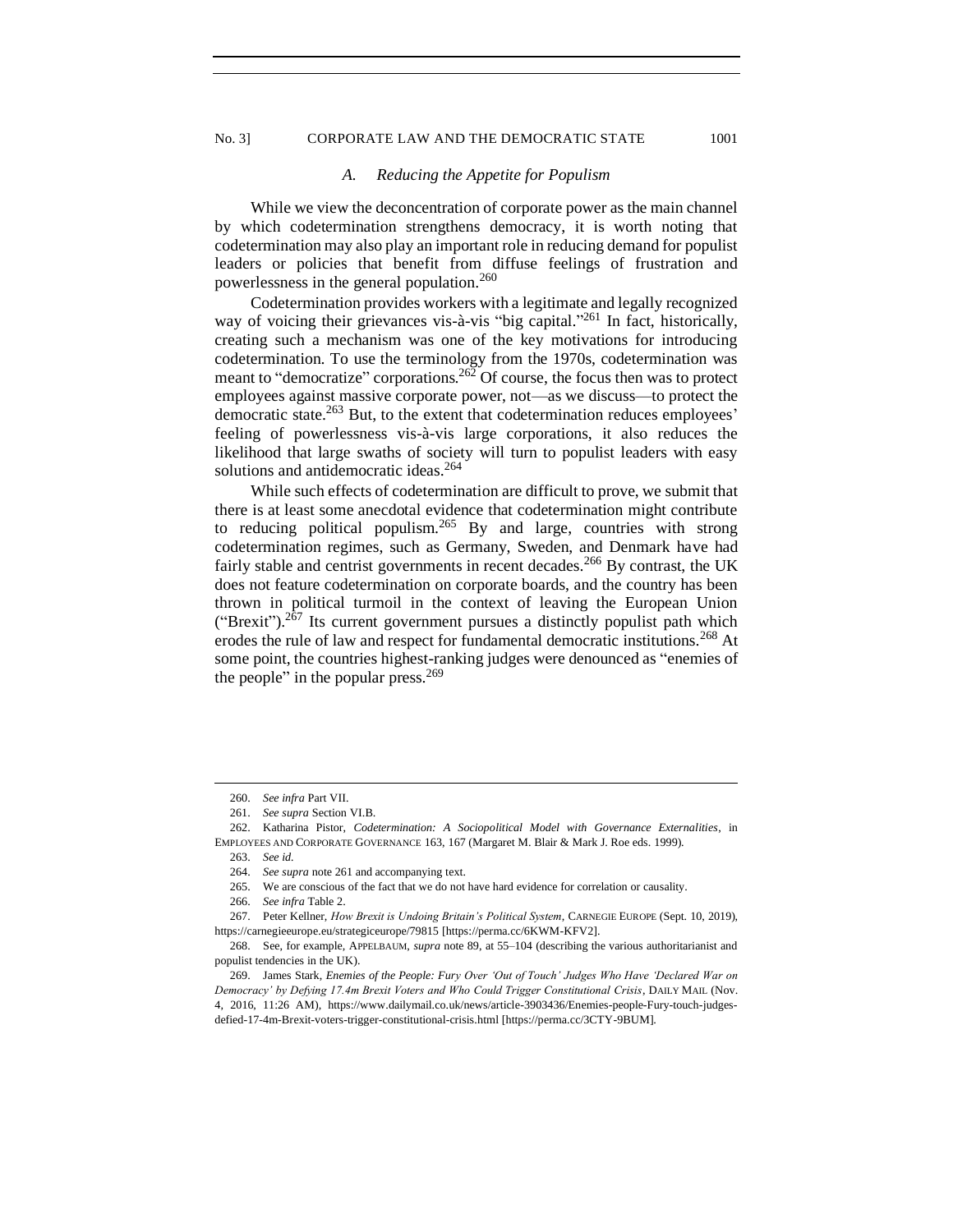### A. *Reducing the Appetite for Populism*

While we view the deconcentration of corporate power as the main channel by which codetermination strengthens democracy, it is worth noting that codetermination may also play an important role in reducing demand for populist leaders or policies that benefit from diffuse feelings of frustration and powerlessness in the general population.[260]

Codetermination provides workers with a legitimate and legally recognized way of voicing their grievances vis-à-vis "big capital."[261] In fact, historically, creating such a mechanism was one of the key motivations for introducing codetermination. To use the terminology from the 1970s, codetermination was meant to "democratize" corporations.[262] Of course, the focus then was to protect employees against massive corporate power, not—as we discuss—to protect the democratic state.[263] But, to the extent that codetermination reduces employees' feeling of powerlessness vis-à-vis large corporations, it also reduces the likelihood that large swaths of society will turn to populist leaders with easy solutions and antidemocratic ideas.[264]

While such effects of codetermination are difficult to prove, we submit that there is at least some anecdotal evidence that codetermination might contribute to reducing political populism.[265] By and large, countries with strong codetermination regimes, such as Germany, Sweden, and Denmark have had fairly stable and centrist governments in recent decades.[266] By contrast, the UK does not feature codetermination on corporate boards, and the country has been thrown in political turmoil in the context of leaving the European Union ("Brexit").[267] Its current government pursues a distinctly populist path which erodes the rule of law and respect for fundamental democratic institutions.[268] At some point, the countries highest-ranking judges were denounced as "enemies of the people" in the popular press.[269]

---

260. *See infra* Part VII.

261. *See supra* Section VI.B.

262. Katharina Pistor, *Codetermination: A Sociopolitical Model with Governance Externalities*, in EMPLOYEES AND CORPORATE GOVERNANCE 163, 167 (Margaret M. Blair & Mark J. Roe eds. 1999).

263. *See id.*

264. *See supra* note 261 and accompanying text.

265. We are conscious of the fact that we do not have hard evidence for correlation or causality.

266. *See infra* Table 2.

267. Peter Kellner, *How Brexit is Undoing Britain's Political System*, CARNEGIE EUROPE (Sept. 10, 2019), https://carnegieeurope.eu/strategiceurope/79815 [https://perma.cc/6KWM-KFV2].

268. See, for example, APPELBAUM, *supra* note 89, at 55–104 (describing the various authoritarianist and populist tendencies in the UK).

269. James Stark, *Enemies of the People: Fury Over 'Out of Touch' Judges Who Have 'Declared War on Democracy' by Defying 17.4m Brexit Voters and Who Could Trigger Constitutional Crisis*, DAILY MAIL (Nov. 4, 2016, 11:26 AM), https://www.dailymail.co.uk/news/article-3903436/Enemies-people-Fury-touch-judges-defied-17-4m-Brexit-voters-trigger-constitutional-crisis.html [https://perma.cc/3CTY-9BUM].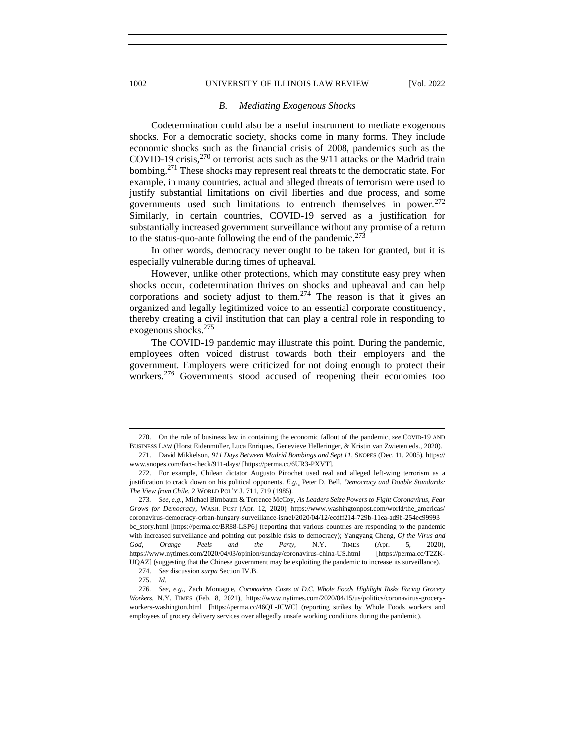### B. *Mediating Exogenous Shocks*

Codetermination could also be a useful instrument to mediate exogenous shocks. For a democratic society, shocks come in many forms. They include economic shocks such as the financial crisis of 2008, pandemics such as the COVID-19 crisis,[270] or terrorist acts such as the 9/11 attacks or the Madrid train bombing.[271] These shocks may represent real threats to the democratic state. For example, in many countries, actual and alleged threats of terrorism were used to justify substantial limitations on civil liberties and due process, and some governments used such limitations to entrench themselves in power.[272] Similarly, in certain countries, COVID-19 served as a justification for substantially increased government surveillance without any promise of a return to the status-quo-ante following the end of the pandemic.[273]

In other words, democracy never ought to be taken for granted, but it is especially vulnerable during times of upheaval.

However, unlike other protections, which may constitute easy prey when shocks occur, codetermination thrives on shocks and upheaval and can help corporations and society adjust to them.[274] The reason is that it gives an organized and legally legitimized voice to an essential corporate constituency, thereby creating a civil institution that can play a central role in responding to exogenous shocks.[275]

The COVID-19 pandemic may illustrate this point. During the pandemic, employees often voiced distrust towards both their employers and the government. Employers were criticized for not doing enough to protect their workers.[276] Governments stood accused of reopening their economies too

---

270. On the role of business law in containing the economic fallout of the pandemic, *see* COVID-19 AND BUSINESS LAW (Horst Eidenmüller, Luca Enriques, Genevieve Helleringer, & Kristin van Zwieten eds., 2020).

271. David Mikkelson, *911 Days Between Madrid Bombings and Sept 11*, SNOPES (Dec. 11, 2005), https://www.snopes.com/fact-check/911-days/ [https://perma.cc/6UR3-PXVT].

272. For example, Chilean dictator Augusto Pinochet used real and alleged left-wing terrorism as a justification to crack down on his political opponents. *E.g.*, Peter D. Bell, *Democracy and Double Standards: The View from Chile*, 2 WORLD POL'Y J. 711, 719 (1985).

273. *See, e.g.*, Michael Birnbaum & Terrence McCoy, *As Leaders Seize Powers to Fight Coronavirus, Fear Grows for Democracy*, WASH. POST (Apr. 12, 2020), https://www.washingtonpost.com/world/the_americas/coronavirus-democracy-orban-hungary-surveillance-israel/2020/04/12/ecdff214-729b-11ea-ad9b-254ec99993bc_story.html [https://perma.cc/BR88-LSP6] (reporting that various countries are responding to the pandemic with increased surveillance and pointing out possible risks to democracy); Yangyang Cheng, *Of the Virus and God, Orange Peels and the Party*, N.Y. TIMES (Apr. 5, 2020), https://www.nytimes.com/2020/04/03/opinion/sunday/coronavirus-china-US.html [https://perma.cc/T2ZK-UQAZ] (suggesting that the Chinese government may be exploiting the pandemic to increase its surveillance).

274. *See* discussion *surpa* Section IV.B.

275. *Id.*

276. *See, e.g.*, Zach Montague, *Coronavirus Cases at D.C. Whole Foods Highlight Risks Facing Grocery Workers*, N.Y. TIMES (Feb. 8, 2021), https://www.nytimes.com/2020/04/15/us/politics/coronavirus-grocery-workers-washington.html [https://perma.cc/46QL-JCWC] (reporting strikes by Whole Foods workers and employees of grocery delivery services over allegedly unsafe working conditions during the pandemic).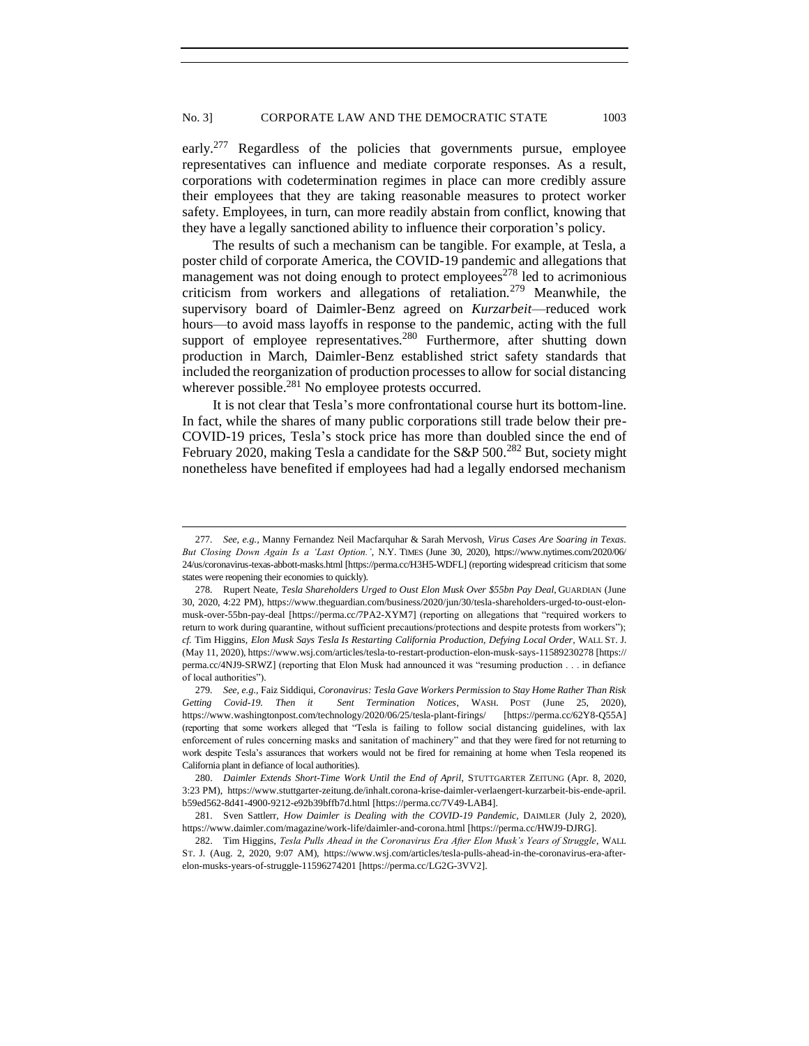early.[277] Regardless of the policies that governments pursue, employee representatives can influence and mediate corporate responses. As a result, corporations with codetermination regimes in place can more credibly assure their employees that they are taking reasonable measures to protect worker safety. Employees, in turn, can more readily abstain from conflict, knowing that they have a legally sanctioned ability to influence their corporation's policy.

The results of such a mechanism can be tangible. For example, at Tesla, a poster child of corporate America, the COVID-19 pandemic and allegations that management was not doing enough to protect employees[278] led to acrimonious criticism from workers and allegations of retaliation.[279] Meanwhile, the supervisory board of Daimler-Benz agreed on *Kurzarbeit*—reduced work hours—to avoid mass layoffs in response to the pandemic, acting with the full support of employee representatives.[280] Furthermore, after shutting down production in March, Daimler-Benz established strict safety standards that included the reorganization of production processes to allow for social distancing wherever possible.[281] No employee protests occurred.

It is not clear that Tesla's more confrontational course hurt its bottom-line. In fact, while the shares of many public corporations still trade below their pre-COVID-19 prices, Tesla's stock price has more than doubled since the end of February 2020, making Tesla a candidate for the S&P 500.[282] But, society might nonetheless have benefited if employees had had a legally endorsed mechanism

---

277. *See, e.g.*, Manny Fernandez Neil Macfarquhar & Sarah Mervosh, *Virus Cases Are Soaring in Texas. But Closing Down Again Is a 'Last Option.'*, N.Y. TIMES (June 30, 2020), https://www.nytimes.com/2020/06/24/us/coronavirus-texas-abbott-masks.html [https://perma.cc/H3H5-WDFL] (reporting widespread criticism that some states were reopening their economies to quickly).

278. Rupert Neate, *Tesla Shareholders Urged to Oust Elon Musk Over $55bn Pay Deal*, GUARDIAN (June 30, 2020, 4:22 PM), https://www.theguardian.com/business/2020/jun/30/tesla-shareholders-urged-to-oust-elon-musk-over-55bn-pay-deal [https://perma.cc/7PA2-XYM7] (reporting on allegations that "required workers to return to work during quarantine, without sufficient precautions/protections and despite protests from workers"); *cf.* Tim Higgins, *Elon Musk Says Tesla Is Restarting California Production, Defying Local Order*, WALL ST. J. (May 11, 2020), https://www.wsj.com/articles/tesla-to-restart-production-elon-musk-says-11589230278 [https://perma.cc/4NJ9-SRWZ] (reporting that Elon Musk had announced it was "resuming production . . . in defiance of local authorities").

279. *See, e.g.*, Faiz Siddiqui, *Coronavirus: Tesla Gave Workers Permission to Stay Home Rather Than Risk Getting Covid-19. Then it Sent Termination Notices*, WASH. POST (June 25, 2020), https://www.washingtonpost.com/technology/2020/06/25/tesla-plant-firings/ [https://perma.cc/62Y8-Q55A] (reporting that some workers alleged that "Tesla is failing to follow social distancing guidelines, with lax enforcement of rules concerning masks and sanitation of machinery" and that they were fired for not returning to work despite Tesla's assurances that workers would not be fired for remaining at home when Tesla reopened its California plant in defiance of local authorities).

280. *Daimler Extends Short-Time Work Until the End of April*, STUTTGARTER ZEITUNG (Apr. 8, 2020, 3:23 PM), https://www.stuttgarter-zeitung.de/inhalt.corona-krise-daimler-verlaengert-kurzarbeit-bis-ende-april.b59ed562-8d41-4900-9212-e92b39bffb7d.html [https://perma.cc/7V49-LAB4].

281. Sven Sattlerr, *How Daimler is Dealing with the COVID-19 Pandemic*, DAIMLER (July 2, 2020), https://www.daimler.com/magazine/work-life/daimler-and-corona.html [https://perma.cc/HWJ9-DJRG].

282. Tim Higgins, *Tesla Pulls Ahead in the Coronavirus Era After Elon Musk's Years of Struggle*, WALL ST. J. (Aug. 2, 2020, 9:07 AM), https://www.wsj.com/articles/tesla-pulls-ahead-in-the-coronavirus-era-after-elon-musks-years-of-struggle-11596274201 [https://perma.cc/LG2G-3VV2].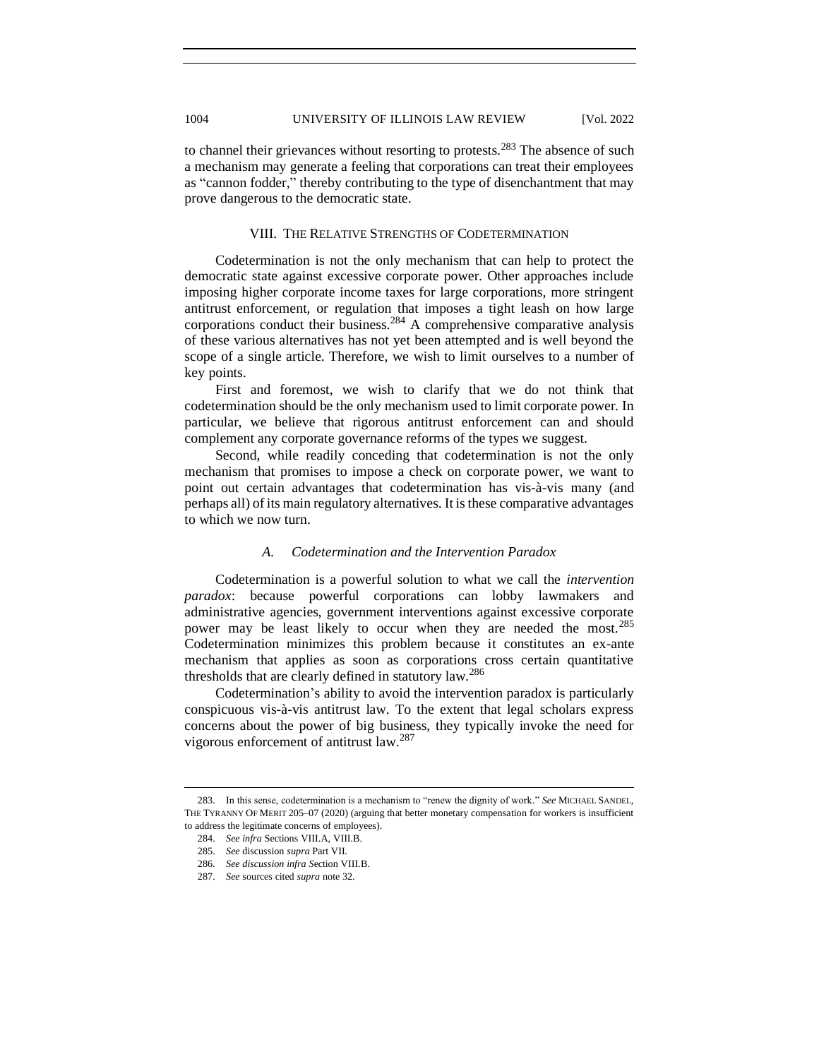to channel their grievances without resorting to protests.[283] The absence of such a mechanism may generate a feeling that corporations can treat their employees as "cannon fodder," thereby contributing to the type of disenchantment that may prove dangerous to the democratic state.

## VIII. THE RELATIVE STRENGTHS OF CODETERMINATION

Codetermination is not the only mechanism that can help to protect the democratic state against excessive corporate power. Other approaches include imposing higher corporate income taxes for large corporations, more stringent antitrust enforcement, or regulation that imposes a tight leash on how large corporations conduct their business.[284] A comprehensive comparative analysis of these various alternatives has not yet been attempted and is well beyond the scope of a single article. Therefore, we wish to limit ourselves to a number of key points.

First and foremost, we wish to clarify that we do not think that codetermination should be the only mechanism used to limit corporate power. In particular, we believe that rigorous antitrust enforcement can and should complement any corporate governance reforms of the types we suggest.

Second, while readily conceding that codetermination is not the only mechanism that promises to impose a check on corporate power, we want to point out certain advantages that codetermination has vis-à-vis many (and perhaps all) of its main regulatory alternatives. It is these comparative advantages to which we now turn.

### *A. Codetermination and the Intervention Paradox*

Codetermination is a powerful solution to what we call the *intervention paradox*: because powerful corporations can lobby lawmakers and administrative agencies, government interventions against excessive corporate power may be least likely to occur when they are needed the most.[285] Codetermination minimizes this problem because it constitutes an ex-ante mechanism that applies as soon as corporations cross certain quantitative thresholds that are clearly defined in statutory law.[286]

Codetermination's ability to avoid the intervention paradox is particularly conspicuous vis-à-vis antitrust law. To the extent that legal scholars express concerns about the power of big business, they typically invoke the need for vigorous enforcement of antitrust law.[287]

---

283. In this sense, codetermination is a mechanism to "renew the dignity of work." *See* MICHAEL SANDEL, THE TYRANNY OF MERIT 205–07 (2020) (arguing that better monetary compensation for workers is insufficient to address the legitimate concerns of employees).

284. *See infra* Sections VIII.A, VIII.B.

285. *See* discussion *supra* Part VII.

286. *See discussion infra S*ection VIII.B.

287. *See* sources cited *supra* note 32.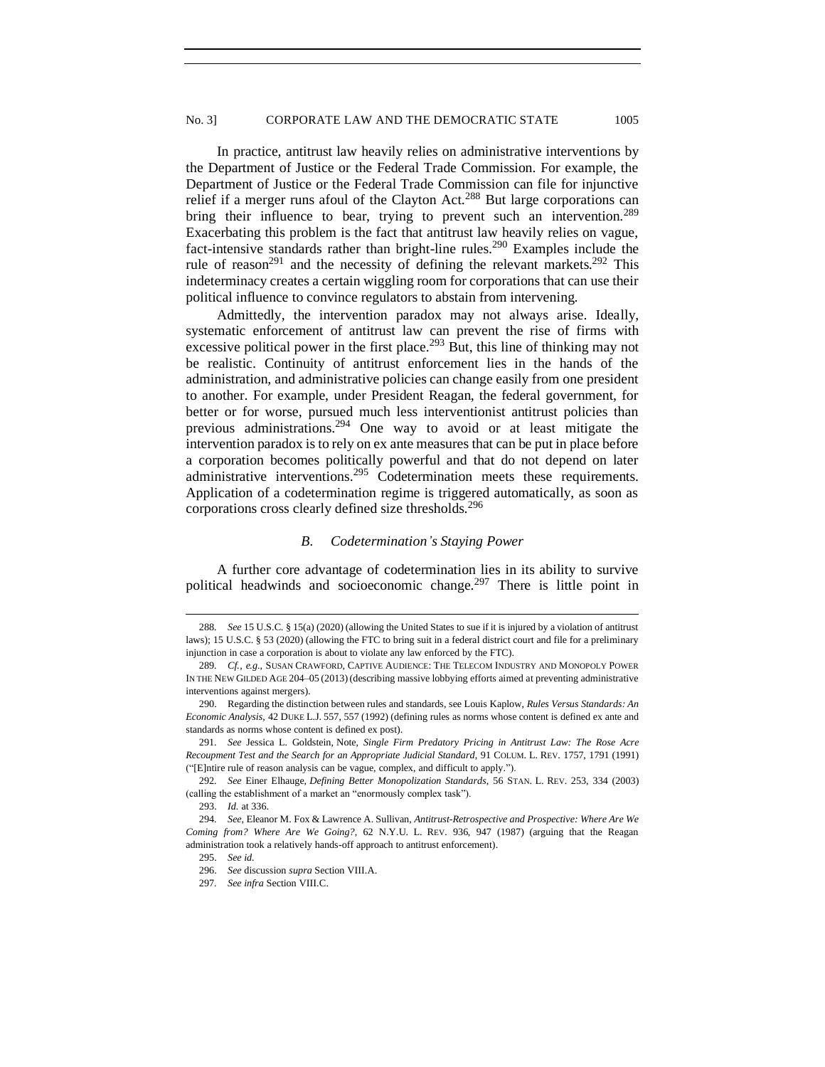In practice, antitrust law heavily relies on administrative interventions by the Department of Justice or the Federal Trade Commission. For example, the Department of Justice or the Federal Trade Commission can file for injunctive relief if a merger runs afoul of the Clayton Act.[288] But large corporations can bring their influence to bear, trying to prevent such an intervention.[289] Exacerbating this problem is the fact that antitrust law heavily relies on vague, fact-intensive standards rather than bright-line rules.[290] Examples include the rule of reason[291] and the necessity of defining the relevant markets.[292] This indeterminacy creates a certain wiggling room for corporations that can use their political influence to convince regulators to abstain from intervening.

Admittedly, the intervention paradox may not always arise. Ideally, systematic enforcement of antitrust law can prevent the rise of firms with excessive political power in the first place.[293] But, this line of thinking may not be realistic. Continuity of antitrust enforcement lies in the hands of the administration, and administrative policies can change easily from one president to another. For example, under President Reagan, the federal government, for better or for worse, pursued much less interventionist antitrust policies than previous administrations.[294] One way to avoid or at least mitigate the intervention paradox is to rely on ex ante measures that can be put in place before a corporation becomes politically powerful and that do not depend on later administrative interventions.[295] Codetermination meets these requirements. Application of a codetermination regime is triggered automatically, as soon as corporations cross clearly defined size thresholds.[296]

### *B. Codetermination's Staying Power*

A further core advantage of codetermination lies in its ability to survive political headwinds and socioeconomic change.[297] There is little point in

---

288. *See* 15 U.S.C. § 15(a) (2020) (allowing the United States to sue if it is injured by a violation of antitrust laws); 15 U.S.C. § 53 (2020) (allowing the FTC to bring suit in a federal district court and file for a preliminary injunction in case a corporation is about to violate any law enforced by the FTC).

289. *Cf., e.g.*, SUSAN CRAWFORD, CAPTIVE AUDIENCE: THE TELECOM INDUSTRY AND MONOPOLY POWER IN THE NEW GILDED AGE 204–05 (2013) (describing massive lobbying efforts aimed at preventing administrative interventions against mergers).

290. Regarding the distinction between rules and standards, see Louis Kaplow, *Rules Versus Standards: An Economic Analysis*, 42 DUKE L.J. 557, 557 (1992) (defining rules as norms whose content is defined ex ante and standards as norms whose content is defined ex post).

291. *See* Jessica L. Goldstein, Note, *Single Firm Predatory Pricing in Antitrust Law: The Rose Acre Recoupment Test and the Search for an Appropriate Judicial Standard*, 91 COLUM. L. REV. 1757, 1791 (1991) ("[E]ntire rule of reason analysis can be vague, complex, and difficult to apply.").

292. *See* Einer Elhauge, *Defining Better Monopolization Standards*, 56 STAN. L. REV. 253, 334 (2003) (calling the establishment of a market an "enormously complex task").

293. *Id.* at 336.

294. *See*, Eleanor M. Fox & Lawrence A. Sullivan, *Antitrust-Retrospective and Prospective: Where Are We Coming from? Where Are We Going?*, 62 N.Y.U. L. REV. 936, 947 (1987) (arguing that the Reagan administration took a relatively hands-off approach to antitrust enforcement).

295. *See id.*

296. *See* discussion *supra* Section VIII.A.

297. *See infra* Section VIII.C.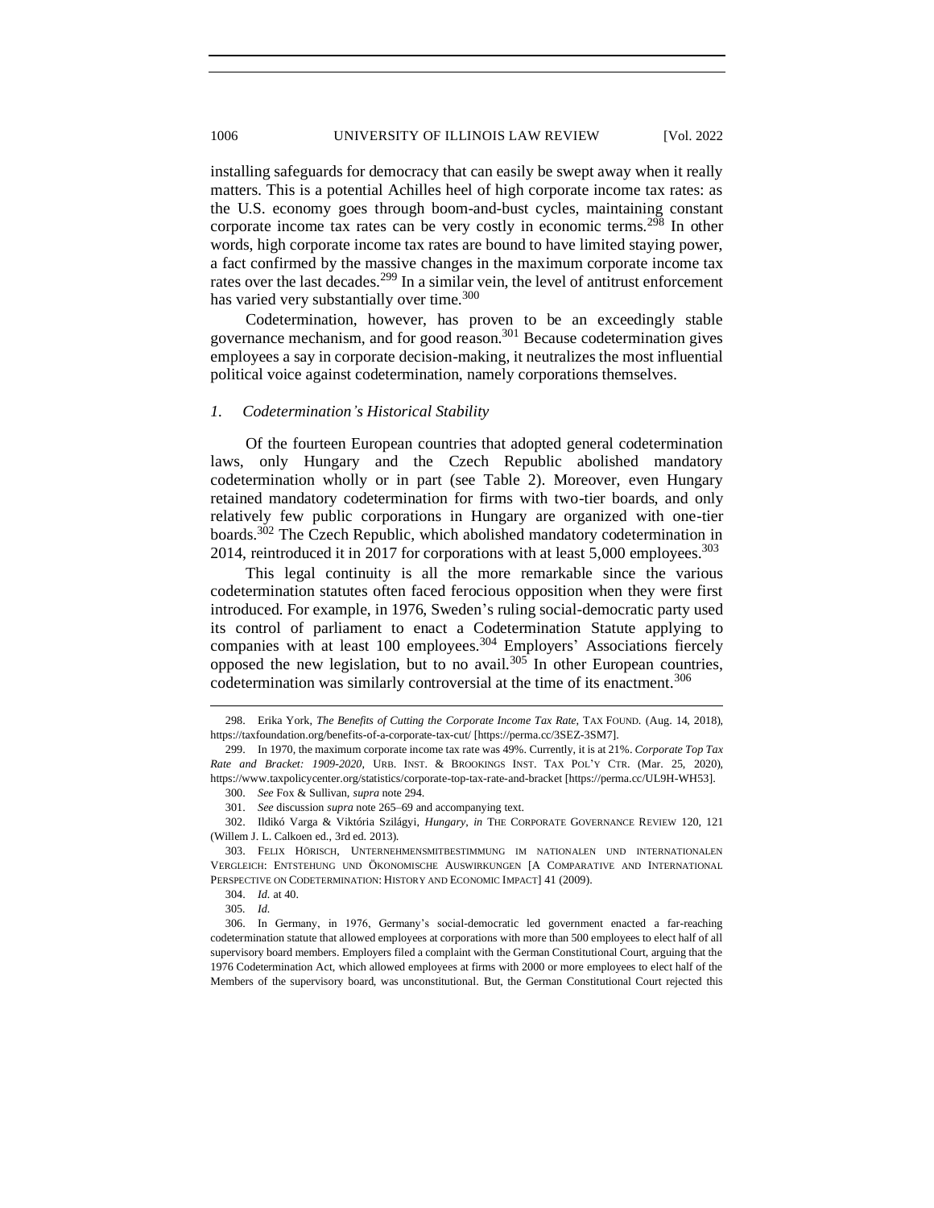installing safeguards for democracy that can easily be swept away when it really matters. This is a potential Achilles heel of high corporate income tax rates: as the U.S. economy goes through boom-and-bust cycles, maintaining constant corporate income tax rates can be very costly in economic terms.[298] In other words, high corporate income tax rates are bound to have limited staying power, a fact confirmed by the massive changes in the maximum corporate income tax rates over the last decades.[299] In a similar vein, the level of antitrust enforcement has varied very substantially over time.[300]

Codetermination, however, has proven to be an exceedingly stable governance mechanism, and for good reason.[301] Because codetermination gives employees a say in corporate decision-making, it neutralizes the most influential political voice against codetermination, namely corporations themselves.

### *1. Codetermination's Historical Stability*

Of the fourteen European countries that adopted general codetermination laws, only Hungary and the Czech Republic abolished mandatory codetermination wholly or in part (see Table 2). Moreover, even Hungary retained mandatory codetermination for firms with two-tier boards, and only relatively few public corporations in Hungary are organized with one-tier boards.[302] The Czech Republic, which abolished mandatory codetermination in 2014, reintroduced it in 2017 for corporations with at least 5,000 employees.[303]

This legal continuity is all the more remarkable since the various codetermination statutes often faced ferocious opposition when they were first introduced. For example, in 1976, Sweden's ruling social-democratic party used its control of parliament to enact a Codetermination Statute applying to companies with at least 100 employees.[304] Employers' Associations fiercely opposed the new legislation, but to no avail.[305] In other European countries, codetermination was similarly controversial at the time of its enactment.[306]

---

298. Erika York, *The Benefits of Cutting the Corporate Income Tax Rate*, TAX FOUND. (Aug. 14, 2018), https://taxfoundation.org/benefits-of-a-corporate-tax-cut/ [https://perma.cc/3SEZ-3SM7].

299. In 1970, the maximum corporate income tax rate was 49%. Currently, it is at 21%. *Corporate Top Tax Rate and Bracket: 1909-2020*, URB. INST. & BROOKINGS INST. TAX POL'Y CTR. (Mar. 25, 2020), https://www.taxpolicycenter.org/statistics/corporate-top-tax-rate-and-bracket [https://perma.cc/UL9H-WH53].

300. *See* Fox & Sullivan, *supra* note 294.

301. *See* discussion *supra* note 265–69 and accompanying text.

302. Ildikó Varga & Viktória Szilágyi, *Hungary*, *in* THE CORPORATE GOVERNANCE REVIEW 120, 121 (Willem J. L. Calkoen ed., 3rd ed. 2013).

303. FELIX HÖRISCH, UNTERNEHMENSMITBESTIMMUNG IM NATIONALEN UND INTERNATIONALEN VERGLEICH: ENTSTEHUNG UND ÖKONOMISCHE AUSWIRKUNGEN [A COMPARATIVE AND INTERNATIONAL PERSPECTIVE ON CODETERMINATION: HISTORY AND ECONOMIC IMPACT] 41 (2009).

304. *Id.* at 40.

305. *Id.*

306. In Germany, in 1976, Germany's social-democratic led government enacted a far-reaching codetermination statute that allowed employees at corporations with more than 500 employees to elect half of all supervisory board members. Employers filed a complaint with the German Constitutional Court, arguing that the 1976 Codetermination Act, which allowed employees at firms with 2000 or more employees to elect half of the Members of the supervisory board, was unconstitutional. But, the German Constitutional Court rejected this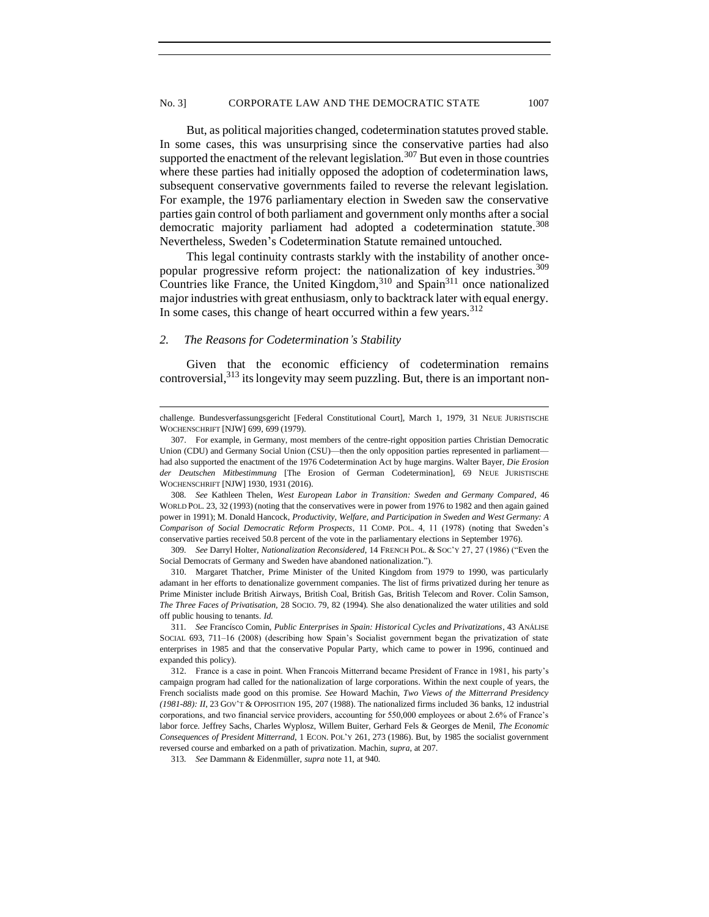But, as political majorities changed, codetermination statutes proved stable. In some cases, this was unsurprising since the conservative parties had also supported the enactment of the relevant legislation.[307] But even in those countries where these parties had initially opposed the adoption of codetermination laws, subsequent conservative governments failed to reverse the relevant legislation. For example, the 1976 parliamentary election in Sweden saw the conservative parties gain control of both parliament and government only months after a social democratic majority parliament had adopted a codetermination statute.[308] Nevertheless, Sweden's Codetermination Statute remained untouched.

This legal continuity contrasts starkly with the instability of another once-popular progressive reform project: the nationalization of key industries.[309] Countries like France, the United Kingdom,[310] and Spain[311] once nationalized major industries with great enthusiasm, only to backtrack later with equal energy. In some cases, this change of heart occurred within a few years.[312]

### *2. The Reasons for Codetermination's Stability*

Given that the economic efficiency of codetermination remains controversial,[313] its longevity may seem puzzling. But, there is an important non-

---

challenge. Bundesverfassungsgericht [Federal Constitutional Court], March 1, 1979, 31 NEUE JURISTISCHE WOCHENSCHRIFT [NJW] 699, 699 (1979).

307. For example, in Germany, most members of the centre-right opposition parties Christian Democratic Union (CDU) and Germany Social Union (CSU)—then the only opposition parties represented in parliament—had also supported the enactment of the 1976 Codetermination Act by huge margins. Walter Bayer, *Die Erosion der Deutschen Mitbestimmung* [The Erosion of German Codetermination], 69 NEUE JURISTISCHE WOCHENSCHRIFT [NJW] 1930, 1931 (2016).

308. *See* Kathleen Thelen, *West European Labor in Transition: Sweden and Germany Compared*, 46 WORLD POL. 23, 32 (1993) (noting that the conservatives were in power from 1976 to 1982 and then again gained power in 1991); M. Donald Hancock, *Productivity, Welfare, and Participation in Sweden and West Germany: A Comparison of Social Democratic Reform Prospects*, 11 COMP. POL. 4, 11 (1978) (noting that Sweden's conservative parties received 50.8 percent of the vote in the parliamentary elections in September 1976).

309. *See* Darryl Holter, *Nationalization Reconsidered*, 14 FRENCH POL. & SOC'Y 27, 27 (1986) ("Even the Social Democrats of Germany and Sweden have abandoned nationalization.").

310. Margaret Thatcher, Prime Minister of the United Kingdom from 1979 to 1990, was particularly adamant in her efforts to denationalize government companies. The list of firms privatized during her tenure as Prime Minister include British Airways, British Coal, British Gas, British Telecom and Rover. Colin Samson, *The Three Faces of Privatisation*, 28 SOCIO. 79, 82 (1994). She also denationalized the water utilities and sold off public housing to tenants. *Id.*

311. *See* Francísco Comín, *Public Enterprises in Spain: Historical Cycles and Privatizations*, 43 ANÁLISE SOCIAL 693, 711–16 (2008) (describing how Spain's Socialist government began the privatization of state enterprises in 1985 and that the conservative Popular Party, which came to power in 1996, continued and expanded this policy).

312. France is a case in point. When Francois Mitterrand became President of France in 1981, his party's campaign program had called for the nationalization of large corporations. Within the next couple of years, the French socialists made good on this promise. *See* Howard Machin, *Two Views of the Mitterrand Presidency (1981-88): II*, 23 GOV'T & OPPOSITION 195, 207 (1988). The nationalized firms included 36 banks, 12 industrial corporations, and two financial service providers, accounting for 550,000 employees or about 2.6% of France's labor force. Jeffrey Sachs, Charles Wyplosz, Willem Buiter, Gerhard Fels & Georges de Menil, *The Economic Consequences of President Mitterrand*, 1 ECON. POL'Y 261, 273 (1986). But, by 1985 the socialist government reversed course and embarked on a path of privatization. Machin, *supra*, at 207.

313. *See* Dammann & Eidenmüller, *supra* note 11, at 940.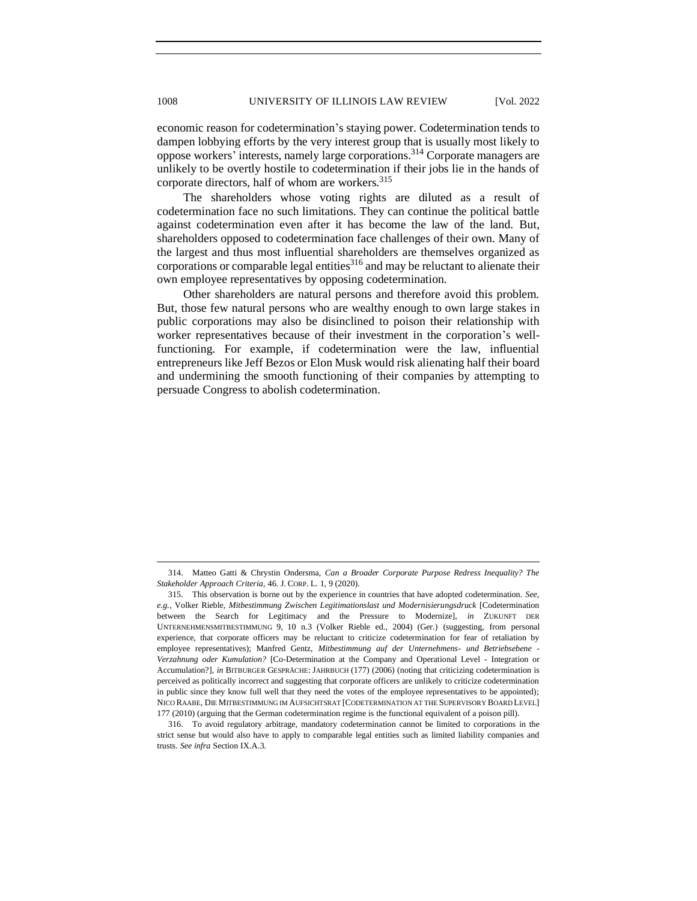economic reason for codetermination's staying power. Codetermination tends to dampen lobbying efforts by the very interest group that is usually most likely to oppose workers' interests, namely large corporations.[314] Corporate managers are unlikely to be overtly hostile to codetermination if their jobs lie in the hands of corporate directors, half of whom are workers.[315]

The shareholders whose voting rights are diluted as a result of codetermination face no such limitations. They can continue the political battle against codetermination even after it has become the law of the land. But, shareholders opposed to codetermination face challenges of their own. Many of the largest and thus most influential shareholders are themselves organized as corporations or comparable legal entities[316] and may be reluctant to alienate their own employee representatives by opposing codetermination.

Other shareholders are natural persons and therefore avoid this problem. But, those few natural persons who are wealthy enough to own large stakes in public corporations may also be disinclined to poison their relationship with worker representatives because of their investment in the corporation's well-functioning. For example, if codetermination were the law, influential entrepreneurs like Jeff Bezos or Elon Musk would risk alienating half their board and undermining the smooth functioning of their companies by attempting to persuade Congress to abolish codetermination.

---

314. Matteo Gatti & Chrystin Ondersma, *Can a Broader Corporate Purpose Redress Inequality? The Stakeholder Approach Criteria*, 46. J. CORP. L. 1, 9 (2020).

315. This observation is borne out by the experience in countries that have adopted codetermination. *See, e.g.*, Volker Rieble, *Mitbestimmung Zwischen Legitimationslast und Modernisierungsdruck* [Codetermination between the Search for Legitimacy and the Pressure to Modernize], *in* ZUKUNFT DER UNTERNEHMENSMITBESTIMMUNG 9, 10 n.3 (Volker Rieble ed., 2004) (Ger.) (suggesting, from personal experience, that corporate officers may be reluctant to criticize codetermination for fear of retaliation by employee representatives); Manfred Gentz, *Mitbestimmung auf der Unternehmens- und Betriebsebene - Verzahnung oder Kumulation?* [Co-Determination at the Company and Operational Level - Integration or Accumulation?], *in* BITBURGER GESPRÄCHE: JAHRBUCH (177) (2006) (noting that criticizing codetermination is perceived as politically incorrect and suggesting that corporate officers are unlikely to criticize codetermination in public since they know full well that they need the votes of the employee representatives to be appointed); NICO RAABE, DIE MITBESTIMMUNG IM AUFSICHTSRAT [CODETERMINATION AT THE SUPERVISORY BOARD LEVEL] 177 (2010) (arguing that the German codetermination regime is the functional equivalent of a poison pill).

316. To avoid regulatory arbitrage, mandatory codetermination cannot be limited to corporations in the strict sense but would also have to apply to comparable legal entities such as limited liability companies and trusts. *See infra* Section IX.A.3.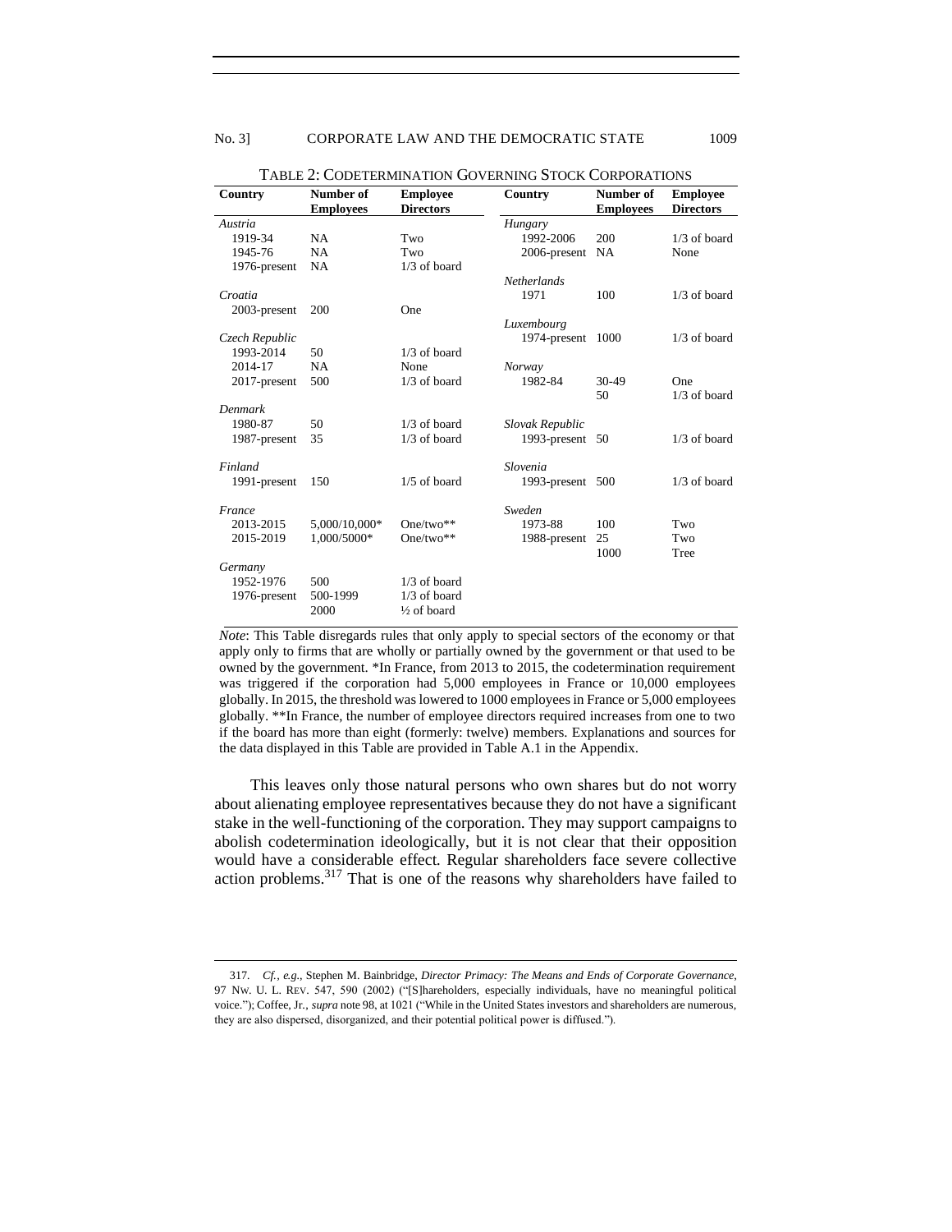TABLE 2: CODETERMINATION GOVERNING STOCK CORPORATIONS

| Country | Number of Employees | Employee Directors | Country | Number of Employees | Employee Directors |
|---|---|---|---|---|---|
| *Austria* | | | *Hungary* | | |
| 1919-34 | NA | Two | 1992-2006 | 200 | 1/3 of board |
| 1945-76 | NA | Two | 2006-present | NA | None |
| 1976-present | NA | 1/3 of board | | | |
| | | | *Netherlands* | | |
| *Croatia* | | | 1971 | 100 | 1/3 of board |
| 2003-present | 200 | One | | | |
| | | | *Luxembourg* | | |
| *Czech Republic* | | | 1974-present | 1000 | 1/3 of board |
| 1993-2014 | 50 | 1/3 of board | | | |
| 2014-17 | NA | None | *Norway* | | |
| 2017-present | 500 | 1/3 of board | 1982-84 | 30-49 | One |
| | | | | 50 | 1/3 of board |
| *Denmark* | | | | | |
| 1980-87 | 50 | 1/3 of board | *Slovak Republic* | | |
| 1987-present | 35 | 1/3 of board | 1993-present | 50 | 1/3 of board |
| *Finland* | | | *Slovenia* | | |
| 1991-present | 150 | 1/5 of board | 1993-present | 500 | 1/3 of board |
| *France* | | | *Sweden* | | |
| 2013-2015 | 5,000/10,000* | One/two** | 1973-88 | 100 | Two |
| 2015-2019 | 1,000/5000* | One/two** | 1988-present | 25 | Two |
| | | | | 1000 | Tree |
| *Germany* | | | | | |
| 1952-1976 | 500 | 1/3 of board | | | |
| 1976-present | 500-1999 | 1/3 of board | | | |
| | 2000 | ½ of board | | | |

*Note*: This Table disregards rules that only apply to special sectors of the economy or that apply only to firms that are wholly or partially owned by the government or that used to be owned by the government. *In France, from 2013 to 2015, the codetermination requirement was triggered if the corporation had 5,000 employees in France or 10,000 employees globally. In 2015, the threshold was lowered to 1000 employees in France or 5,000 employees globally. **In France, the number of employee directors required increases from one to two if the board has more than eight (formerly: twelve) members. Explanations and sources for the data displayed in this Table are provided in Table A.1 in the Appendix.

This leaves only those natural persons who own shares but do not worry about alienating employee representatives because they do not have a significant stake in the well-functioning of the corporation. They may support campaigns to abolish codetermination ideologically, but it is not clear that their opposition would have a considerable effect. Regular shareholders face severe collective action problems.[317] That is one of the reasons why shareholders have failed to

---

317. *Cf.*, *e.g.*, Stephen M. Bainbridge, *Director Primacy: The Means and Ends of Corporate Governance*, 97 NW. U. L. REV. 547, 590 (2002) ("[S]hareholders, especially individuals, have no meaningful political voice."); Coffee, Jr., *supra* note 98, at 1021 ("While in the United States investors and shareholders are numerous, they are also dispersed, disorganized, and their potential political power is diffused.").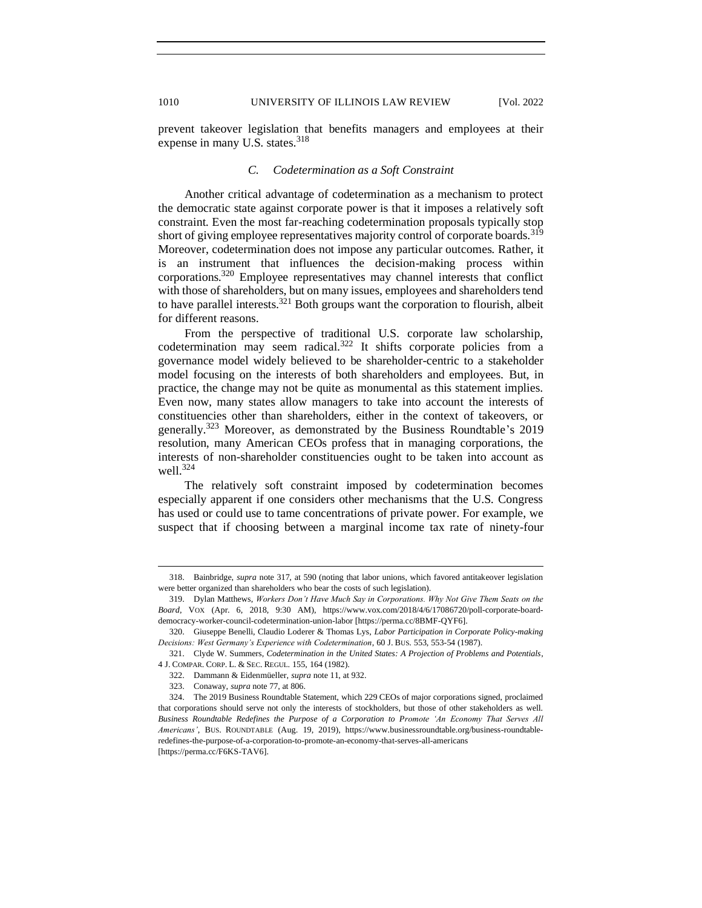prevent takeover legislation that benefits managers and employees at their expense in many U.S. states.[318]

### *C. Codetermination as a Soft Constraint*

Another critical advantage of codetermination as a mechanism to protect the democratic state against corporate power is that it imposes a relatively soft constraint. Even the most far-reaching codetermination proposals typically stop short of giving employee representatives majority control of corporate boards.[319] Moreover, codetermination does not impose any particular outcomes. Rather, it is an instrument that influences the decision-making process within corporations.[320] Employee representatives may channel interests that conflict with those of shareholders, but on many issues, employees and shareholders tend to have parallel interests.[321] Both groups want the corporation to flourish, albeit for different reasons.

From the perspective of traditional U.S. corporate law scholarship, codetermination may seem radical.[322] It shifts corporate policies from a governance model widely believed to be shareholder-centric to a stakeholder model focusing on the interests of both shareholders and employees. But, in practice, the change may not be quite as monumental as this statement implies. Even now, many states allow managers to take into account the interests of constituencies other than shareholders, either in the context of takeovers, or generally.[323] Moreover, as demonstrated by the Business Roundtable's 2019 resolution, many American CEOs profess that in managing corporations, the interests of non-shareholder constituencies ought to be taken into account as well.[324]

The relatively soft constraint imposed by codetermination becomes especially apparent if one considers other mechanisms that the U.S. Congress has used or could use to tame concentrations of private power. For example, we suspect that if choosing between a marginal income tax rate of ninety-four

---

318. Bainbridge, *supra* note 317, at 590 (noting that labor unions, which favored antitakeover legislation were better organized than shareholders who bear the costs of such legislation).

319. Dylan Matthews, *Workers Don't Have Much Say in Corporations. Why Not Give Them Seats on the Board*, VOX (Apr. 6, 2018, 9:30 AM), https://www.vox.com/2018/4/6/17086720/poll-corporate-board-democracy-worker-council-codetermination-union-labor [https://perma.cc/8BMF-QYF6].

320. Giuseppe Benelli, Claudio Loderer & Thomas Lys, *Labor Participation in Corporate Policy-making Decisions: West Germany's Experience with Codetermination*, 60 J. BUS. 553, 553-54 (1987).

321. Clyde W. Summers, *Codetermination in the United States: A Projection of Problems and Potentials*, 4 J. COMPAR. CORP. L. & SEC. REGUL. 155, 164 (1982).

322. Dammann & Eidenmüeller, *supra* note 11, at 932.

323. Conaway, *supra* note 77, at 806.

324. The 2019 Business Roundtable Statement, which 229 CEOs of major corporations signed, proclaimed that corporations should serve not only the interests of stockholders, but those of other stakeholders as well. *Business Roundtable Redefines the Purpose of a Corporation to Promote 'An Economy That Serves All Americans'*, BUS. ROUNDTABLE (Aug. 19, 2019), https://www.businessroundtable.org/business-roundtable-redefines-the-purpose-of-a-corporation-to-promote-an-economy-that-serves-all-americans [https://perma.cc/F6KS-TAV6].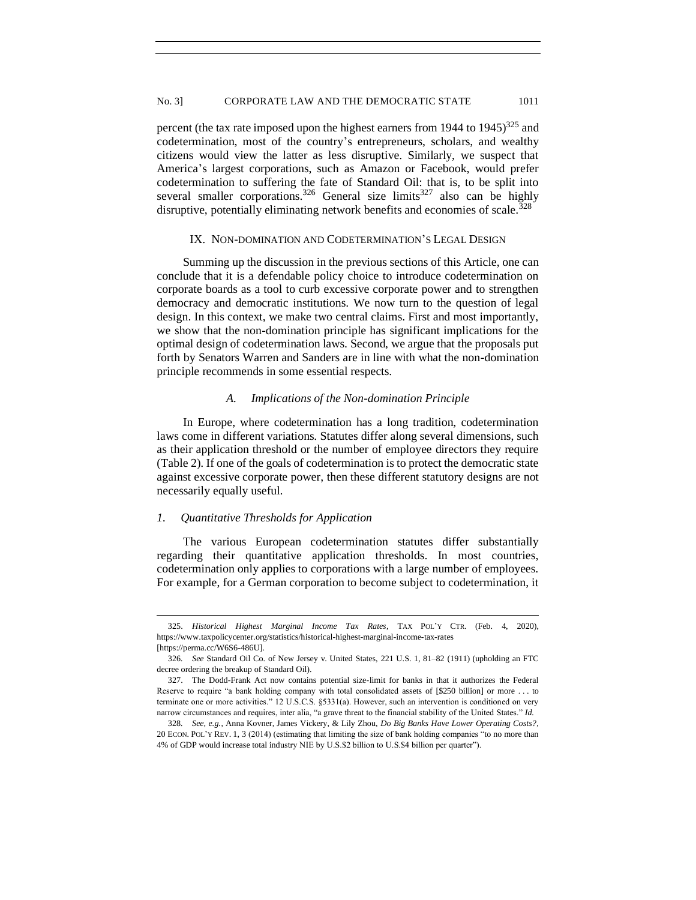percent (the tax rate imposed upon the highest earners from 1944 to 1945)[325] and codetermination, most of the country's entrepreneurs, scholars, and wealthy citizens would view the latter as less disruptive. Similarly, we suspect that America's largest corporations, such as Amazon or Facebook, would prefer codetermination to suffering the fate of Standard Oil: that is, to be split into several smaller corporations.[326] General size limits[327] also can be highly disruptive, potentially eliminating network benefits and economies of scale.[328]

## IX. Non-domination and Codetermination's Legal Design

Summing up the discussion in the previous sections of this Article, one can conclude that it is a defendable policy choice to introduce codetermination on corporate boards as a tool to curb excessive corporate power and to strengthen democracy and democratic institutions. We now turn to the question of legal design. In this context, we make two central claims. First and most importantly, we show that the non-domination principle has significant implications for the optimal design of codetermination laws. Second, we argue that the proposals put forth by Senators Warren and Sanders are in line with what the non-domination principle recommends in some essential respects.

### *A. Implications of the Non-domination Principle*

In Europe, where codetermination has a long tradition, codetermination laws come in different variations. Statutes differ along several dimensions, such as their application threshold or the number of employee directors they require (Table 2). If one of the goals of codetermination is to protect the democratic state against excessive corporate power, then these different statutory designs are not necessarily equally useful.

#### *1. Quantitative Thresholds for Application*

The various European codetermination statutes differ substantially regarding their quantitative application thresholds. In most countries, codetermination only applies to corporations with a large number of employees. For example, for a German corporation to become subject to codetermination, it

---

325. *Historical Highest Marginal Income Tax Rates*, TAX POL'Y CTR. (Feb. 4, 2020), https://www.taxpolicycenter.org/statistics/historical-highest-marginal-income-tax-rates [https://perma.cc/W6S6-486U].

326. *See* Standard Oil Co. of New Jersey v. United States, 221 U.S. 1, 81–82 (1911) (upholding an FTC decree ordering the breakup of Standard Oil).

327. The Dodd-Frank Act now contains potential size-limit for banks in that it authorizes the Federal Reserve to require "a bank holding company with total consolidated assets of [$250 billion] or more . . . to terminate one or more activities." 12 U.S.C.S. §5331(a). However, such an intervention is conditioned on very narrow circumstances and requires, inter alia, "a grave threat to the financial stability of the United States." *Id.*

328. *See, e.g.*, Anna Kovner, James Vickery, & Lily Zhou, *Do Big Banks Have Lower Operating Costs?*, 20 ECON. POL'Y REV. 1, 3 (2014) (estimating that limiting the size of bank holding companies "to no more than 4% of GDP would increase total industry NIE by U.S.$2 billion to U.S.$4 billion per quarter").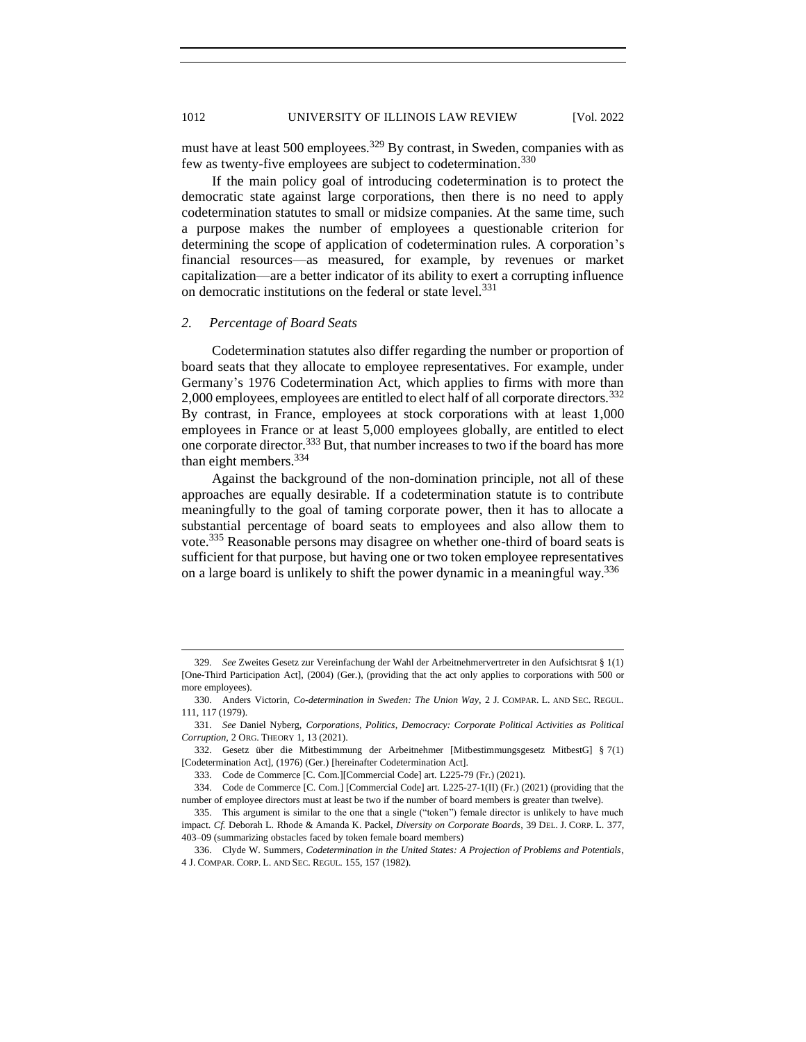must have at least 500 employees.[329] By contrast, in Sweden, companies with as few as twenty-five employees are subject to codetermination.[330]

If the main policy goal of introducing codetermination is to protect the democratic state against large corporations, then there is no need to apply codetermination statutes to small or midsize companies. At the same time, such a purpose makes the number of employees a questionable criterion for determining the scope of application of codetermination rules. A corporation's financial resources—as measured, for example, by revenues or market capitalization—are a better indicator of its ability to exert a corrupting influence on democratic institutions on the federal or state level.[331]

### 2. *Percentage of Board Seats*

Codetermination statutes also differ regarding the number or proportion of board seats that they allocate to employee representatives. For example, under Germany's 1976 Codetermination Act, which applies to firms with more than 2,000 employees, employees are entitled to elect half of all corporate directors.[332] By contrast, in France, employees at stock corporations with at least 1,000 employees in France or at least 5,000 employees globally, are entitled to elect one corporate director.[333] But, that number increases to two if the board has more than eight members.[334]

Against the background of the non-domination principle, not all of these approaches are equally desirable. If a codetermination statute is to contribute meaningfully to the goal of taming corporate power, then it has to allocate a substantial percentage of board seats to employees and also allow them to vote.[335] Reasonable persons may disagree on whether one-third of board seats is sufficient for that purpose, but having one or two token employee representatives on a large board is unlikely to shift the power dynamic in a meaningful way.[336]

---

329. *See* Zweites Gesetz zur Vereinfachung der Wahl der Arbeitnehmervertreter in den Aufsichtsrat § 1(1) [One-Third Participation Act], (2004) (Ger.), (providing that the act only applies to corporations with 500 or more employees).

330. Anders Victorin, *Co-determination in Sweden: The Union Way*, 2 J. COMPAR. L. AND SEC. REGUL. 111, 117 (1979).

331. *See* Daniel Nyberg, *Corporations, Politics, Democracy: Corporate Political Activities as Political Corruption*, 2 ORG. THEORY 1, 13 (2021).

332. Gesetz über die Mitbestimmung der Arbeitnehmer [Mitbestimmungsgesetz MitbestG] § 7(1) [Codetermination Act], (1976) (Ger.) [hereinafter Codetermination Act].

333. Code de Commerce [C. Com.][Commercial Code] art. L225-79 (Fr.) (2021).

334. Code de Commerce [C. Com.] [Commercial Code] art. L225-27-1(II) (Fr.) (2021) (providing that the number of employee directors must at least be two if the number of board members is greater than twelve).

335. This argument is similar to the one that a single ("token") female director is unlikely to have much impact. *Cf.* Deborah L. Rhode & Amanda K. Packel, *Diversity on Corporate Boards*, 39 DEL. J. CORP. L. 377, 403–09 (summarizing obstacles faced by token female board members)

336. Clyde W. Summers, *Codetermination in the United States: A Projection of Problems and Potentials*, 4 J. COMPAR. CORP. L. AND SEC. REGUL. 155, 157 (1982).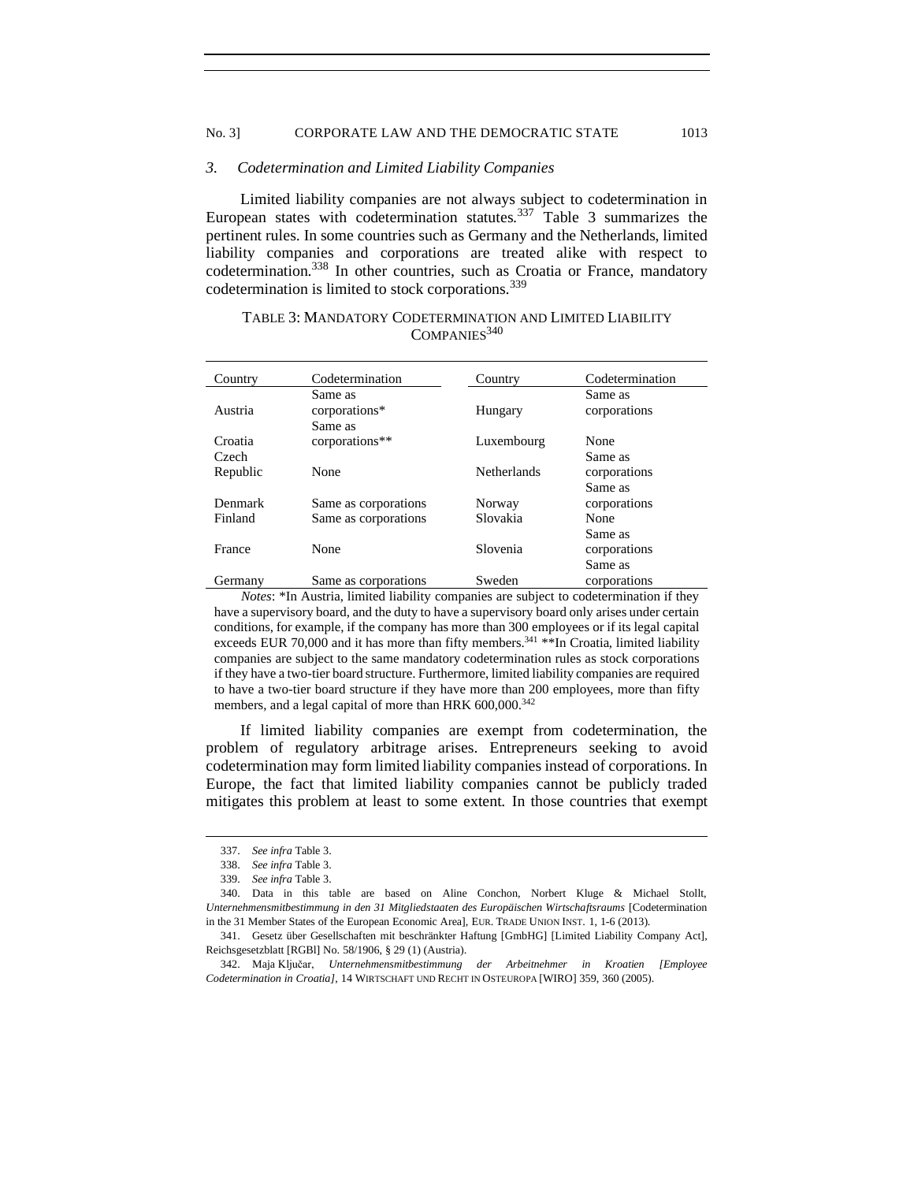### 3. *Codetermination and Limited Liability Companies*

Limited liability companies are not always subject to codetermination in European states with codetermination statutes.[337] Table 3 summarizes the pertinent rules. In some countries such as Germany and the Netherlands, limited liability companies and corporations are treated alike with respect to codetermination.[338] In other countries, such as Croatia or France, mandatory codetermination is limited to stock corporations.[339]

TABLE 3: MANDATORY CODETERMINATION AND LIMITED LIABILITY COMPANIES[340]

| Country | Codetermination | Country | Codetermination |
|---|---|---|---|
| Austria | Same as corporations* | Hungary | Same as corporations |
| Croatia | Same as corporations** | Luxembourg | None |
| Czech Republic | None | Netherlands | Same as corporations |
| Denmark | Same as corporations | Norway | Same as corporations |
| Finland | Same as corporations | Slovakia | None |
| France | None | Slovenia | Same as corporations |
| Germany | Same as corporations | Sweden | Same as corporations |

*Notes*: *In Austria, limited liability companies are subject to codetermination if they have a supervisory board, and the duty to have a supervisory board only arises under certain conditions, for example, if the company has more than 300 employees or if its legal capital exceeds EUR 70,000 and it has more than fifty members.[341] **In Croatia, limited liability companies are subject to the same mandatory codetermination rules as stock corporations if they have a two-tier board structure. Furthermore, limited liability companies are required to have a two-tier board structure if they have more than 200 employees, more than fifty members, and a legal capital of more than HRK 600,000.[342]

If limited liability companies are exempt from codetermination, the problem of regulatory arbitrage arises. Entrepreneurs seeking to avoid codetermination may form limited liability companies instead of corporations. In Europe, the fact that limited liability companies cannot be publicly traded mitigates this problem at least to some extent. In those countries that exempt

337. *See infra* Table 3.

338. *See infra* Table 3.

339. *See infra* Table 3.

340. Data in this table are based on Aline Conchon, Norbert Kluge & Michael Stollt, *Unternehmensmitbestimmung in den 31 Mitgliedstaaten des Europäischen Wirtschaftsraums* [Codetermination in the 31 Member States of the European Economic Area], EUR. TRADE UNION INST. 1, 1-6 (2013).

341. Gesetz über Gesellschaften mit beschränkter Haftung [GmbHG] [Limited Liability Company Act], Reichsgesetzblatt [RGBl] No. 58/1906, § 29 (1) (Austria).

342. Maja Ključar, *Unternehmensmitbestimmung der Arbeitnehmer in Kroatien [Employee Codetermination in Croatia]*, 14 WIRTSCHAFT UND RECHT IN OSTEUROPA [WIRO] 359, 360 (2005).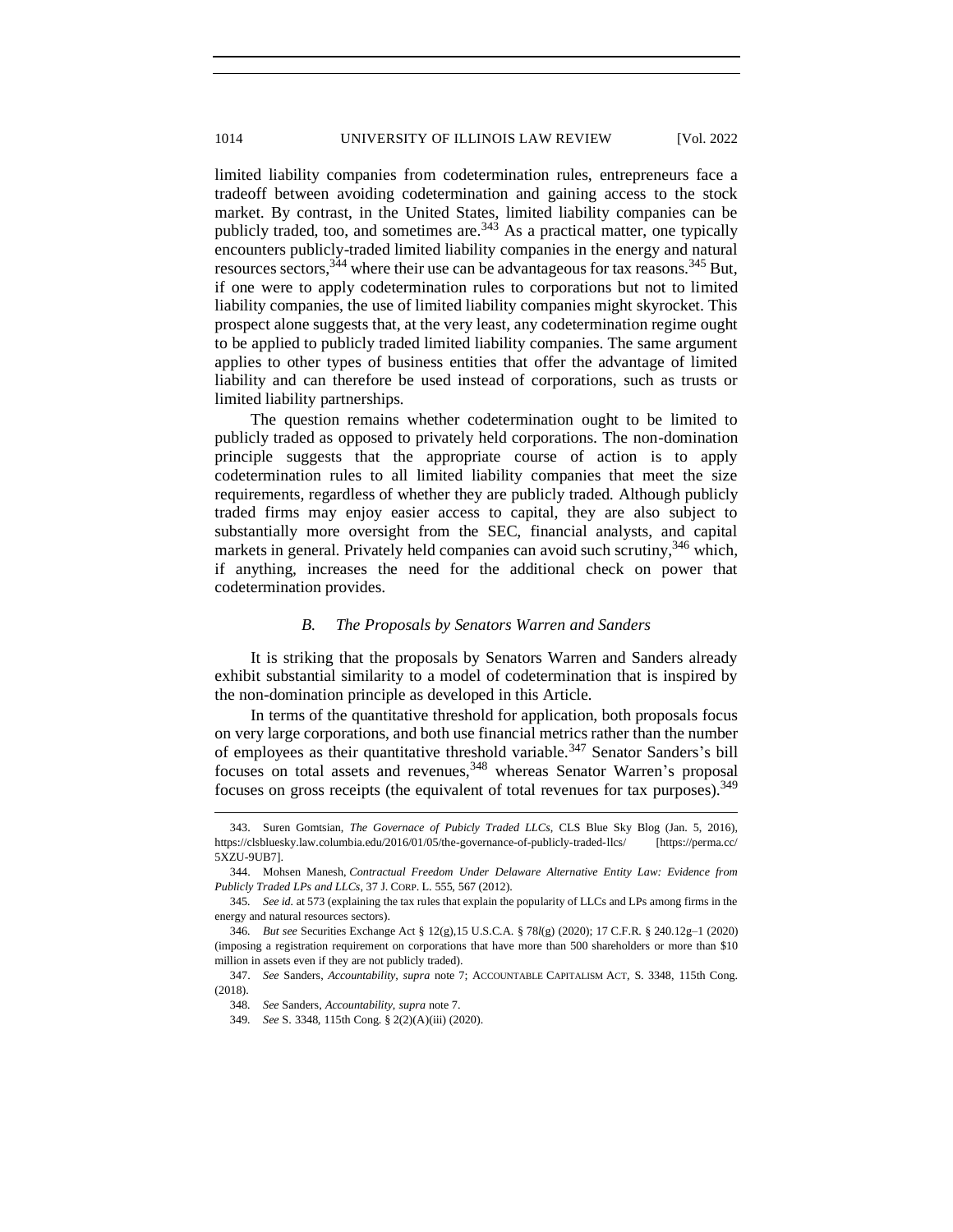limited liability companies from codetermination rules, entrepreneurs face a tradeoff between avoiding codetermination and gaining access to the stock market. By contrast, in the United States, limited liability companies can be publicly traded, too, and sometimes are.[343] As a practical matter, one typically encounters publicly-traded limited liability companies in the energy and natural resources sectors,[344] where their use can be advantageous for tax reasons.[345] But, if one were to apply codetermination rules to corporations but not to limited liability companies, the use of limited liability companies might skyrocket. This prospect alone suggests that, at the very least, any codetermination regime ought to be applied to publicly traded limited liability companies. The same argument applies to other types of business entities that offer the advantage of limited liability and can therefore be used instead of corporations, such as trusts or limited liability partnerships.

The question remains whether codetermination ought to be limited to publicly traded as opposed to privately held corporations. The non-domination principle suggests that the appropriate course of action is to apply codetermination rules to all limited liability companies that meet the size requirements, regardless of whether they are publicly traded. Although publicly traded firms may enjoy easier access to capital, they are also subject to substantially more oversight from the SEC, financial analysts, and capital markets in general. Privately held companies can avoid such scrutiny,[346] which, if anything, increases the need for the additional check on power that codetermination provides.

### *B. The Proposals by Senators Warren and Sanders*

It is striking that the proposals by Senators Warren and Sanders already exhibit substantial similarity to a model of codetermination that is inspired by the non-domination principle as developed in this Article.

In terms of the quantitative threshold for application, both proposals focus on very large corporations, and both use financial metrics rather than the number of employees as their quantitative threshold variable.[347] Senator Sanders's bill focuses on total assets and revenues,[348] whereas Senator Warren's proposal focuses on gross receipts (the equivalent of total revenues for tax purposes).[349]

---

343. Suren Gomtsian, *The Governace of Pubicly Traded LLCs*, CLS Blue Sky Blog (Jan. 5, 2016), https://clsbluesky.law.columbia.edu/2016/01/05/the-governance-of-publicly-traded-llcs/ [https://perma.cc/5XZU-9UB7].

344. Mohsen Manesh, *Contractual Freedom Under Delaware Alternative Entity Law: Evidence from Publicly Traded LPs and LLCs*, 37 J. CORP. L. 555, 567 (2012).

345. *See id.* at 573 (explaining the tax rules that explain the popularity of LLCs and LPs among firms in the energy and natural resources sectors).

346. *But see* Securities Exchange Act § 12(g),15 U.S.C.A. § 78*l*(g) (2020); 17 C.F.R. § 240.12g–1 (2020) (imposing a registration requirement on corporations that have more than 500 shareholders or more than $10 million in assets even if they are not publicly traded).

347. *See* Sanders, *Accountability*, *supra* note 7; ACCOUNTABLE CAPITALISM ACT, S. 3348, 115th Cong. (2018).

348. *See* Sanders, *Accountability*, *supra* note 7.

349. *See* S. 3348, 115th Cong. § 2(2)(A)(iii) (2020).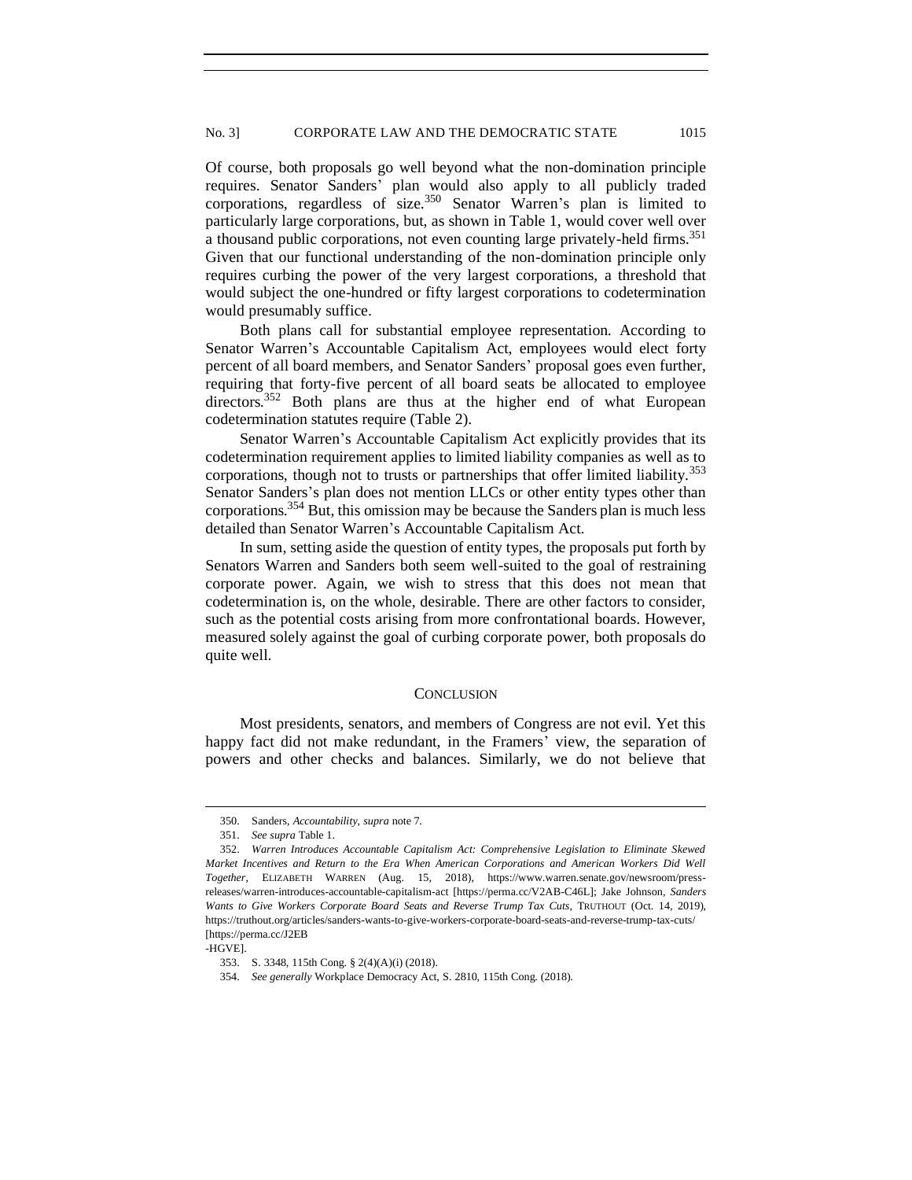Of course, both proposals go well beyond what the non-domination principle requires. Senator Sanders' plan would also apply to all publicly traded corporations, regardless of size.[350] Senator Warren's plan is limited to particularly large corporations, but, as shown in Table 1, would cover well over a thousand public corporations, not even counting large privately-held firms.[351] Given that our functional understanding of the non-domination principle only requires curbing the power of the very largest corporations, a threshold that would subject the one-hundred or fifty largest corporations to codetermination would presumably suffice.

Both plans call for substantial employee representation. According to Senator Warren's Accountable Capitalism Act, employees would elect forty percent of all board members, and Senator Sanders' proposal goes even further, requiring that forty-five percent of all board seats be allocated to employee directors.[352] Both plans are thus at the higher end of what European codetermination statutes require (Table 2).

Senator Warren's Accountable Capitalism Act explicitly provides that its codetermination requirement applies to limited liability companies as well as to corporations, though not to trusts or partnerships that offer limited liability.[353] Senator Sanders's plan does not mention LLCs or other entity types other than corporations.[354] But, this omission may be because the Sanders plan is much less detailed than Senator Warren's Accountable Capitalism Act.

In sum, setting aside the question of entity types, the proposals put forth by Senators Warren and Sanders both seem well-suited to the goal of restraining corporate power. Again, we wish to stress that this does not mean that codetermination is, on the whole, desirable. There are other factors to consider, such as the potential costs arising from more confrontational boards. However, measured solely against the goal of curbing corporate power, both proposals do quite well.

## CONCLUSION

Most presidents, senators, and members of Congress are not evil. Yet this happy fact did not make redundant, in the Framers' view, the separation of powers and other checks and balances. Similarly, we do not believe that

---

350. Sanders, *Accountability*, *supra* note 7.

351. *See supra* Table 1.

352. *Warren Introduces Accountable Capitalism Act: Comprehensive Legislation to Eliminate Skewed Market Incentives and Return to the Era When American Corporations and American Workers Did Well Together*, ELIZABETH WARREN (Aug. 15, 2018), https://www.warren.senate.gov/newsroom/press-releases/warren-introduces-accountable-capitalism-act [https://perma.cc/V2AB-C46L]; Jake Johnson, *Sanders Wants to Give Workers Corporate Board Seats and Reverse Trump Tax Cuts*, TRUTHOUT (Oct. 14, 2019), https://truthout.org/articles/sanders-wants-to-give-workers-corporate-board-seats-and-reverse-trump-tax-cuts/ [https://perma.cc/J2EB-HGVE].

353. S. 3348, 115th Cong. § 2(4)(A)(i) (2018).

354. *See generally* Workplace Democracy Act, S. 2810, 115th Cong. (2018).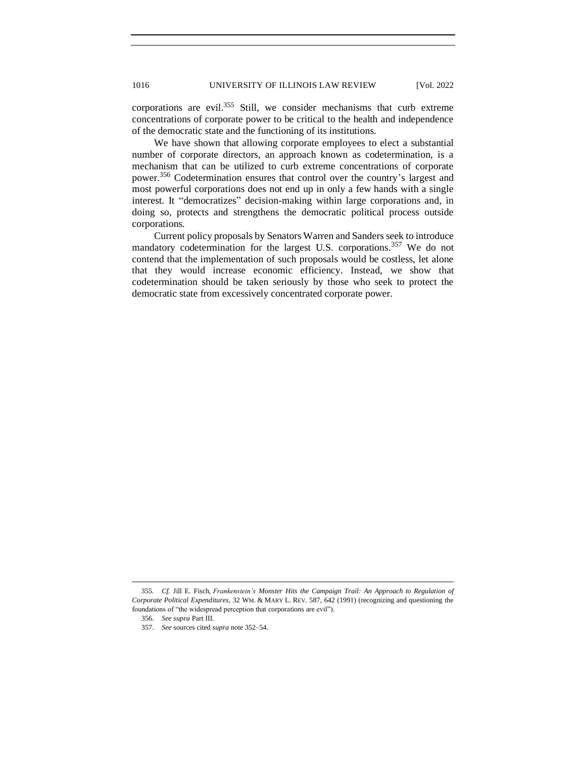corporations are evil.[355] Still, we consider mechanisms that curb extreme concentrations of corporate power to be critical to the health and independence of the democratic state and the functioning of its institutions.

We have shown that allowing corporate employees to elect a substantial number of corporate directors, an approach known as codetermination, is a mechanism that can be utilized to curb extreme concentrations of corporate power.[356] Codetermination ensures that control over the country's largest and most powerful corporations does not end up in only a few hands with a single interest. It "democratizes" decision-making within large corporations and, in doing so, protects and strengthens the democratic political process outside corporations.

Current policy proposals by Senators Warren and Sanders seek to introduce mandatory codetermination for the largest U.S. corporations.[357] We do not contend that the implementation of such proposals would be costless, let alone that they would increase economic efficiency. Instead, we show that codetermination should be taken seriously by those who seek to protect the democratic state from excessively concentrated corporate power.

---

355. *Cf.* Jill E. Fisch, *Frankenstein's Monster Hits the Campaign Trail: An Approach to Regulation of Corporate Political Expenditures*, 32 WM. & MARY L. REV. 587, 642 (1991) (recognizing and questioning the foundations of "the widespread perception that corporations are evil").

356. *See supra* Part III.

357. *See* sources cited *supra* note 352–54.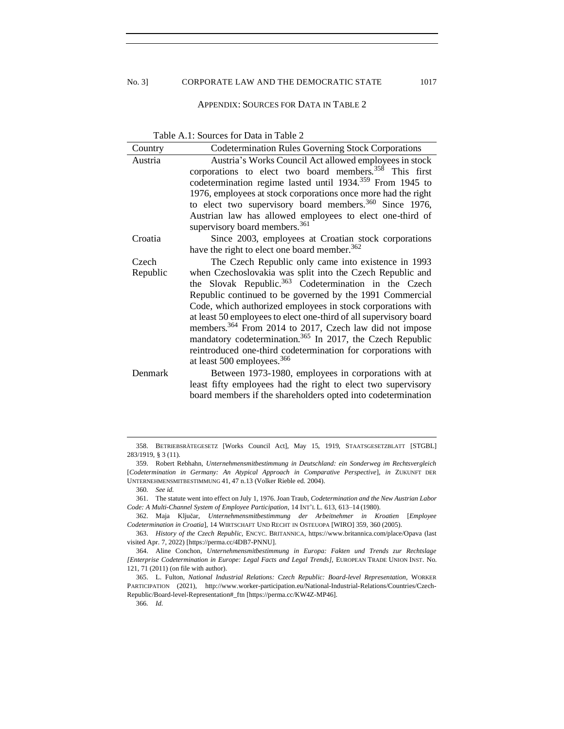## APPENDIX: SOURCES FOR DATA IN TABLE 2

Table A.1: Sources for Data in Table 2

| Country | Codetermination Rules Governing Stock Corporations |
|---|---|
| Austria | Austria's Works Council Act allowed employees in stock corporations to elect two board members.[358] This first codetermination regime lasted until 1934.[359] From 1945 to 1976, employees at stock corporations once more had the right to elect two supervisory board members.[360] Since 1976, Austrian law has allowed employees to elect one-third of supervisory board members.[361] |
| Croatia | Since 2003, employees at Croatian stock corporations have the right to elect one board member.[362] |
| Czech Republic | The Czech Republic only came into existence in 1993 when Czechoslovakia was split into the Czech Republic and the Slovak Republic.[363] Codetermination in the Czech Republic continued to be governed by the 1991 Commercial Code, which authorized employees in stock corporations with at least 50 employees to elect one-third of all supervisory board members.[364] From 2014 to 2017, Czech law did not impose mandatory codetermination.[365] In 2017, the Czech Republic reintroduced one-third codetermination for corporations with at least 500 employees.[366] |
| Denmark | Between 1973-1980, employees in corporations with at least fifty employees had the right to elect two supervisory board members if the shareholders opted into codetermination |

358. BETRIEBSRÄTEGESETZ [Works Council Act], May 15, 1919, STAATSGESETZBLATT [STGBL] 283/1919, § 3 (11).

359. Robert Rebhahn, *Unternehmensmitbestimmung in Deutschland: ein Sonderweg im Rechtsvergleich* [*Codetermination in Germany: An Atypical Approach in Comparative Perspective*], *in* ZUKUNFT DER UNTERNEHMENSMITBESTIMMUNG 41, 47 n.13 (Volker Rieble ed. 2004).

360. *See id.*

361. The statute went into effect on July 1, 1976. Joan Traub, *Codetermination and the New Austrian Labor Code: A Multi-Channel System of Employee Participation*, 14 INT'L L. 613, 613–14 (1980).

362. Maja Ključar, *Unternehmensmitbestimmung der Arbeitnehmer in Kroatien* [*Employee Codetermination in Croatia*], 14 WIRTSCHAFT UND RECHT IN OSTEUOPA [WIRO] 359, 360 (2005).

363. *History of the Czech Republic*, ENCYC. BRITANNICA, https://www.britannica.com/place/Opava (last visited Apr. 7, 2022) [https://perma.cc/4DB7-PNNU].

364. Aline Conchon, *Unternehmensmitbestimmung in Europa: Fakten und Trends zur Rechtslage [Enterprise Codetermination in Europe: Legal Facts and Legal Trends]*, EUROPEAN TRADE UNION INST. No. 121, 71 (2011) (on file with author).

365. L. Fulton, *National Industrial Relations: Czech Republic: Board-level Representation*, WORKER PARTICIPATION (2021), http://www.worker-participation.eu/National-Industrial-Relations/Countries/Czech-Republic/Board-level-Representation#_ftn [https://perma.cc/KW4Z-MP46].

366. *Id.*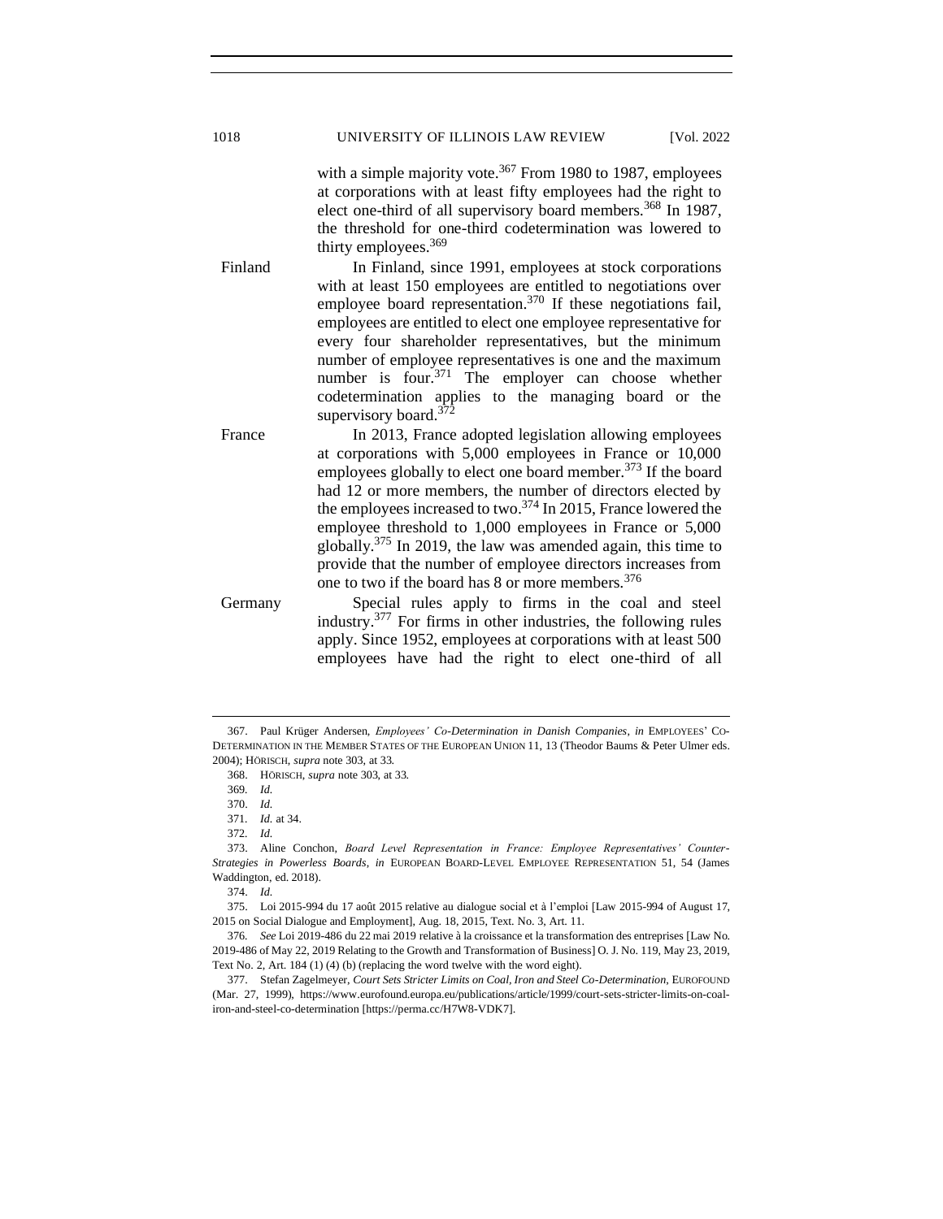| | |
|---|---|
| | with a simple majority vote.[367] From 1980 to 1987, employees at corporations with at least fifty employees had the right to elect one-third of all supervisory board members.[368] In 1987, the threshold for one-third codetermination was lowered to thirty employees.[369] |
| Finland | In Finland, since 1991, employees at stock corporations with at least 150 employees are entitled to negotiations over employee board representation.[370] If these negotiations fail, employees are entitled to elect one employee representative for every four shareholder representatives, but the minimum number of employee representatives is one and the maximum number is four.[371] The employer can choose whether codetermination applies to the managing board or the supervisory board.[372] |
| France | In 2013, France adopted legislation allowing employees at corporations with 5,000 employees in France or 10,000 employees globally to elect one board member.[373] If the board had 12 or more members, the number of directors elected by the employees increased to two.[374] In 2015, France lowered the employee threshold to 1,000 employees in France or 5,000 globally.[375] In 2019, the law was amended again, this time to provide that the number of employee directors increases from one to two if the board has 8 or more members.[376] |
| Germany | Special rules apply to firms in the coal and steel industry.[377] For firms in other industries, the following rules apply. Since 1952, employees at corporations with at least 500 employees have had the right to elect one-third of all |

367. Paul Krüger Andersen, *Employees' Co-Determination in Danish Companies*, *in* EMPLOYEES' CO-DETERMINATION IN THE MEMBER STATES OF THE EUROPEAN UNION 11, 13 (Theodor Baums & Peter Ulmer eds. 2004); HÖRISCH, *supra* note 303, at 33.

368. HÖRISCH, *supra* note 303, at 33.

369. *Id.*

370. *Id.*

371. *Id.* at 34.

372. *Id.*

373. Aline Conchon, *Board Level Representation in France: Employee Representatives' Counter-Strategies in Powerless Boards*, *in* EUROPEAN BOARD-LEVEL EMPLOYEE REPRESENTATION 51, 54 (James Waddington, ed. 2018).

374. *Id.*

375. Loi 2015-994 du 17 août 2015 relative au dialogue social et à l'emploi [Law 2015-994 of August 17, 2015 on Social Dialogue and Employment], Aug. 18, 2015, Text. No. 3, Art. 11.

376. *See* Loi 2019-486 du 22 mai 2019 relative à la croissance et la transformation des entreprises [Law No. 2019-486 of May 22, 2019 Relating to the Growth and Transformation of Business] O. J. No. 119, May 23, 2019, Text No. 2, Art. 184 (1) (4) (b) (replacing the word twelve with the word eight).

377. Stefan Zagelmeyer, *Court Sets Stricter Limits on Coal, Iron and Steel Co-Determination*, EUROFOUND (Mar. 27, 1999), https://www.eurofound.europa.eu/publications/article/1999/court-sets-stricter-limits-on-coal-iron-and-steel-co-determination [https://perma.cc/H7W8-VDK7].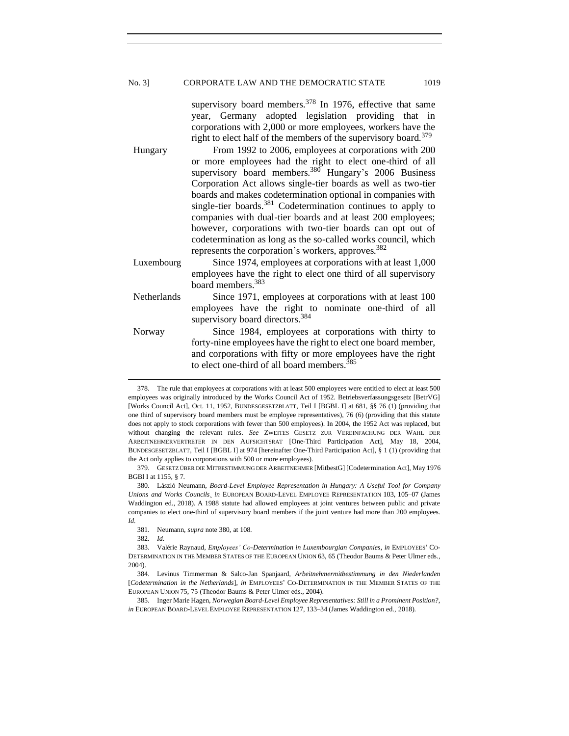| | |
|---|---|
| | supervisory board members.[378] In 1976, effective that same year, Germany adopted legislation providing that in corporations with 2,000 or more employees, workers have the right to elect half of the members of the supervisory board.[379] |
| Hungary | From 1992 to 2006, employees at corporations with 200 or more employees had the right to elect one-third of all supervisory board members.[380] Hungary's 2006 Business Corporation Act allows single-tier boards as well as two-tier boards and makes codetermination optional in companies with single-tier boards.[381] Codetermination continues to apply to companies with dual-tier boards and at least 200 employees; however, corporations with two-tier boards can opt out of codetermination as long as the so-called works council, which represents the corporation's workers, approves.[382] |
| Luxembourg | Since 1974, employees at corporations with at least 1,000 employees have the right to elect one third of all supervisory board members.[383] |
| Netherlands | Since 1971, employees at corporations with at least 100 employees have the right to nominate one-third of all supervisory board directors.[384] |
| Norway | Since 1984, employees at corporations with thirty to forty-nine employees have the right to elect one board member, and corporations with fifty or more employees have the right to elect one-third of all board members.[385] |

378. The rule that employees at corporations with at least 500 employees were entitled to elect at least 500 employees was originally introduced by the Works Council Act of 1952. Betriebsverfassungsgesetz [BetrVG] [Works Council Act], Oct. 11, 1952, BUNDESGESETZBLATT, Teil I [BGBL I] at 681, §§ 76 (1) (providing that one third of supervisory board members must be employee representatives), 76 (6) (providing that this statute does not apply to stock corporations with fewer than 500 employees). In 2004, the 1952 Act was replaced, but without changing the relevant rules. *See* ZWEITES GESETZ ZUR VEREINFACHUNG DER WAHL DER ARBEITNEHMERVERTRETER IN DEN AUFSICHTSRAT [One-Third Participation Act], May 18, 2004, BUNDESGESETZBLATT, Teil I [BGBL I] at 974 [hereinafter One-Third Participation Act], § 1 (1) (providing that the Act only applies to corporations with 500 or more employees).

379. GESETZ ÜBER DIE MITBESTIMMUNG DER ARBEITNEHMER [MitbestG] [Codetermination Act], May 1976 BGBl I at 1155, § 7.

380. László Neumann, *Board-Level Employee Representation in Hungary: A Useful Tool for Company Unions and Works Councils*¸ *in* EUROPEAN BOARD-LEVEL EMPLOYEE REPRESENTATION 103, 105–07 (James Waddington ed., 2018). A 1988 statute had allowed employees at joint ventures between public and private companies to elect one-third of supervisory board members if the joint venture had more than 200 employees. *Id.*

381. Neumann, *supra* note 380, at 108.

382. *Id.*

383. Valérie Raynaud, *Employees' Co-Determination in Luxembourgian Companies*, *in* EMPLOYEES' CO-DETERMINATION IN THE MEMBER STATES OF THE EUROPEAN UNION 63, 65 (Theodor Baums & Peter Ulmer eds., 2004).

384. Levinus Timmerman & Salco-Jan Spanjaard, *Arbeitnehmermitbestimmung in den Niederlanden* [*Codetermination in the Netherlands*], *in* EMPLOYEES' CO-DETERMINATION IN THE MEMBER STATES OF THE EUROPEAN UNION 75, 75 (Theodor Baums & Peter Ulmer eds., 2004).

385. Inger Marie Hagen, *Norwegian Board-Level Employee Representatives: Still in a Prominent Position?*, *in* EUROPEAN BOARD-LEVEL EMPLOYEE REPRESENTATION 127, 133–34 (James Waddington ed., 2018).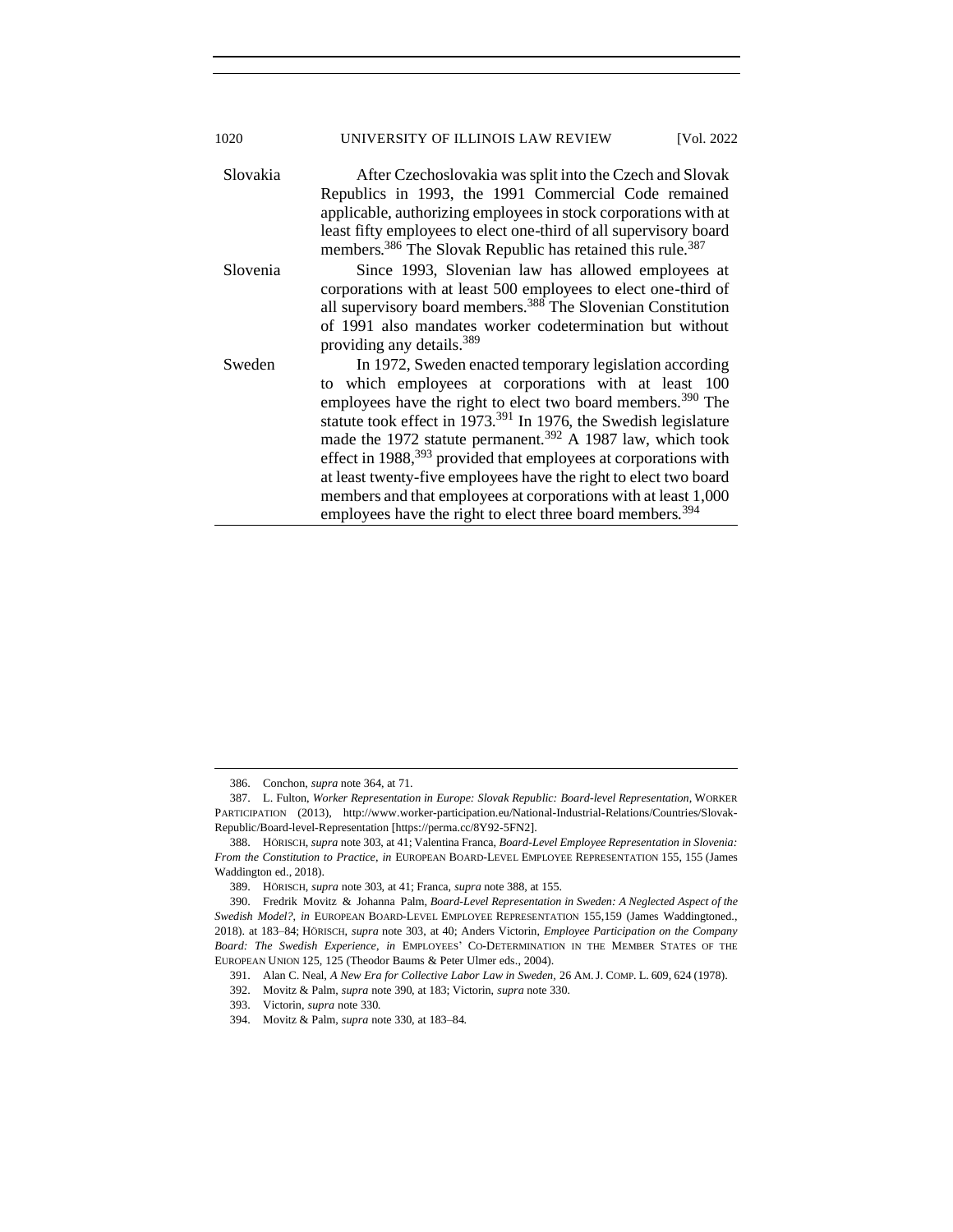| | |
|---|---|
| Slovakia | After Czechoslovakia was split into the Czech and Slovak Republics in 1993, the 1991 Commercial Code remained applicable, authorizing employees in stock corporations with at least fifty employees to elect one-third of all supervisory board members.[386] The Slovak Republic has retained this rule.[387] |
| Slovenia | Since 1993, Slovenian law has allowed employees at corporations with at least 500 employees to elect one-third of all supervisory board members.[388] The Slovenian Constitution of 1991 also mandates worker codetermination but without providing any details.[389] |
| Sweden | In 1972, Sweden enacted temporary legislation according to which employees at corporations with at least 100 employees have the right to elect two board members.[390] The statute took effect in 1973.[391] In 1976, the Swedish legislature made the 1972 statute permanent.[392] A 1987 law, which took effect in 1988,[393] provided that employees at corporations with at least twenty-five employees have the right to elect two board members and that employees at corporations with at least 1,000 employees have the right to elect three board members.[394] |

386. Conchon, *supra* note 364, at 71.

387. L. Fulton, *Worker Representation in Europe: Slovak Republic: Board-level Representation*, WORKER PARTICIPATION (2013), http://www.worker-participation.eu/National-Industrial-Relations/Countries/Slovak-Republic/Board-level-Representation [https://perma.cc/8Y92-5FN2].

388. HÖRISCH, *supra* note 303, at 41; Valentina Franca, *Board-Level Employee Representation in Slovenia: From the Constitution to Practice*, *in* EUROPEAN BOARD-LEVEL EMPLOYEE REPRESENTATION 155, 155 (James Waddington ed., 2018).

389. HÖRISCH, *supra* note 303, at 41; Franca, *supra* note 388, at 155.

390. Fredrik Movitz & Johanna Palm, *Board-Level Representation in Sweden: A Neglected Aspect of the Swedish Model?*, *in* EUROPEAN BOARD-LEVEL EMPLOYEE REPRESENTATION 155,159 (James Waddingtoned., 2018). at 183–84; HÖRISCH, *supra* note 303, at 40; Anders Victorin, *Employee Participation on the Company Board: The Swedish Experience*, *in* EMPLOYEES' CO-DETERMINATION IN THE MEMBER STATES OF THE EUROPEAN UNION 125, 125 (Theodor Baums & Peter Ulmer eds., 2004).

391. Alan C. Neal, *A New Era for Collective Labor Law in Sweden*, 26 AM. J. COMP. L. 609, 624 (1978).

392. Movitz & Palm, *supra* note 390, at 183; Victorin, *supra* note 330.

393. Victorin, *supra* note 330.

394. Movitz & Palm, *supra* note 330, at 183–84.